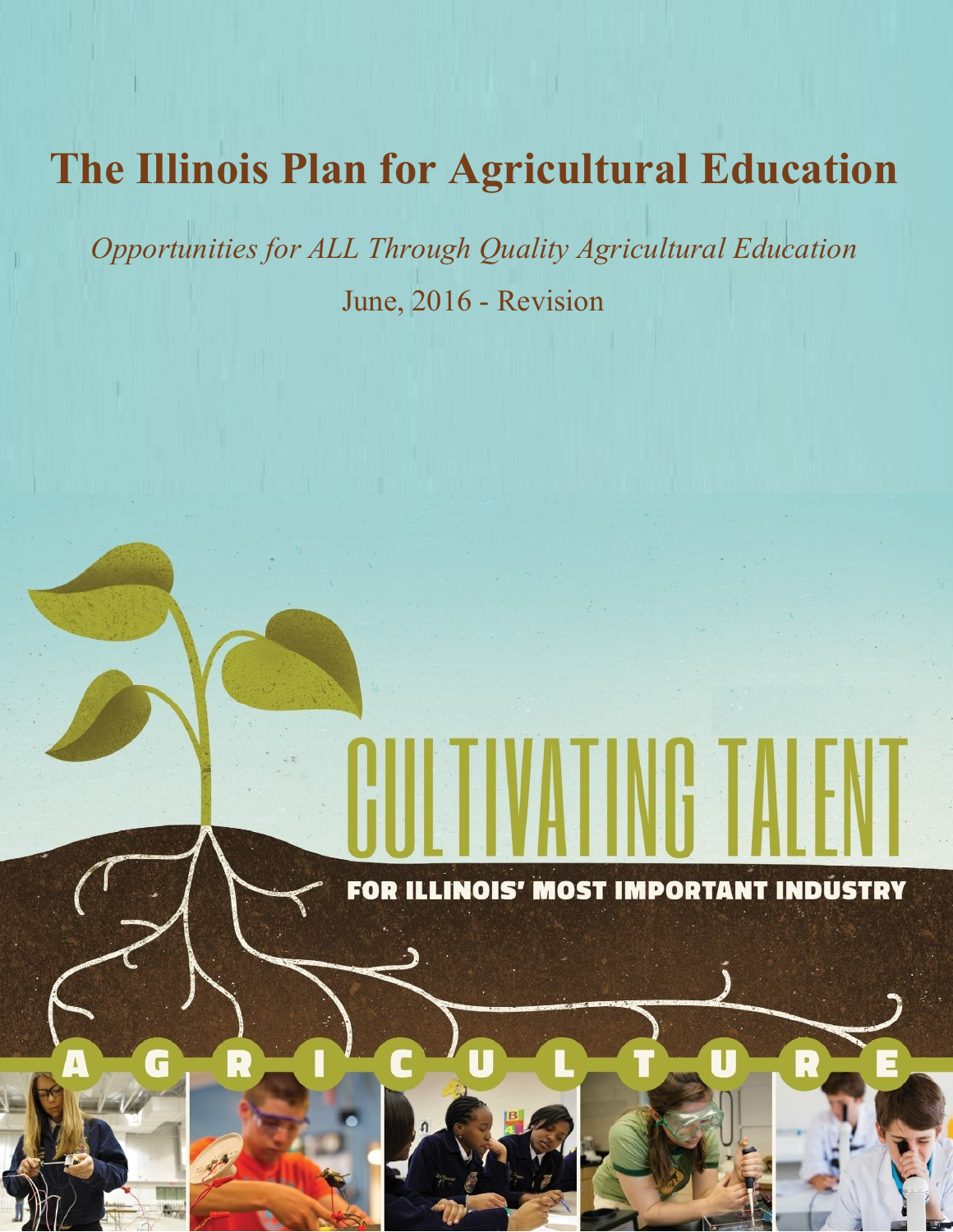# The Illinois Plan for Agricultural Education

*Opportunities for ALL Through Quality Agricultural Education*

June, 2016 - Revision

CULTIVATING TALENT

FOR ILLINOIS' MOST IMPORTANT INDUSTRY

AGRICULTURE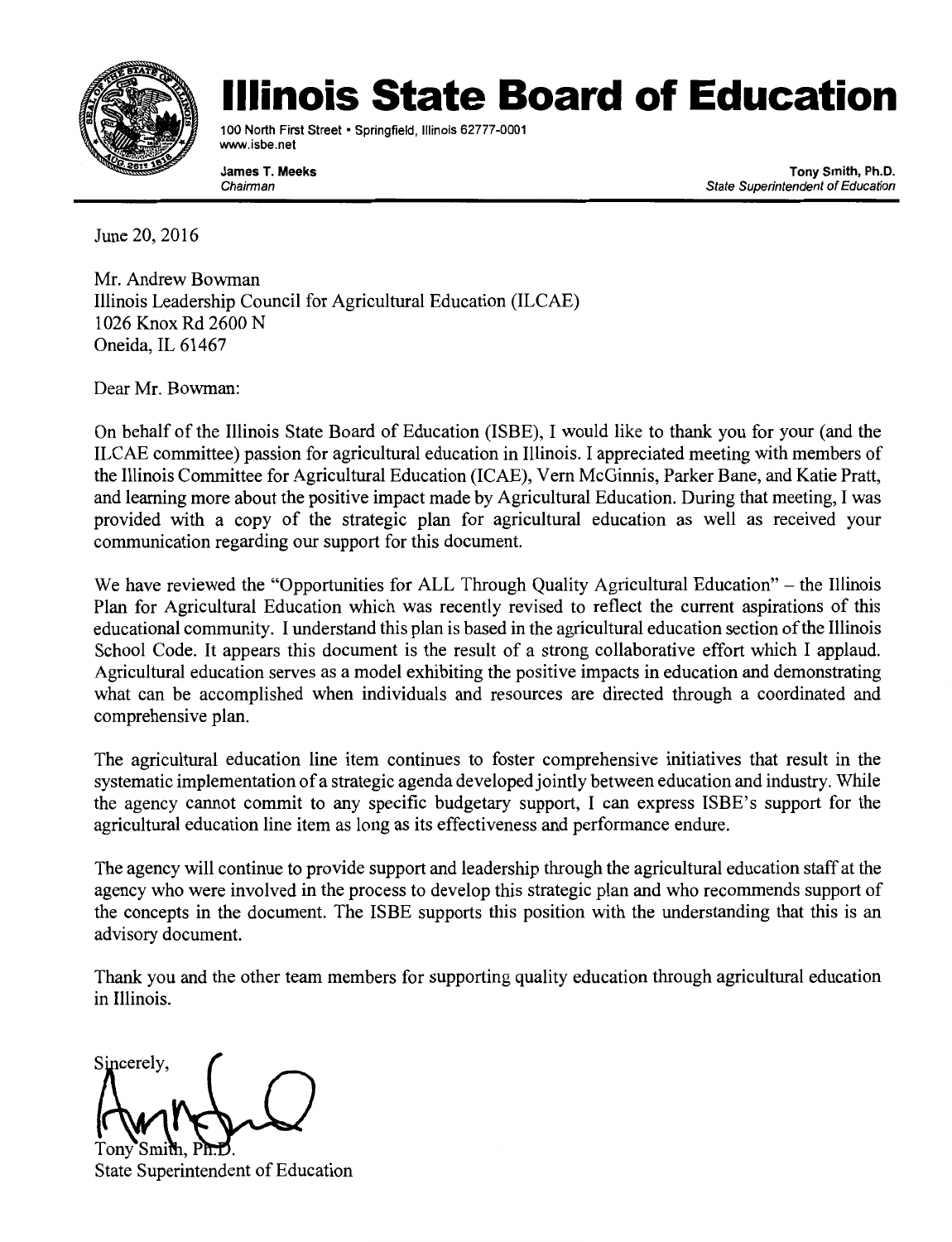# Illinois State Board of Education

100 North First Street • Springfield, Illinois 62777-0001
www.isbe.net

**James T. Meeks**
*Chairman*

**Tony Smith, Ph.D.**
*State Superintendent of Education*

---

June 20, 2016

Mr. Andrew Bowman
Illinois Leadership Council for Agricultural Education (ILCAE)
1026 Knox Rd 2600 N
Oneida, IL 61467

Dear Mr. Bowman:

On behalf of the Illinois State Board of Education (ISBE), I would like to thank you for your (and the ILCAE committee) passion for agricultural education in Illinois. I appreciated meeting with members of the Illinois Committee for Agricultural Education (ICAE), Vern McGinnis, Parker Bane, and Katie Pratt, and learning more about the positive impact made by Agricultural Education. During that meeting, I was provided with a copy of the strategic plan for agricultural education as well as received your communication regarding our support for this document.

We have reviewed the "Opportunities for ALL Through Quality Agricultural Education" – the Illinois Plan for Agricultural Education which was recently revised to reflect the current aspirations of this educational community. I understand this plan is based in the agricultural education section of the Illinois School Code. It appears this document is the result of a strong collaborative effort which I applaud. Agricultural education serves as a model exhibiting the positive impacts in education and demonstrating what can be accomplished when individuals and resources are directed through a coordinated and comprehensive plan.

The agricultural education line item continues to foster comprehensive initiatives that result in the systematic implementation of a strategic agenda developed jointly between education and industry. While the agency cannot commit to any specific budgetary support, I can express ISBE's support for the agricultural education line item as long as its effectiveness and performance endure.

The agency will continue to provide support and leadership through the agricultural education staff at the agency who were involved in the process to develop this strategic plan and who recommends support of the concepts in the document. The ISBE supports this position with the understanding that this is an advisory document.

Thank you and the other team members for supporting quality education through agricultural education in Illinois.

Sincerely,

Tony Smith, Ph.D.
State Superintendent of Education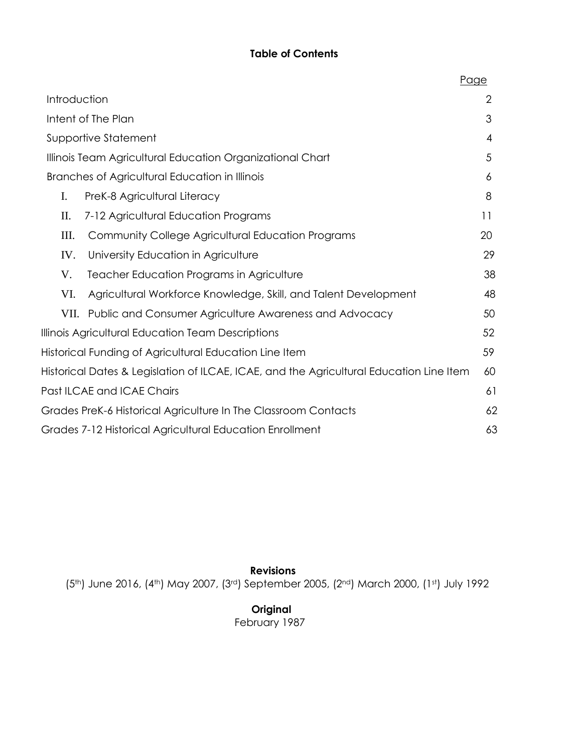# Table of Contents

| | Page |
|---|---|
| Introduction | 2 |
| Intent of The Plan | 3 |
| Supportive Statement | 4 |
| Illinois Team Agricultural Education Organizational Chart | 5 |
| Branches of Agricultural Education in Illinois | 6 |
| I. PreK-8 Agricultural Literacy | 8 |
| II. 7-12 Agricultural Education Programs | 11 |
| III. Community College Agricultural Education Programs | 20 |
| IV. University Education in Agriculture | 29 |
| V. Teacher Education Programs in Agriculture | 38 |
| VI. Agricultural Workforce Knowledge, Skill, and Talent Development | 48 |
| VII. Public and Consumer Agriculture Awareness and Advocacy | 50 |
| Illinois Agricultural Education Team Descriptions | 52 |
| Historical Funding of Agricultural Education Line Item | 59 |
| Historical Dates & Legislation of ILCAE, ICAE, and the Agricultural Education Line Item | 60 |
| Past ILCAE and ICAE Chairs | 61 |
| Grades PreK-6 Historical Agriculture In The Classroom Contacts | 62 |
| Grades 7-12 Historical Agricultural Education Enrollment | 63 |

**Revisions**

(5th) June 2016, (4th) May 2007, (3rd) September 2005, (2nd) March 2000, (1st) July 1992

**Original**

February 1987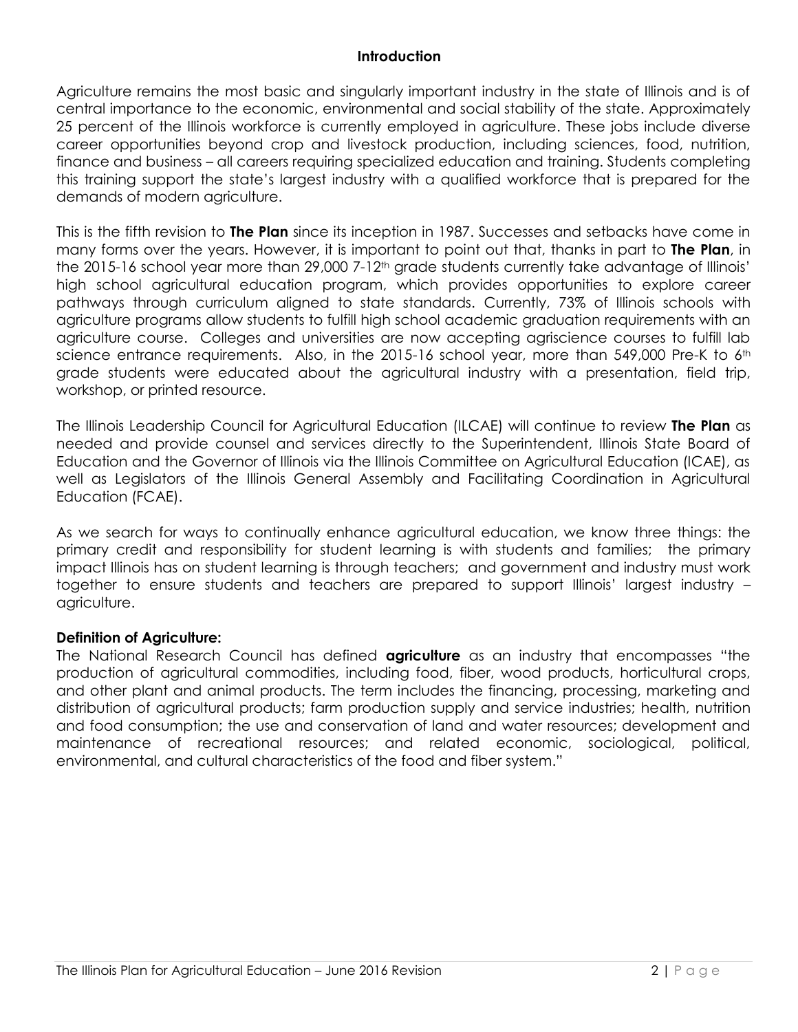## Introduction

Agriculture remains the most basic and singularly important industry in the state of Illinois and is of central importance to the economic, environmental and social stability of the state. Approximately 25 percent of the Illinois workforce is currently employed in agriculture. These jobs include diverse career opportunities beyond crop and livestock production, including sciences, food, nutrition, finance and business – all careers requiring specialized education and training. Students completing this training support the state's largest industry with a qualified workforce that is prepared for the demands of modern agriculture.

This is the fifth revision to **The Plan** since its inception in 1987. Successes and setbacks have come in many forms over the years. However, it is important to point out that, thanks in part to **The Plan**, in the 2015-16 school year more than 29,000 7-12th grade students currently take advantage of Illinois' high school agricultural education program, which provides opportunities to explore career pathways through curriculum aligned to state standards. Currently, 73% of Illinois schools with agriculture programs allow students to fulfill high school academic graduation requirements with an agriculture course. Colleges and universities are now accepting agriscience courses to fulfill lab science entrance requirements. Also, in the 2015-16 school year, more than 549,000 Pre-K to 6th grade students were educated about the agricultural industry with a presentation, field trip, workshop, or printed resource.

The Illinois Leadership Council for Agricultural Education (ILCAE) will continue to review **The Plan** as needed and provide counsel and services directly to the Superintendent, Illinois State Board of Education and the Governor of Illinois via the Illinois Committee on Agricultural Education (ICAE), as well as Legislators of the Illinois General Assembly and Facilitating Coordination in Agricultural Education (FCAE).

As we search for ways to continually enhance agricultural education, we know three things: the primary credit and responsibility for student learning is with students and families; the primary impact Illinois has on student learning is through teachers; and government and industry must work together to ensure students and teachers are prepared to support Illinois' largest industry – agriculture.

**Definition of Agriculture:**

The National Research Council has defined **agriculture** as an industry that encompasses "the production of agricultural commodities, including food, fiber, wood products, horticultural crops, and other plant and animal products. The term includes the financing, processing, marketing and distribution of agricultural products; farm production supply and service industries; health, nutrition and food consumption; the use and conservation of land and water resources; development and maintenance of recreational resources; and related economic, sociological, political, environmental, and cultural characteristics of the food and fiber system."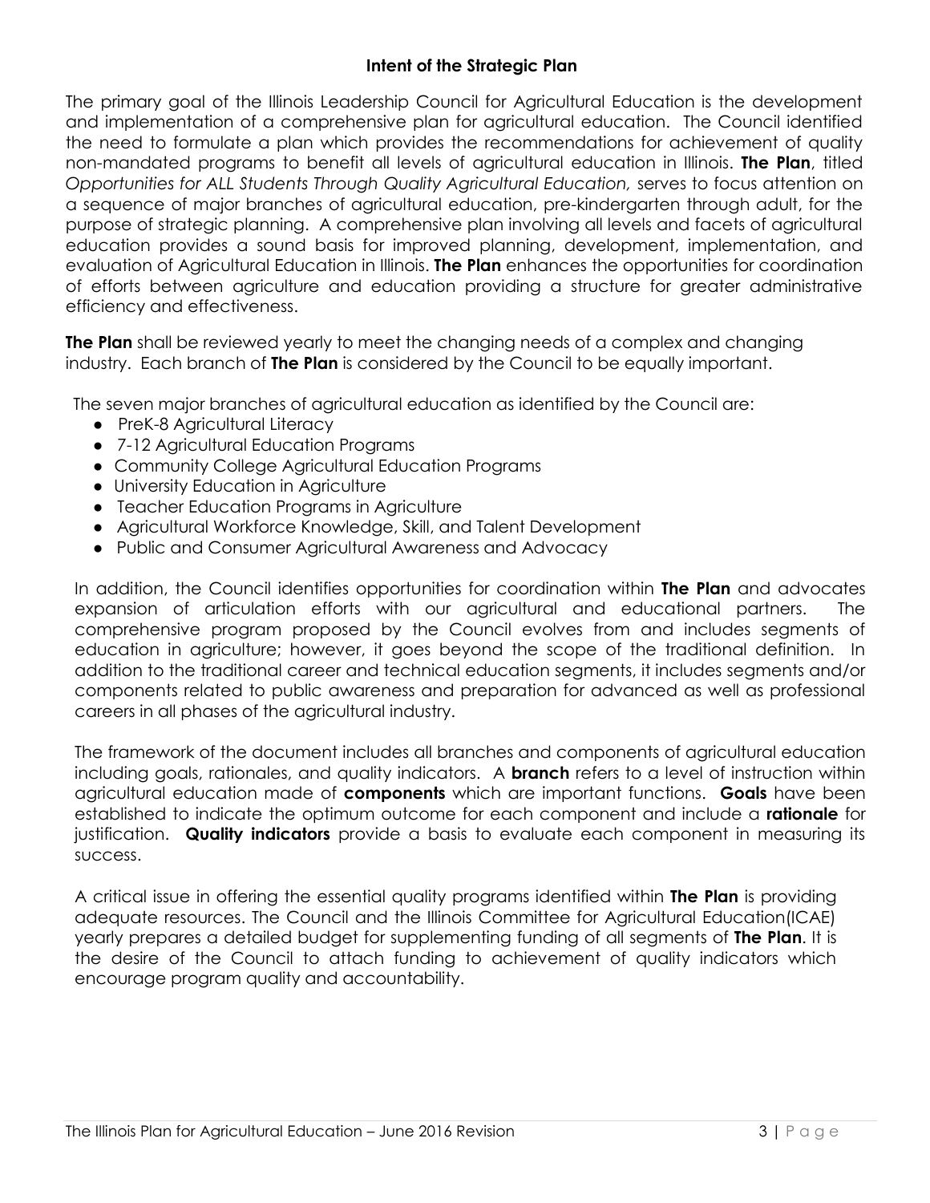## Intent of the Strategic Plan

The primary goal of the Illinois Leadership Council for Agricultural Education is the development and implementation of a comprehensive plan for agricultural education. The Council identified the need to formulate a plan which provides the recommendations for achievement of quality non-mandated programs to benefit all levels of agricultural education in Illinois. **The Plan**, titled *Opportunities for ALL Students Through Quality Agricultural Education*, serves to focus attention on a sequence of major branches of agricultural education, pre-kindergarten through adult, for the purpose of strategic planning. A comprehensive plan involving all levels and facets of agricultural education provides a sound basis for improved planning, development, implementation, and evaluation of Agricultural Education in Illinois. **The Plan** enhances the opportunities for coordination of efforts between agriculture and education providing a structure for greater administrative efficiency and effectiveness.

**The Plan** shall be reviewed yearly to meet the changing needs of a complex and changing industry. Each branch of **The Plan** is considered by the Council to be equally important.

The seven major branches of agricultural education as identified by the Council are:

- PreK-8 Agricultural Literacy
- 7-12 Agricultural Education Programs
- Community College Agricultural Education Programs
- University Education in Agriculture
- Teacher Education Programs in Agriculture
- Agricultural Workforce Knowledge, Skill, and Talent Development
- Public and Consumer Agricultural Awareness and Advocacy

In addition, the Council identifies opportunities for coordination within **The Plan** and advocates expansion of articulation efforts with our agricultural and educational partners. The comprehensive program proposed by the Council evolves from and includes segments of education in agriculture; however, it goes beyond the scope of the traditional definition. In addition to the traditional career and technical education segments, it includes segments and/or components related to public awareness and preparation for advanced as well as professional careers in all phases of the agricultural industry.

The framework of the document includes all branches and components of agricultural education including goals, rationales, and quality indicators. A **branch** refers to a level of instruction within agricultural education made of **components** which are important functions. **Goals** have been established to indicate the optimum outcome for each component and include a **rationale** for justification. **Quality indicators** provide a basis to evaluate each component in measuring its success.

A critical issue in offering the essential quality programs identified within **The Plan** is providing adequate resources. The Council and the Illinois Committee for Agricultural Education(ICAE) yearly prepares a detailed budget for supplementing funding of all segments of **The Plan**. It is the desire of the Council to attach funding to achievement of quality indicators which encourage program quality and accountability.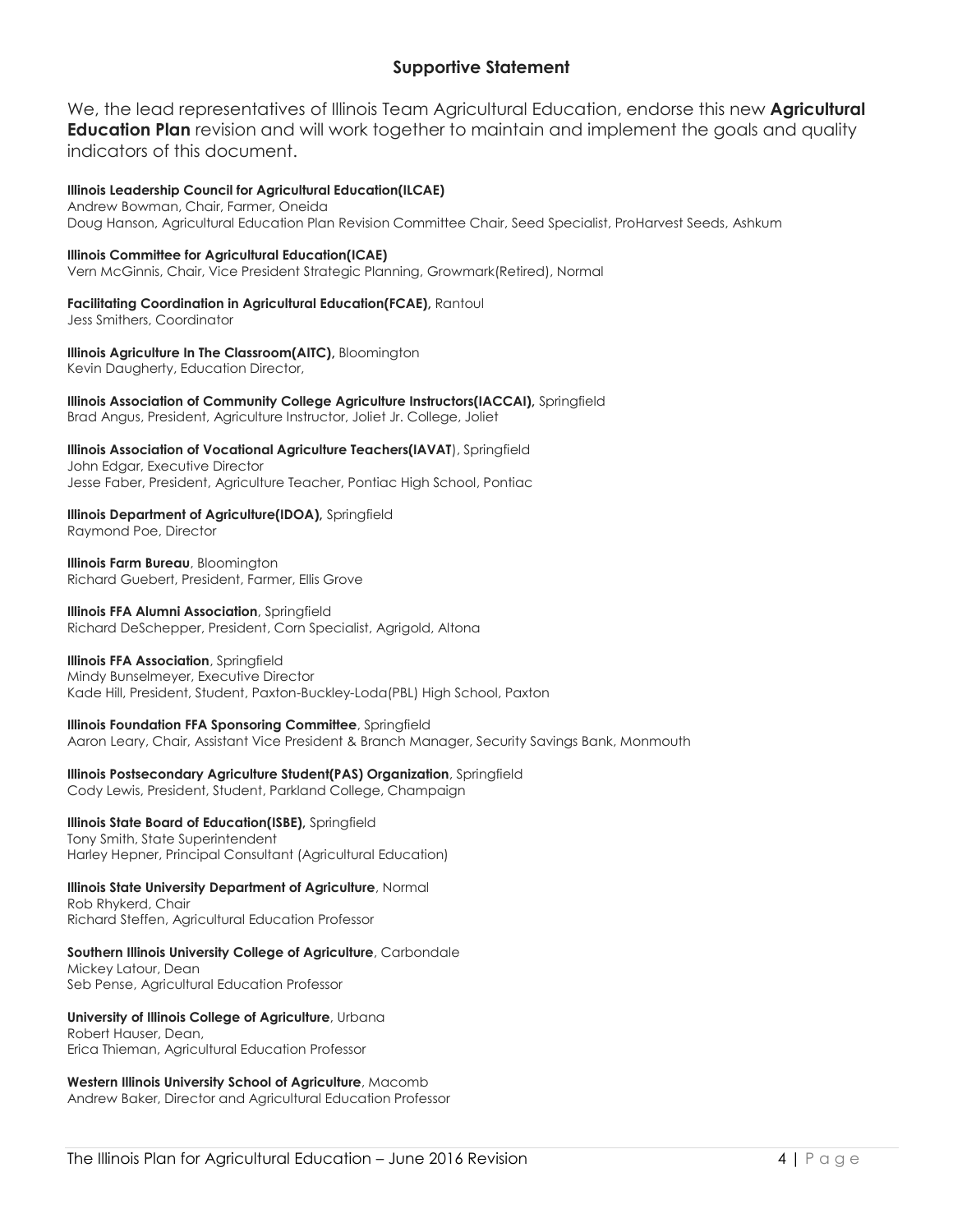## Supportive Statement

We, the lead representatives of Illinois Team Agricultural Education, endorse this new **Agricultural Education Plan** revision and will work together to maintain and implement the goals and quality indicators of this document.

**Illinois Leadership Council for Agricultural Education(ILCAE)**
Andrew Bowman, Chair, Farmer, Oneida
Doug Hanson, Agricultural Education Plan Revision Committee Chair, Seed Specialist, ProHarvest Seeds, Ashkum

**Illinois Committee for Agricultural Education(ICAE)**
Vern McGinnis, Chair, Vice President Strategic Planning, Growmark(Retired), Normal

**Facilitating Coordination in Agricultural Education(FCAE),** Rantoul
Jess Smithers, Coordinator

**Illinois Agriculture In The Classroom(AITC),** Bloomington
Kevin Daugherty, Education Director,

**Illinois Association of Community College Agriculture Instructors(IACCAI),** Springfield
Brad Angus, President, Agriculture Instructor, Joliet Jr. College, Joliet

**Illinois Association of Vocational Agriculture Teachers(IAVAT**), Springfield
John Edgar, Executive Director
Jesse Faber, President, Agriculture Teacher, Pontiac High School, Pontiac

**Illinois Department of Agriculture(IDOA),** Springfield
Raymond Poe, Director

**Illinois Farm Bureau**, Bloomington
Richard Guebert, President, Farmer, Ellis Grove

**Illinois FFA Alumni Association**, Springfield
Richard DeSchepper, President, Corn Specialist, Agrigold, Altona

**Illinois FFA Association**, Springfield
Mindy Bunselmeyer, Executive Director
Kade Hill, President, Student, Paxton-Buckley-Loda(PBL) High School, Paxton

**Illinois Foundation FFA Sponsoring Committee**, Springfield
Aaron Leary, Chair, Assistant Vice President & Branch Manager, Security Savings Bank, Monmouth

**Illinois Postsecondary Agriculture Student(PAS) Organization**, Springfield
Cody Lewis, President, Student, Parkland College, Champaign

**Illinois State Board of Education(ISBE),** Springfield
Tony Smith, State Superintendent
Harley Hepner, Principal Consultant (Agricultural Education)

**Illinois State University Department of Agriculture**, Normal
Rob Rhykerd, Chair
Richard Steffen, Agricultural Education Professor

**Southern Illinois University College of Agriculture**, Carbondale
Mickey Latour, Dean
Seb Pense, Agricultural Education Professor

**University of Illinois College of Agriculture**, Urbana
Robert Hauser, Dean,
Erica Thieman, Agricultural Education Professor

**Western Illinois University School of Agriculture**, Macomb
Andrew Baker, Director and Agricultural Education Professor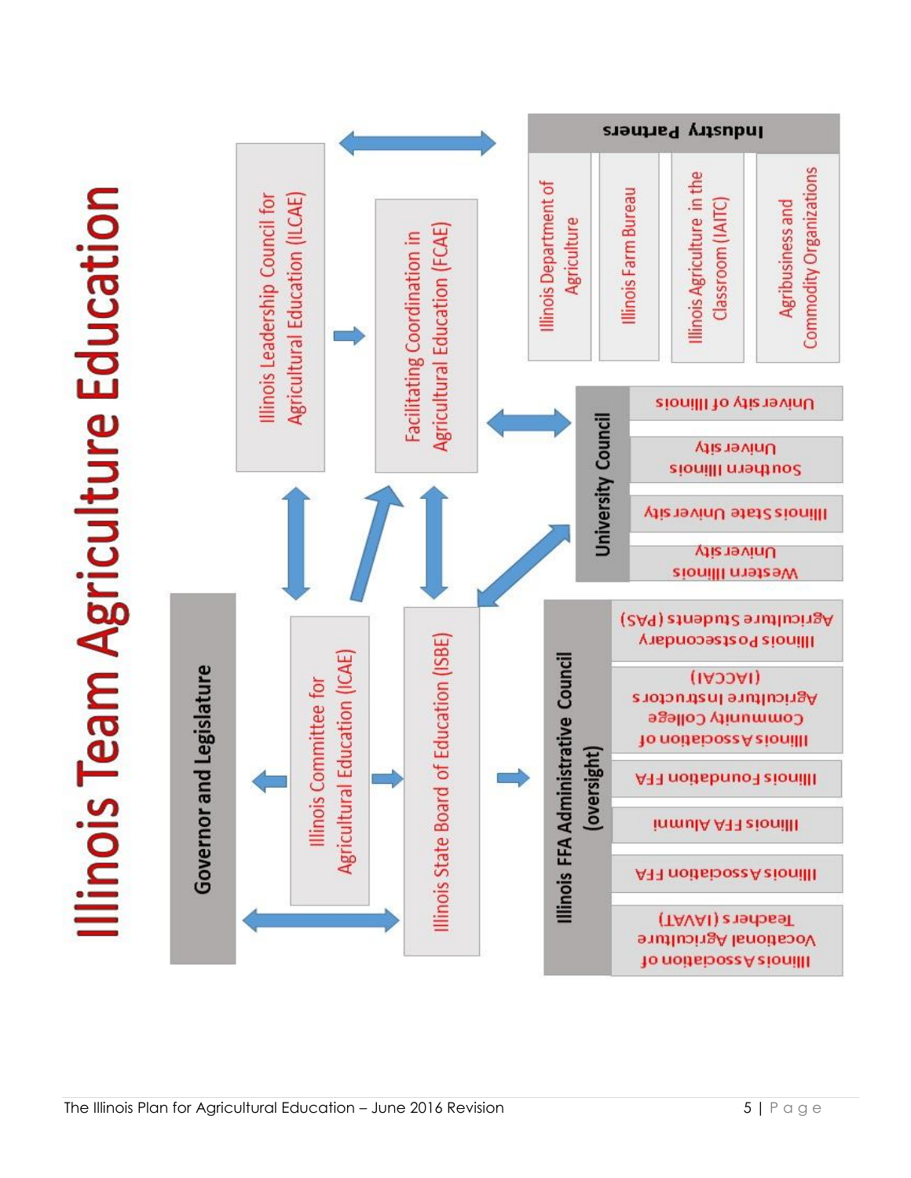# Illinois Team Agriculture Education

**Governor and Legislature**

Illinois Committee for Agricultural Education (ICAE)

Illinois State Board of Education (ISBE)

Illinois Leadership Council for Agricultural Education (ILCAE)

Facilitating Coordination in Agricultural Education (FCAE)

**Industry Partners**

- Illinois Department of Agriculture
- Illinois Farm Bureau
- Illinois Agriculture in the Classroom (IAITC)
- Agribusiness and Commodity Organizations

**University Council**

- University of Illinois
- Southern Illinois University
- Illinois State University
- Western Illinois University

**Illinois FFA Administrative Council (oversight)**

- Illinois Postsecondary Agriculture Students (PAS)
- Illinois Association of Community College Agriculture Instructors (IACCAI)
- Illinois Foundation FFA
- Illinois FFA Alumni
- Illinois Association FFA
- Illinois Association of Vocational Agriculture Teachers (IAVAT)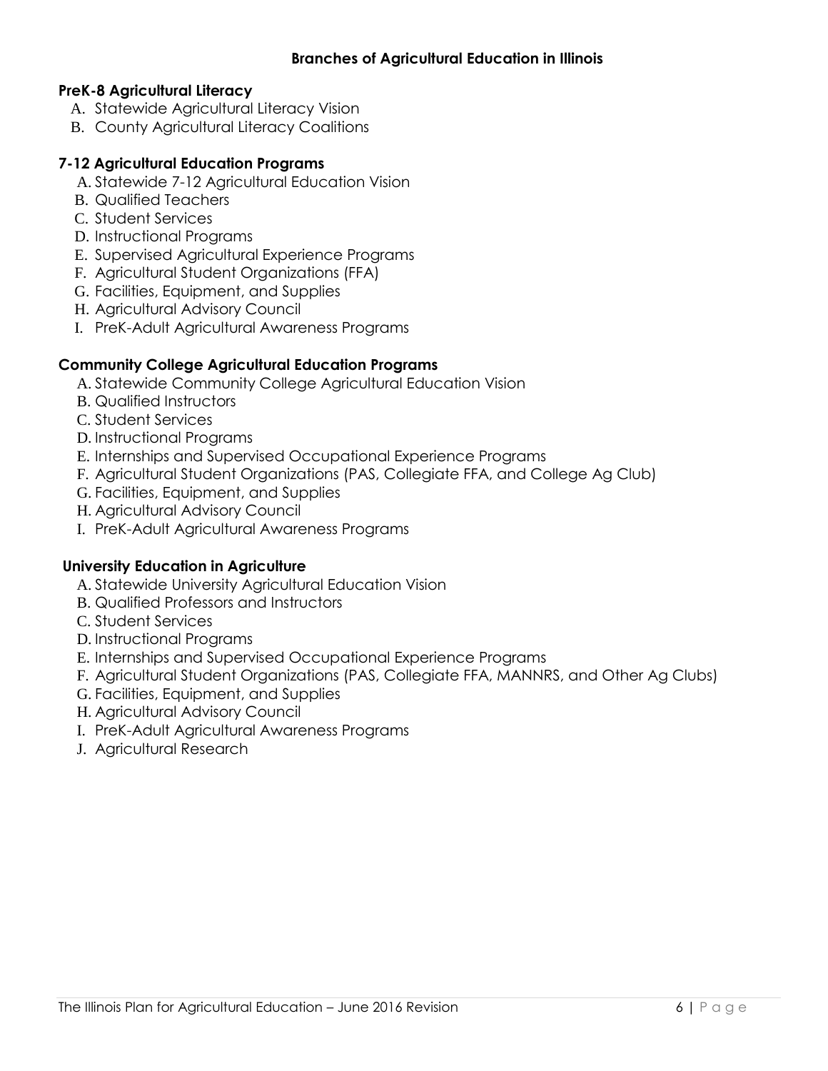## Branches of Agricultural Education in Illinois

### PreK-8 Agricultural Literacy

A. Statewide Agricultural Literacy Vision
B. County Agricultural Literacy Coalitions

### 7-12 Agricultural Education Programs

A. Statewide 7-12 Agricultural Education Vision
B. Qualified Teachers
C. Student Services
D. Instructional Programs
E. Supervised Agricultural Experience Programs
F. Agricultural Student Organizations (FFA)
G. Facilities, Equipment, and Supplies
H. Agricultural Advisory Council
I. PreK-Adult Agricultural Awareness Programs

### Community College Agricultural Education Programs

A. Statewide Community College Agricultural Education Vision
B. Qualified Instructors
C. Student Services
D. Instructional Programs
E. Internships and Supervised Occupational Experience Programs
F. Agricultural Student Organizations (PAS, Collegiate FFA, and College Ag Club)
G. Facilities, Equipment, and Supplies
H. Agricultural Advisory Council
I. PreK-Adult Agricultural Awareness Programs

### University Education in Agriculture

A. Statewide University Agricultural Education Vision
B. Qualified Professors and Instructors
C. Student Services
D. Instructional Programs
E. Internships and Supervised Occupational Experience Programs
F. Agricultural Student Organizations (PAS, Collegiate FFA, MANNRS, and Other Ag Clubs)
G. Facilities, Equipment, and Supplies
H. Agricultural Advisory Council
I. PreK-Adult Agricultural Awareness Programs
J. Agricultural Research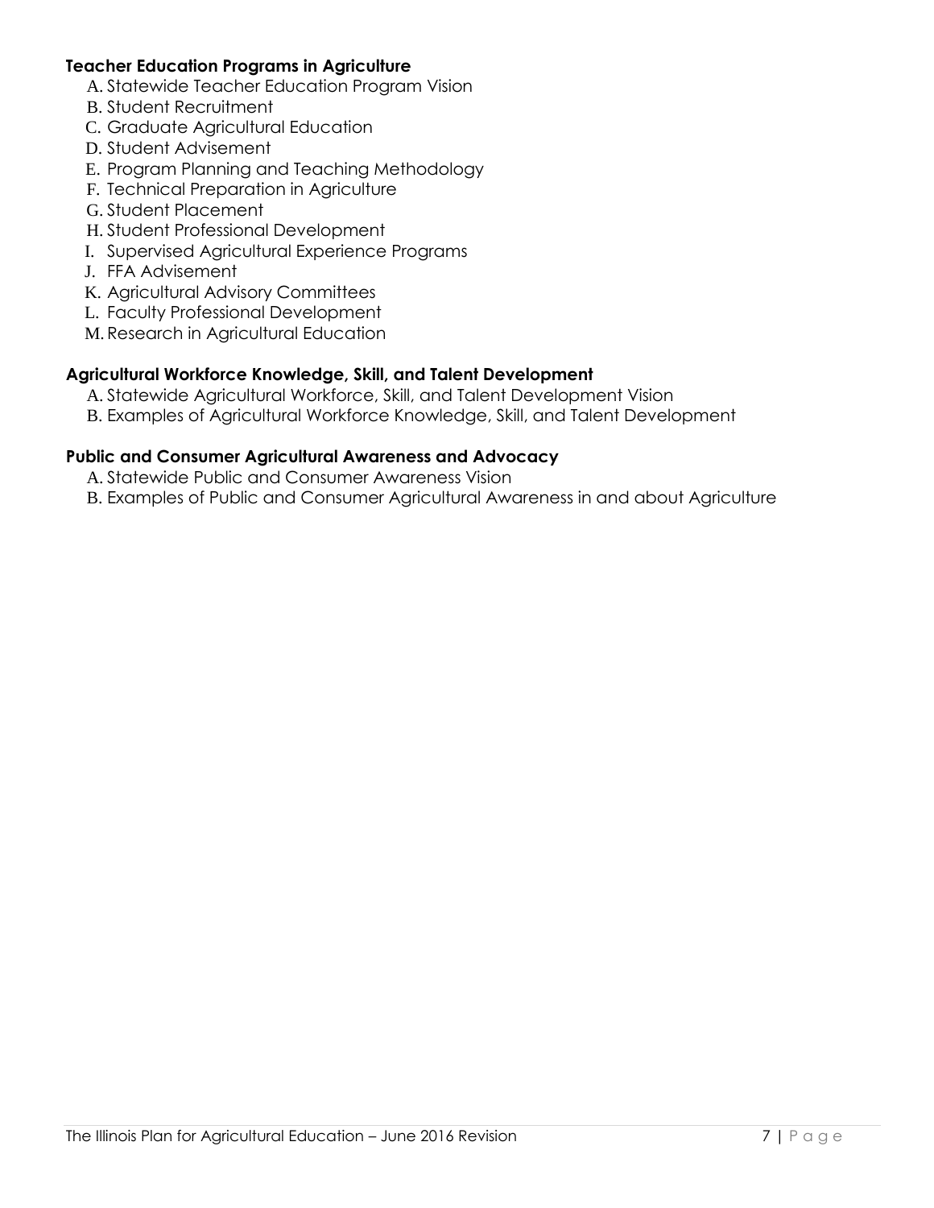**Teacher Education Programs in Agriculture**

A. Statewide Teacher Education Program Vision
B. Student Recruitment
C. Graduate Agricultural Education
D. Student Advisement
E. Program Planning and Teaching Methodology
F. Technical Preparation in Agriculture
G. Student Placement
H. Student Professional Development
I. Supervised Agricultural Experience Programs
J. FFA Advisement
K. Agricultural Advisory Committees
L. Faculty Professional Development
M. Research in Agricultural Education

**Agricultural Workforce Knowledge, Skill, and Talent Development**

A. Statewide Agricultural Workforce, Skill, and Talent Development Vision
B. Examples of Agricultural Workforce Knowledge, Skill, and Talent Development

**Public and Consumer Agricultural Awareness and Advocacy**

A. Statewide Public and Consumer Awareness Vision
B. Examples of Public and Consumer Agricultural Awareness in and about Agriculture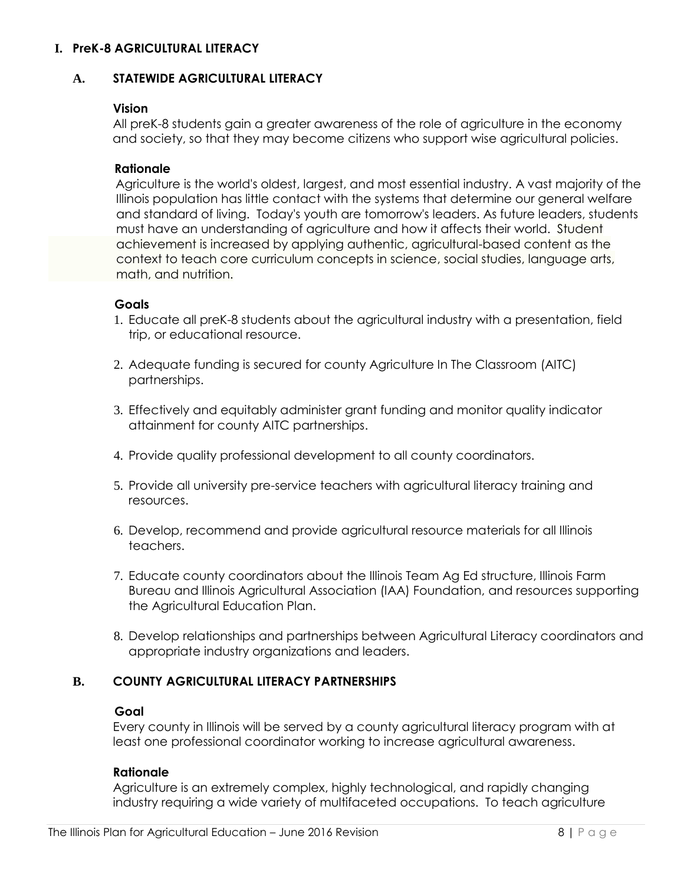# I. PreK-8 AGRICULTURAL LITERACY

## A. STATEWIDE AGRICULTURAL LITERACY

### Vision

All preK-8 students gain a greater awareness of the role of agriculture in the economy and society, so that they may become citizens who support wise agricultural policies.

### Rationale

Agriculture is the world's oldest, largest, and most essential industry. A vast majority of the Illinois population has little contact with the systems that determine our general welfare and standard of living. Today's youth are tomorrow's leaders. As future leaders, students must have an understanding of agriculture and how it affects their world. Student achievement is increased by applying authentic, agricultural-based content as the context to teach core curriculum concepts in science, social studies, language arts, math, and nutrition.

### Goals

1. Educate all preK-8 students about the agricultural industry with a presentation, field trip, or educational resource.
2. Adequate funding is secured for county Agriculture In The Classroom (AITC) partnerships.
3. Effectively and equitably administer grant funding and monitor quality indicator attainment for county AITC partnerships.
4. Provide quality professional development to all county coordinators.
5. Provide all university pre-service teachers with agricultural literacy training and resources.
6. Develop, recommend and provide agricultural resource materials for all Illinois teachers.
7. Educate county coordinators about the Illinois Team Ag Ed structure, Illinois Farm Bureau and Illinois Agricultural Association (IAA) Foundation, and resources supporting the Agricultural Education Plan.
8. Develop relationships and partnerships between Agricultural Literacy coordinators and appropriate industry organizations and leaders.

## B. COUNTY AGRICULTURAL LITERACY PARTNERSHIPS

### Goal

Every county in Illinois will be served by a county agricultural literacy program with at least one professional coordinator working to increase agricultural awareness.

### Rationale

Agriculture is an extremely complex, highly technological, and rapidly changing industry requiring a wide variety of multifaceted occupations. To teach agriculture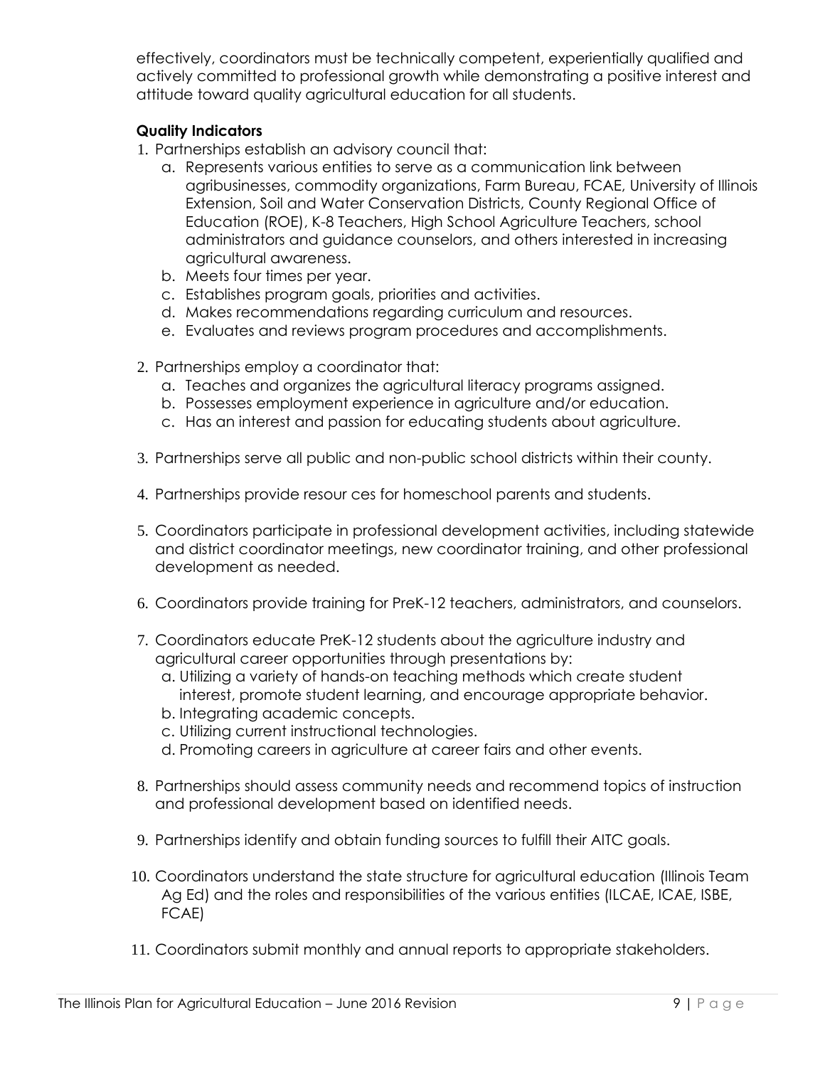effectively, coordinators must be technically competent, experientially qualified and actively committed to professional growth while demonstrating a positive interest and attitude toward quality agricultural education for all students.

**Quality Indicators**

1. Partnerships establish an advisory council that:
   a. Represents various entities to serve as a communication link between agribusinesses, commodity organizations, Farm Bureau, FCAE, University of Illinois Extension, Soil and Water Conservation Districts, County Regional Office of Education (ROE), K-8 Teachers, High School Agriculture Teachers, school administrators and guidance counselors, and others interested in increasing agricultural awareness.
   b. Meets four times per year.
   c. Establishes program goals, priorities and activities.
   d. Makes recommendations regarding curriculum and resources.
   e. Evaluates and reviews program procedures and accomplishments.

2. Partnerships employ a coordinator that:
   a. Teaches and organizes the agricultural literacy programs assigned.
   b. Possesses employment experience in agriculture and/or education.
   c. Has an interest and passion for educating students about agriculture.

3. Partnerships serve all public and non-public school districts within their county.

4. Partnerships provide resour ces for homeschool parents and students.

5. Coordinators participate in professional development activities, including statewide and district coordinator meetings, new coordinator training, and other professional development as needed.

6. Coordinators provide training for PreK-12 teachers, administrators, and counselors.

7. Coordinators educate PreK-12 students about the agriculture industry and agricultural career opportunities through presentations by:
   a. Utilizing a variety of hands-on teaching methods which create student interest, promote student learning, and encourage appropriate behavior.
   b. Integrating academic concepts.
   c. Utilizing current instructional technologies.
   d. Promoting careers in agriculture at career fairs and other events.

8. Partnerships should assess community needs and recommend topics of instruction and professional development based on identified needs.

9. Partnerships identify and obtain funding sources to fulfill their AITC goals.

10. Coordinators understand the state structure for agricultural education (Illinois Team Ag Ed) and the roles and responsibilities of the various entities (ILCAE, ICAE, ISBE, FCAE)

11. Coordinators submit monthly and annual reports to appropriate stakeholders.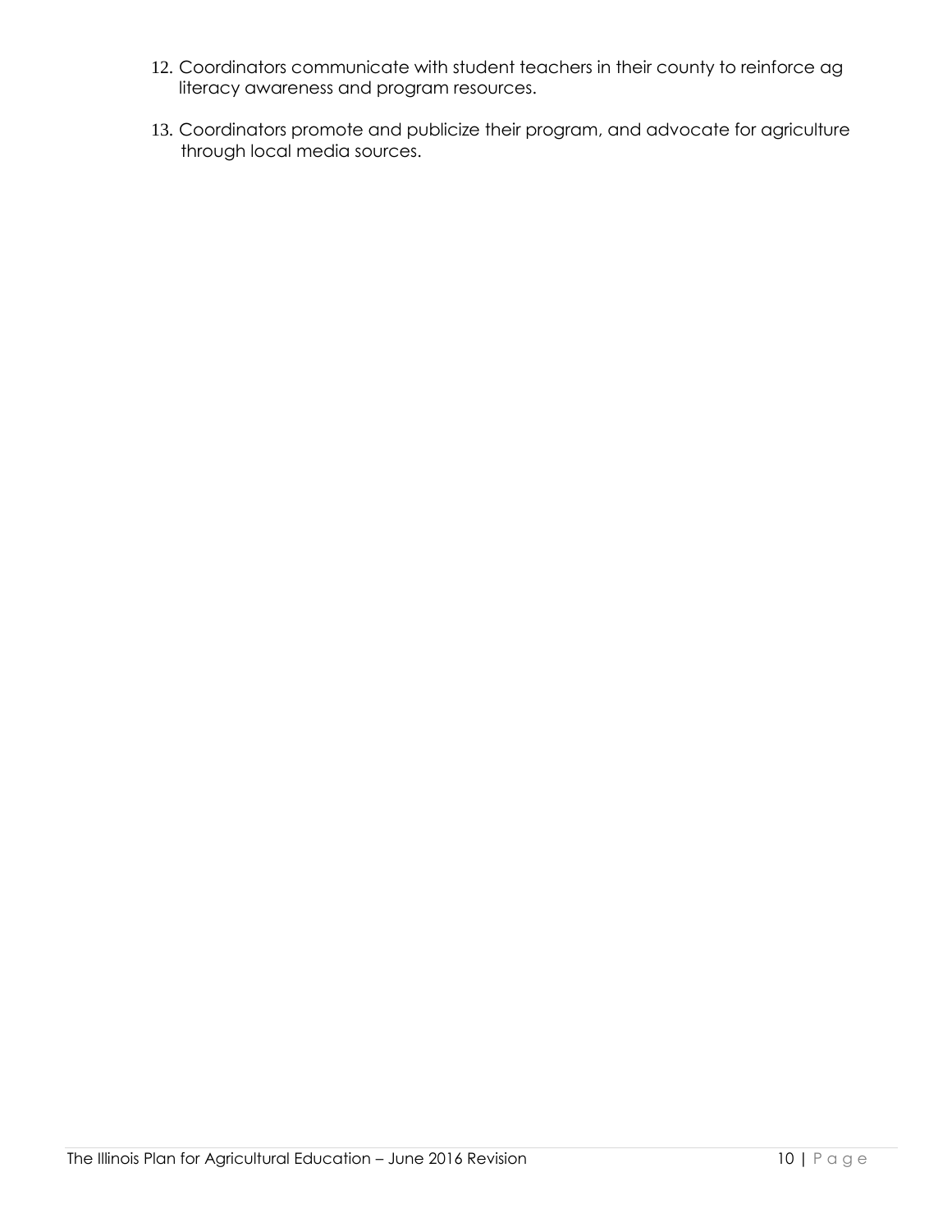12. Coordinators communicate with student teachers in their county to reinforce ag literacy awareness and program resources.
13. Coordinators promote and publicize their program, and advocate for agriculture through local media sources.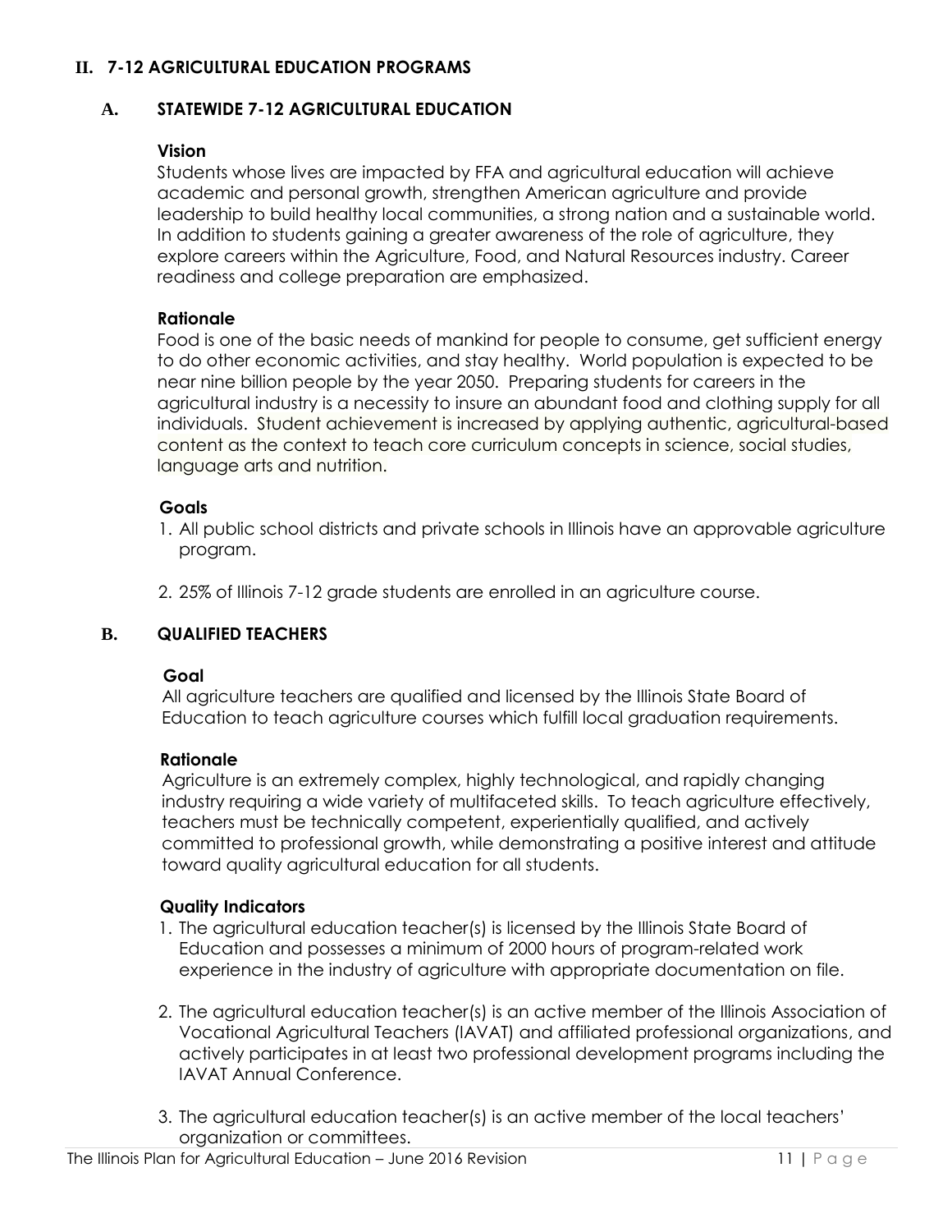## II. 7-12 AGRICULTURAL EDUCATION PROGRAMS

### A. STATEWIDE 7-12 AGRICULTURAL EDUCATION

**Vision**

Students whose lives are impacted by FFA and agricultural education will achieve academic and personal growth, strengthen American agriculture and provide leadership to build healthy local communities, a strong nation and a sustainable world. In addition to students gaining a greater awareness of the role of agriculture, they explore careers within the Agriculture, Food, and Natural Resources industry. Career readiness and college preparation are emphasized.

**Rationale**

Food is one of the basic needs of mankind for people to consume, get sufficient energy to do other economic activities, and stay healthy. World population is expected to be near nine billion people by the year 2050. Preparing students for careers in the agricultural industry is a necessity to insure an abundant food and clothing supply for all individuals. Student achievement is increased by applying authentic, agricultural-based content as the context to teach core curriculum concepts in science, social studies, language arts and nutrition.

**Goals**

1. All public school districts and private schools in Illinois have an approvable agriculture program.
2. 25% of Illinois 7-12 grade students are enrolled in an agriculture course.

### B. QUALIFIED TEACHERS

**Goal**

All agriculture teachers are qualified and licensed by the Illinois State Board of Education to teach agriculture courses which fulfill local graduation requirements.

**Rationale**

Agriculture is an extremely complex, highly technological, and rapidly changing industry requiring a wide variety of multifaceted skills. To teach agriculture effectively, teachers must be technically competent, experientially qualified, and actively committed to professional growth, while demonstrating a positive interest and attitude toward quality agricultural education for all students.

**Quality Indicators**

1. The agricultural education teacher(s) is licensed by the Illinois State Board of Education and possesses a minimum of 2000 hours of program-related work experience in the industry of agriculture with appropriate documentation on file.
2. The agricultural education teacher(s) is an active member of the Illinois Association of Vocational Agricultural Teachers (IAVAT) and affiliated professional organizations, and actively participates in at least two professional development programs including the IAVAT Annual Conference.
3. The agricultural education teacher(s) is an active member of the local teachers' organization or committees.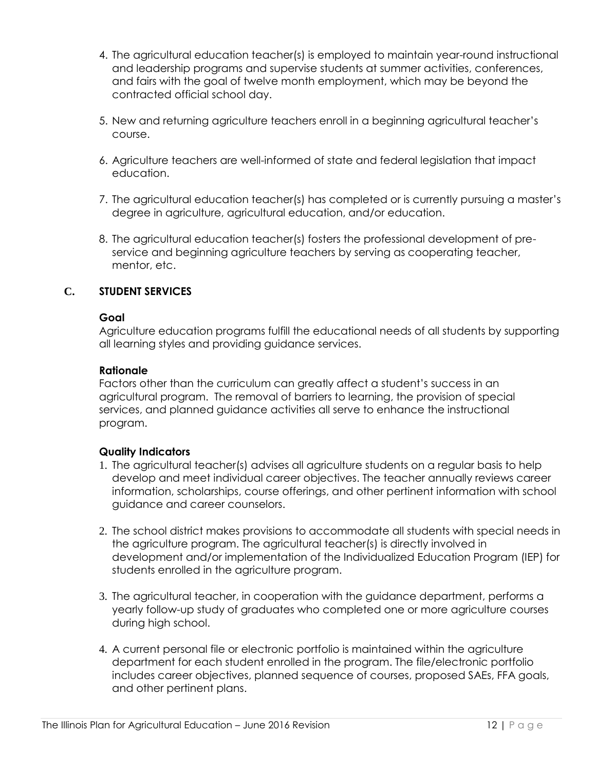4. The agricultural education teacher(s) is employed to maintain year-round instructional and leadership programs and supervise students at summer activities, conferences, and fairs with the goal of twelve month employment, which may be beyond the contracted official school day.

5. New and returning agriculture teachers enroll in a beginning agricultural teacher's course.

6. Agriculture teachers are well-informed of state and federal legislation that impact education.

7. The agricultural education teacher(s) has completed or is currently pursuing a master's degree in agriculture, agricultural education, and/or education.

8. The agricultural education teacher(s) fosters the professional development of pre-service and beginning agriculture teachers by serving as cooperating teacher, mentor, etc.

## C. STUDENT SERVICES

**Goal**

Agriculture education programs fulfill the educational needs of all students by supporting all learning styles and providing guidance services.

**Rationale**

Factors other than the curriculum can greatly affect a student's success in an agricultural program. The removal of barriers to learning, the provision of special services, and planned guidance activities all serve to enhance the instructional program.

**Quality Indicators**

1. The agricultural teacher(s) advises all agriculture students on a regular basis to help develop and meet individual career objectives. The teacher annually reviews career information, scholarships, course offerings, and other pertinent information with school guidance and career counselors.

2. The school district makes provisions to accommodate all students with special needs in the agriculture program. The agricultural teacher(s) is directly involved in development and/or implementation of the Individualized Education Program (IEP) for students enrolled in the agriculture program.

3. The agricultural teacher, in cooperation with the guidance department, performs a yearly follow-up study of graduates who completed one or more agriculture courses during high school.

4. A current personal file or electronic portfolio is maintained within the agriculture department for each student enrolled in the program. The file/electronic portfolio includes career objectives, planned sequence of courses, proposed SAEs, FFA goals, and other pertinent plans.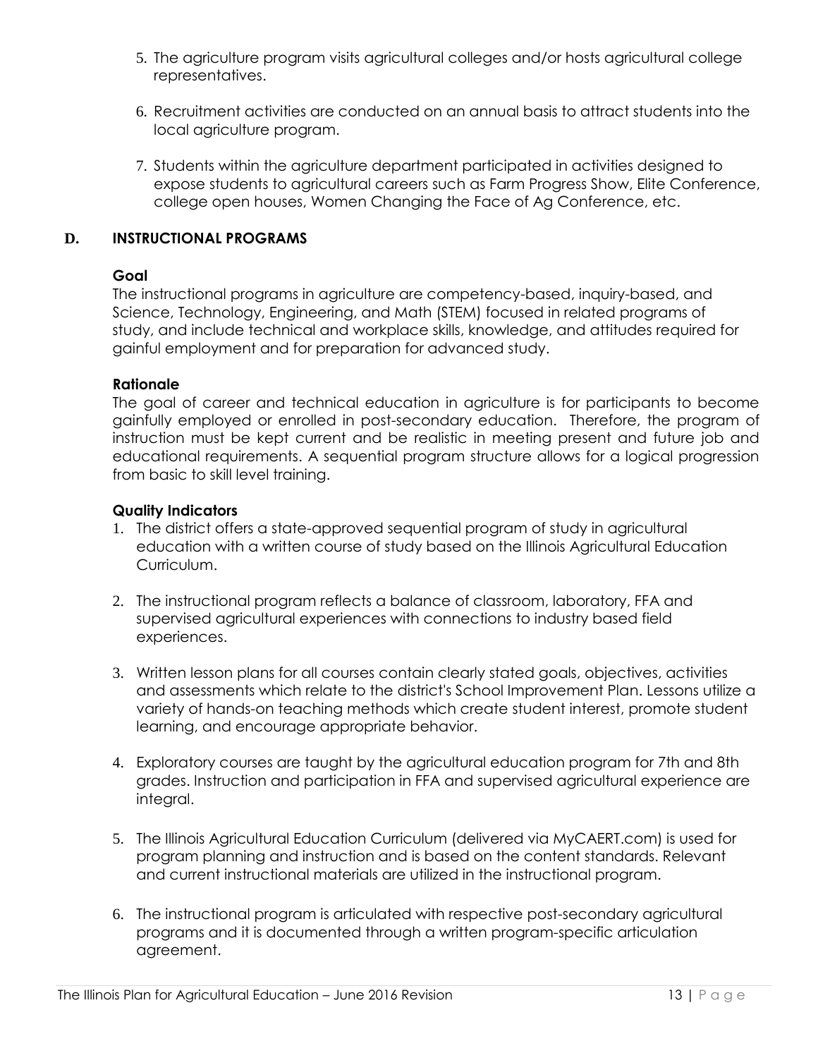5. The agriculture program visits agricultural colleges and/or hosts agricultural college representatives.

6. Recruitment activities are conducted on an annual basis to attract students into the local agriculture program.

7. Students within the agriculture department participated in activities designed to expose students to agricultural careers such as Farm Progress Show, Elite Conference, college open houses, Women Changing the Face of Ag Conference, etc.

## D. INSTRUCTIONAL PROGRAMS

**Goal**

The instructional programs in agriculture are competency-based, inquiry-based, and Science, Technology, Engineering, and Math (STEM) focused in related programs of study, and include technical and workplace skills, knowledge, and attitudes required for gainful employment and for preparation for advanced study.

**Rationale**

The goal of career and technical education in agriculture is for participants to become gainfully employed or enrolled in post-secondary education. Therefore, the program of instruction must be kept current and be realistic in meeting present and future job and educational requirements. A sequential program structure allows for a logical progression from basic to skill level training.

**Quality Indicators**

1. The district offers a state-approved sequential program of study in agricultural education with a written course of study based on the Illinois Agricultural Education Curriculum.

2. The instructional program reflects a balance of classroom, laboratory, FFA and supervised agricultural experiences with connections to industry based field experiences.

3. Written lesson plans for all courses contain clearly stated goals, objectives, activities and assessments which relate to the district's School Improvement Plan. Lessons utilize a variety of hands-on teaching methods which create student interest, promote student learning, and encourage appropriate behavior.

4. Exploratory courses are taught by the agricultural education program for 7th and 8th grades. Instruction and participation in FFA and supervised agricultural experience are integral.

5. The Illinois Agricultural Education Curriculum (delivered via MyCAERT.com) is used for program planning and instruction and is based on the content standards. Relevant and current instructional materials are utilized in the instructional program.

6. The instructional program is articulated with respective post-secondary agricultural programs and it is documented through a written program-specific articulation agreement.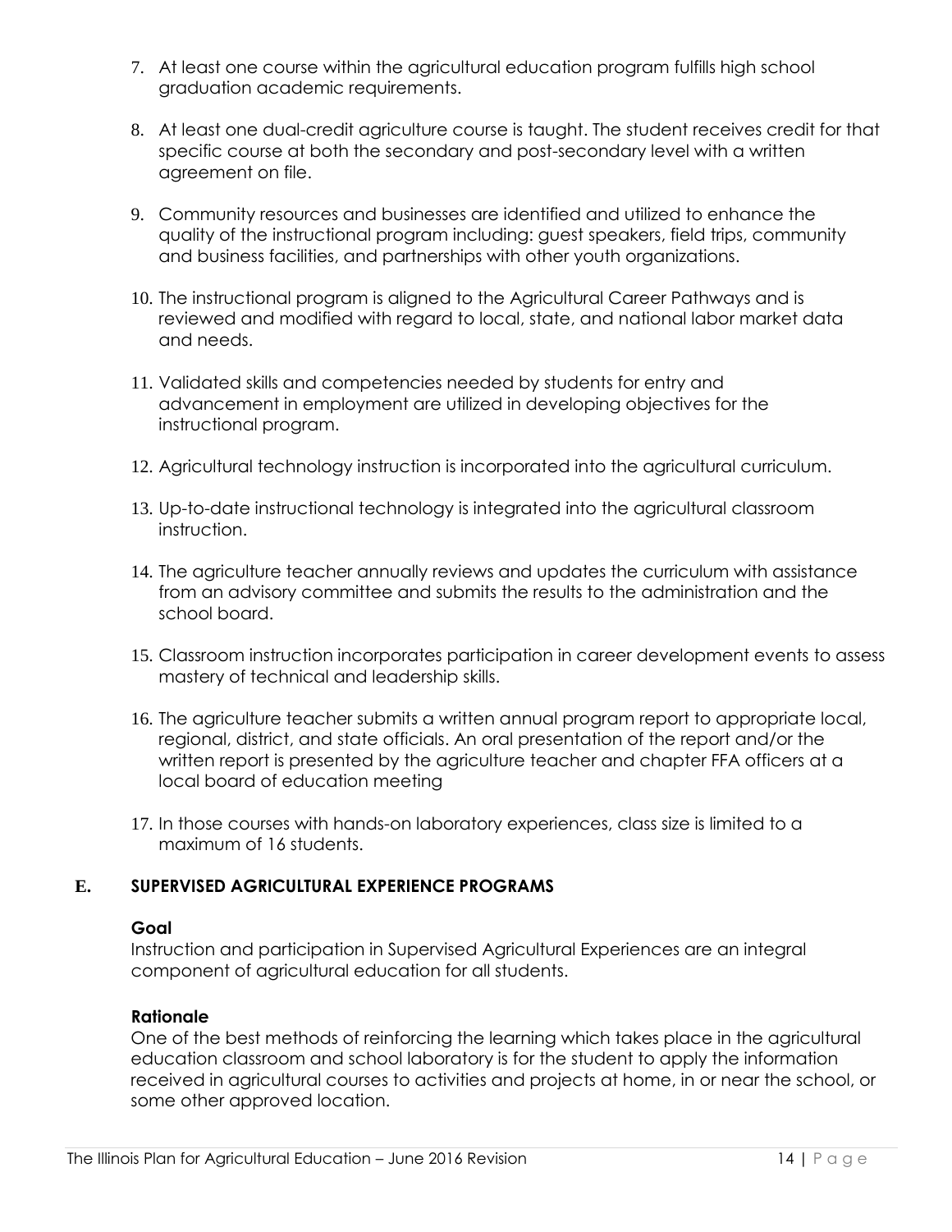7. At least one course within the agricultural education program fulfills high school graduation academic requirements.

8. At least one dual-credit agriculture course is taught. The student receives credit for that specific course at both the secondary and post-secondary level with a written agreement on file.

9. Community resources and businesses are identified and utilized to enhance the quality of the instructional program including: guest speakers, field trips, community and business facilities, and partnerships with other youth organizations.

10. The instructional program is aligned to the Agricultural Career Pathways and is reviewed and modified with regard to local, state, and national labor market data and needs.

11. Validated skills and competencies needed by students for entry and advancement in employment are utilized in developing objectives for the instructional program.

12. Agricultural technology instruction is incorporated into the agricultural curriculum.

13. Up-to-date instructional technology is integrated into the agricultural classroom instruction.

14. The agriculture teacher annually reviews and updates the curriculum with assistance from an advisory committee and submits the results to the administration and the school board.

15. Classroom instruction incorporates participation in career development events to assess mastery of technical and leadership skills.

16. The agriculture teacher submits a written annual program report to appropriate local, regional, district, and state officials. An oral presentation of the report and/or the written report is presented by the agriculture teacher and chapter FFA officers at a local board of education meeting

17. In those courses with hands-on laboratory experiences, class size is limited to a maximum of 16 students.

## E. SUPERVISED AGRICULTURAL EXPERIENCE PROGRAMS

**Goal**

Instruction and participation in Supervised Agricultural Experiences are an integral component of agricultural education for all students.

**Rationale**

One of the best methods of reinforcing the learning which takes place in the agricultural education classroom and school laboratory is for the student to apply the information received in agricultural courses to activities and projects at home, in or near the school, or some other approved location.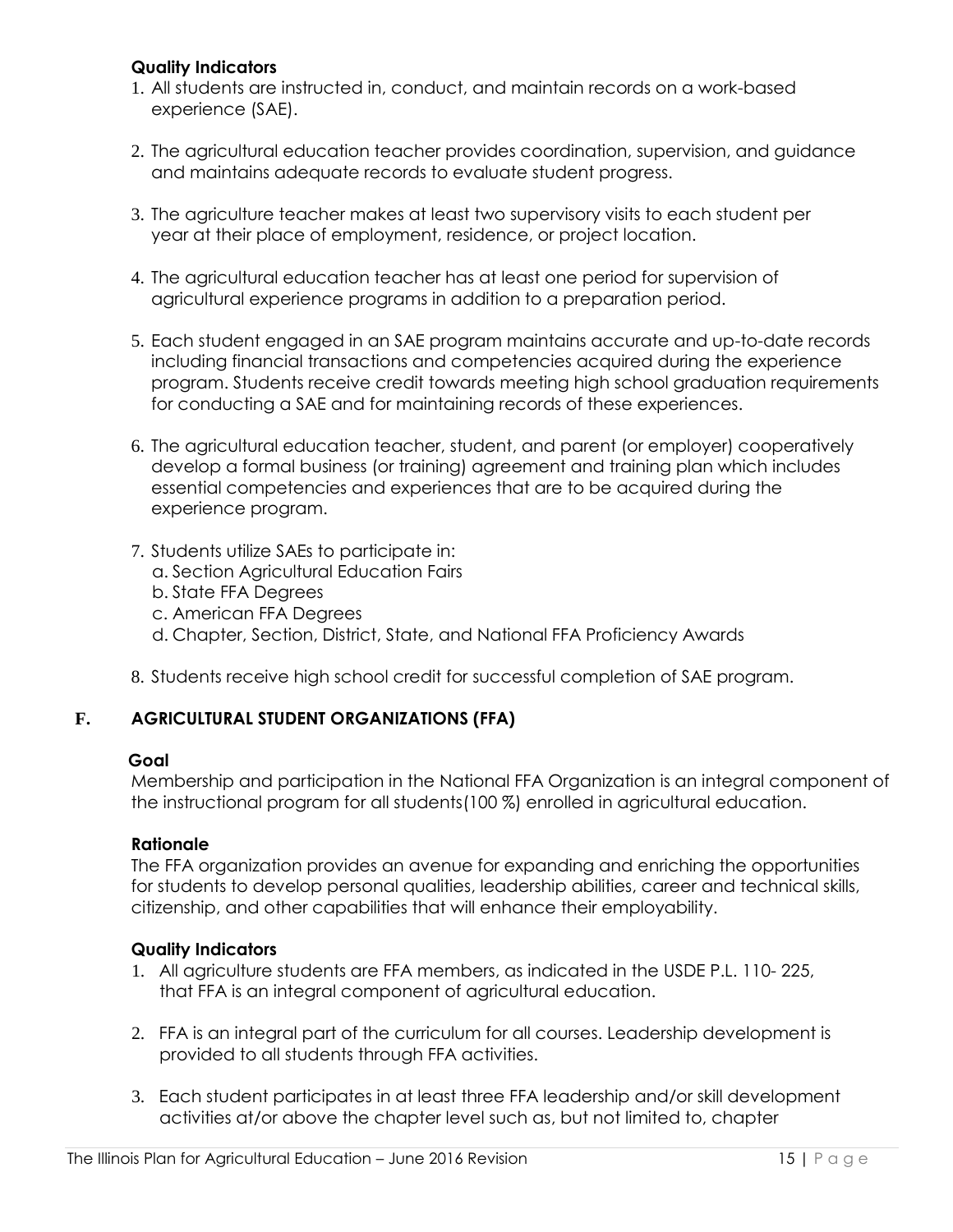**Quality Indicators**

1. All students are instructed in, conduct, and maintain records on a work-based experience (SAE).

2. The agricultural education teacher provides coordination, supervision, and guidance and maintains adequate records to evaluate student progress.

3. The agriculture teacher makes at least two supervisory visits to each student per year at their place of employment, residence, or project location.

4. The agricultural education teacher has at least one period for supervision of agricultural experience programs in addition to a preparation period.

5. Each student engaged in an SAE program maintains accurate and up-to-date records including financial transactions and competencies acquired during the experience program. Students receive credit towards meeting high school graduation requirements for conducting a SAE and for maintaining records of these experiences.

6. The agricultural education teacher, student, and parent (or employer) cooperatively develop a formal business (or training) agreement and training plan which includes essential competencies and experiences that are to be acquired during the experience program.

7. Students utilize SAEs to participate in:
   a. Section Agricultural Education Fairs
   b. State FFA Degrees
   c. American FFA Degrees
   d. Chapter, Section, District, State, and National FFA Proficiency Awards

8. Students receive high school credit for successful completion of SAE program.

## F. AGRICULTURAL STUDENT ORGANIZATIONS (FFA)

**Goal**

Membership and participation in the National FFA Organization is an integral component of the instructional program for all students(100 %) enrolled in agricultural education.

**Rationale**

The FFA organization provides an avenue for expanding and enriching the opportunities for students to develop personal qualities, leadership abilities, career and technical skills, citizenship, and other capabilities that will enhance their employability.

**Quality Indicators**

1. All agriculture students are FFA members, as indicated in the USDE P.L. 110- 225, that FFA is an integral component of agricultural education.

2. FFA is an integral part of the curriculum for all courses. Leadership development is provided to all students through FFA activities.

3. Each student participates in at least three FFA leadership and/or skill development activities at/or above the chapter level such as, but not limited to, chapter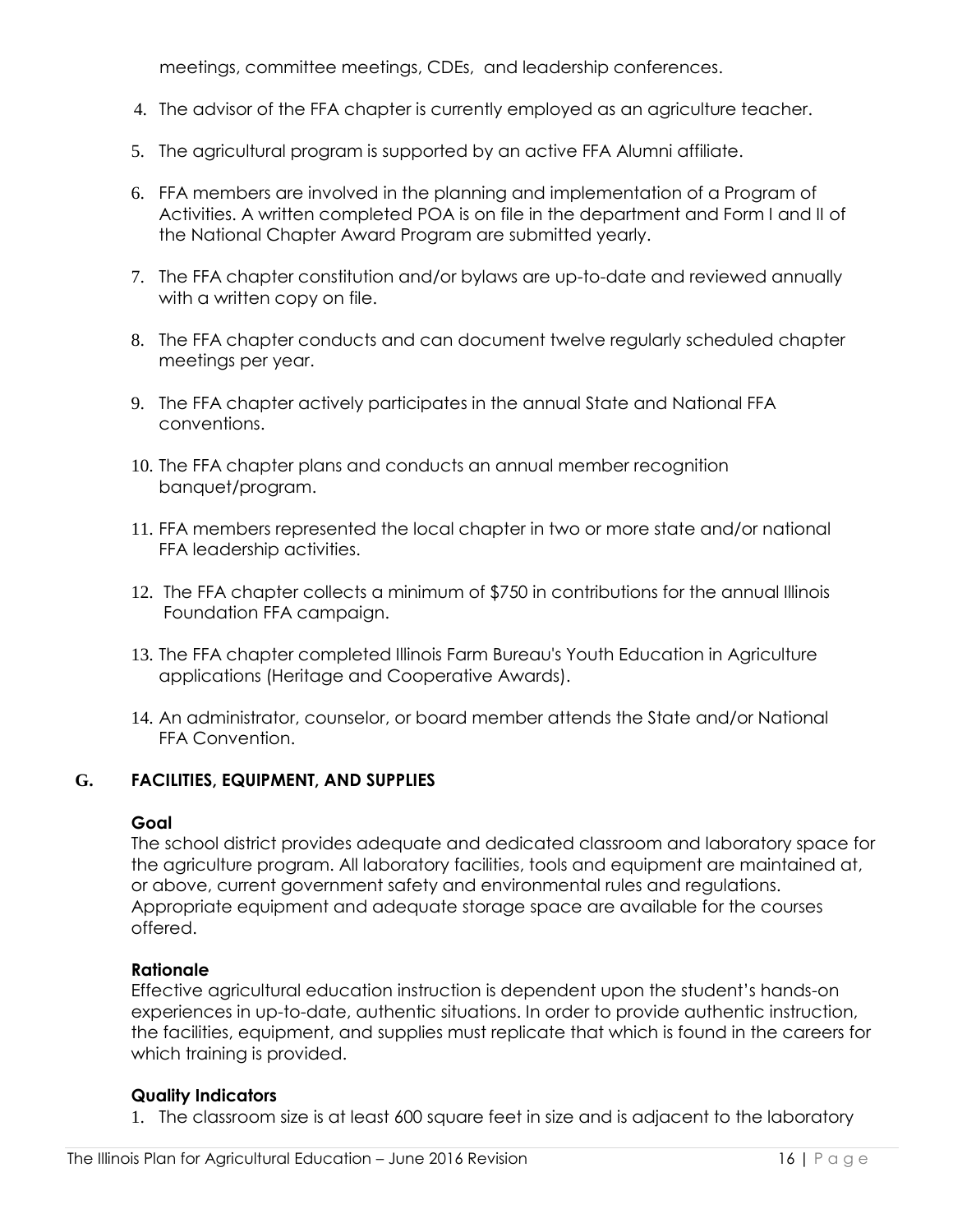meetings, committee meetings, CDEs, and leadership conferences.

4. The advisor of the FFA chapter is currently employed as an agriculture teacher.
5. The agricultural program is supported by an active FFA Alumni affiliate.
6. FFA members are involved in the planning and implementation of a Program of Activities. A written completed POA is on file in the department and Form I and II of the National Chapter Award Program are submitted yearly.
7. The FFA chapter constitution and/or bylaws are up-to-date and reviewed annually with a written copy on file.
8. The FFA chapter conducts and can document twelve regularly scheduled chapter meetings per year.
9. The FFA chapter actively participates in the annual State and National FFA conventions.
10. The FFA chapter plans and conducts an annual member recognition banquet/program.
11. FFA members represented the local chapter in two or more state and/or national FFA leadership activities.
12. The FFA chapter collects a minimum of $750 in contributions for the annual Illinois Foundation FFA campaign.
13. The FFA chapter completed Illinois Farm Bureau's Youth Education in Agriculture applications (Heritage and Cooperative Awards).
14. An administrator, counselor, or board member attends the State and/or National FFA Convention.

## G. FACILITIES, EQUIPMENT, AND SUPPLIES

**Goal**

The school district provides adequate and dedicated classroom and laboratory space for the agriculture program. All laboratory facilities, tools and equipment are maintained at, or above, current government safety and environmental rules and regulations. Appropriate equipment and adequate storage space are available for the courses offered.

**Rationale**

Effective agricultural education instruction is dependent upon the student's hands-on experiences in up-to-date, authentic situations. In order to provide authentic instruction, the facilities, equipment, and supplies must replicate that which is found in the careers for which training is provided.

**Quality Indicators**

1. The classroom size is at least 600 square feet in size and is adjacent to the laboratory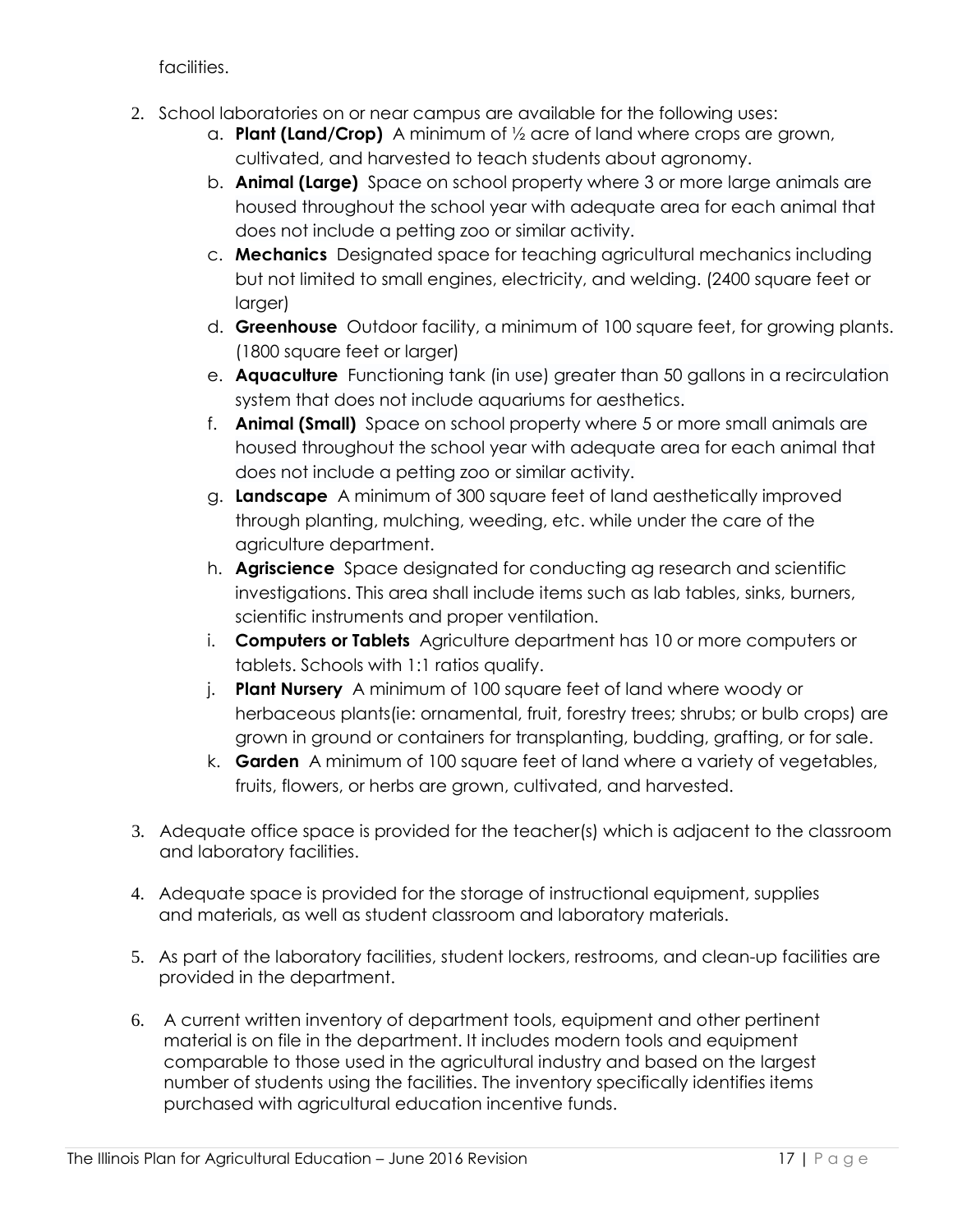facilities.

2. School laboratories on or near campus are available for the following uses:
   a. **Plant (Land/Crop)** A minimum of ½ acre of land where crops are grown, cultivated, and harvested to teach students about agronomy.
   b. **Animal (Large)** Space on school property where 3 or more large animals are housed throughout the school year with adequate area for each animal that does not include a petting zoo or similar activity.
   c. **Mechanics** Designated space for teaching agricultural mechanics including but not limited to small engines, electricity, and welding. (2400 square feet or larger)
   d. **Greenhouse** Outdoor facility, a minimum of 100 square feet, for growing plants. (1800 square feet or larger)
   e. **Aquaculture** Functioning tank (in use) greater than 50 gallons in a recirculation system that does not include aquariums for aesthetics.
   f. **Animal (Small)** Space on school property where 5 or more small animals are housed throughout the school year with adequate area for each animal that does not include a petting zoo or similar activity.
   g. **Landscape** A minimum of 300 square feet of land aesthetically improved through planting, mulching, weeding, etc. while under the care of the agriculture department.
   h. **Agriscience** Space designated for conducting ag research and scientific investigations. This area shall include items such as lab tables, sinks, burners, scientific instruments and proper ventilation.
   i. **Computers or Tablets** Agriculture department has 10 or more computers or tablets. Schools with 1:1 ratios qualify.
   j. **Plant Nursery** A minimum of 100 square feet of land where woody or herbaceous plants(ie: ornamental, fruit, forestry trees; shrubs; or bulb crops) are grown in ground or containers for transplanting, budding, grafting, or for sale.
   k. **Garden** A minimum of 100 square feet of land where a variety of vegetables, fruits, flowers, or herbs are grown, cultivated, and harvested.

3. Adequate office space is provided for the teacher(s) which is adjacent to the classroom and laboratory facilities.

4. Adequate space is provided for the storage of instructional equipment, supplies and materials, as well as student classroom and laboratory materials.

5. As part of the laboratory facilities, student lockers, restrooms, and clean-up facilities are provided in the department.

6. A current written inventory of department tools, equipment and other pertinent material is on file in the department. It includes modern tools and equipment comparable to those used in the agricultural industry and based on the largest number of students using the facilities. The inventory specifically identifies items purchased with agricultural education incentive funds.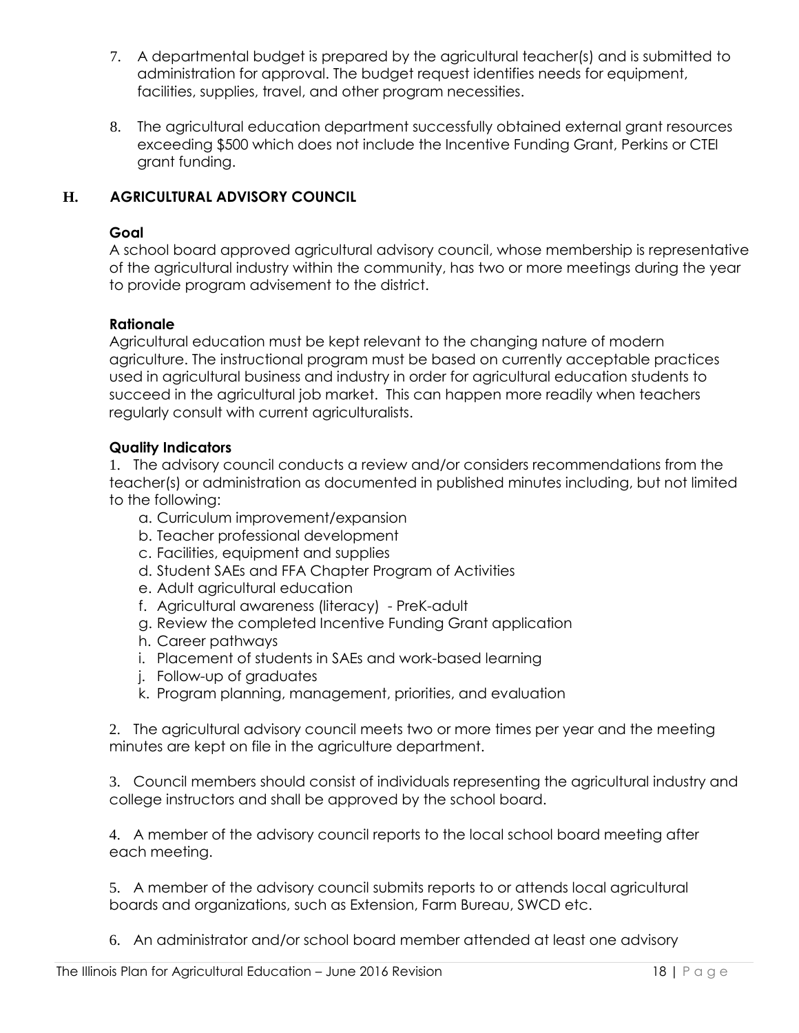7. A departmental budget is prepared by the agricultural teacher(s) and is submitted to administration for approval. The budget request identifies needs for equipment, facilities, supplies, travel, and other program necessities.

8. The agricultural education department successfully obtained external grant resources exceeding $500 which does not include the Incentive Funding Grant, Perkins or CTEI grant funding.

## H. AGRICULTURAL ADVISORY COUNCIL

**Goal**

A school board approved agricultural advisory council, whose membership is representative of the agricultural industry within the community, has two or more meetings during the year to provide program advisement to the district.

**Rationale**

Agricultural education must be kept relevant to the changing nature of modern agriculture. The instructional program must be based on currently acceptable practices used in agricultural business and industry in order for agricultural education students to succeed in the agricultural job market. This can happen more readily when teachers regularly consult with current agriculturalists.

**Quality Indicators**

1. The advisory council conducts a review and/or considers recommendations from the teacher(s) or administration as documented in published minutes including, but not limited to the following:
   a. Curriculum improvement/expansion
   b. Teacher professional development
   c. Facilities, equipment and supplies
   d. Student SAEs and FFA Chapter Program of Activities
   e. Adult agricultural education
   f. Agricultural awareness (literacy) - PreK-adult
   g. Review the completed Incentive Funding Grant application
   h. Career pathways
   i. Placement of students in SAEs and work-based learning
   j. Follow-up of graduates
   k. Program planning, management, priorities, and evaluation

2. The agricultural advisory council meets two or more times per year and the meeting minutes are kept on file in the agriculture department.

3. Council members should consist of individuals representing the agricultural industry and college instructors and shall be approved by the school board.

4. A member of the advisory council reports to the local school board meeting after each meeting.

5. A member of the advisory council submits reports to or attends local agricultural boards and organizations, such as Extension, Farm Bureau, SWCD etc.

6. An administrator and/or school board member attended at least one advisory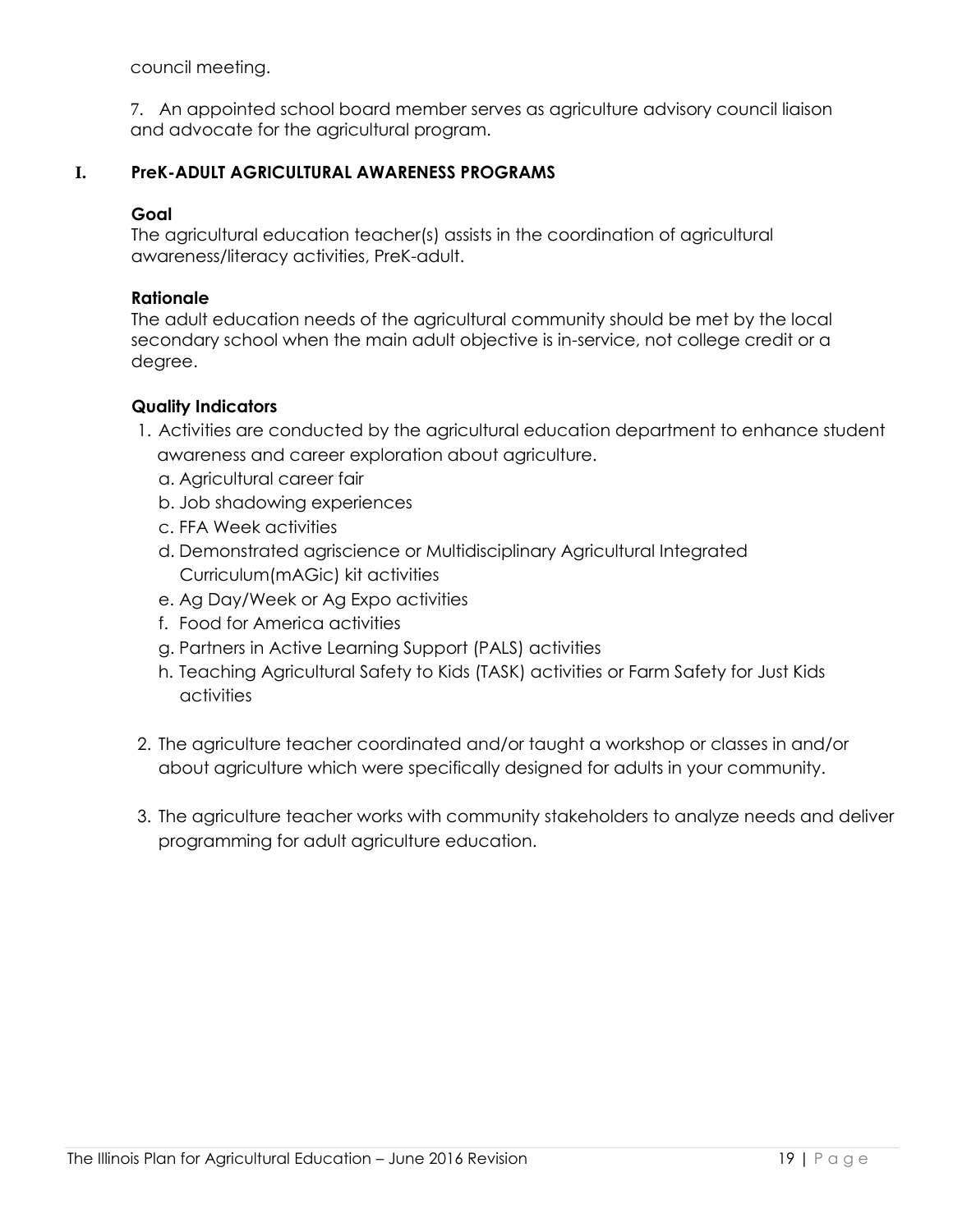council meeting.

7. An appointed school board member serves as agriculture advisory council liaison and advocate for the agricultural program.

## I. PreK-ADULT AGRICULTURAL AWARENESS PROGRAMS

**Goal**

The agricultural education teacher(s) assists in the coordination of agricultural awareness/literacy activities, PreK-adult.

**Rationale**

The adult education needs of the agricultural community should be met by the local secondary school when the main adult objective is in-service, not college credit or a degree.

**Quality Indicators**

1. Activities are conducted by the agricultural education department to enhance student awareness and career exploration about agriculture.
   a. Agricultural career fair
   b. Job shadowing experiences
   c. FFA Week activities
   d. Demonstrated agriscience or Multidisciplinary Agricultural Integrated Curriculum(mAGic) kit activities
   e. Ag Day/Week or Ag Expo activities
   f. Food for America activities
   g. Partners in Active Learning Support (PALS) activities
   h. Teaching Agricultural Safety to Kids (TASK) activities or Farm Safety for Just Kids activities

2. The agriculture teacher coordinated and/or taught a workshop or classes in and/or about agriculture which were specifically designed for adults in your community.

3. The agriculture teacher works with community stakeholders to analyze needs and deliver programming for adult agriculture education.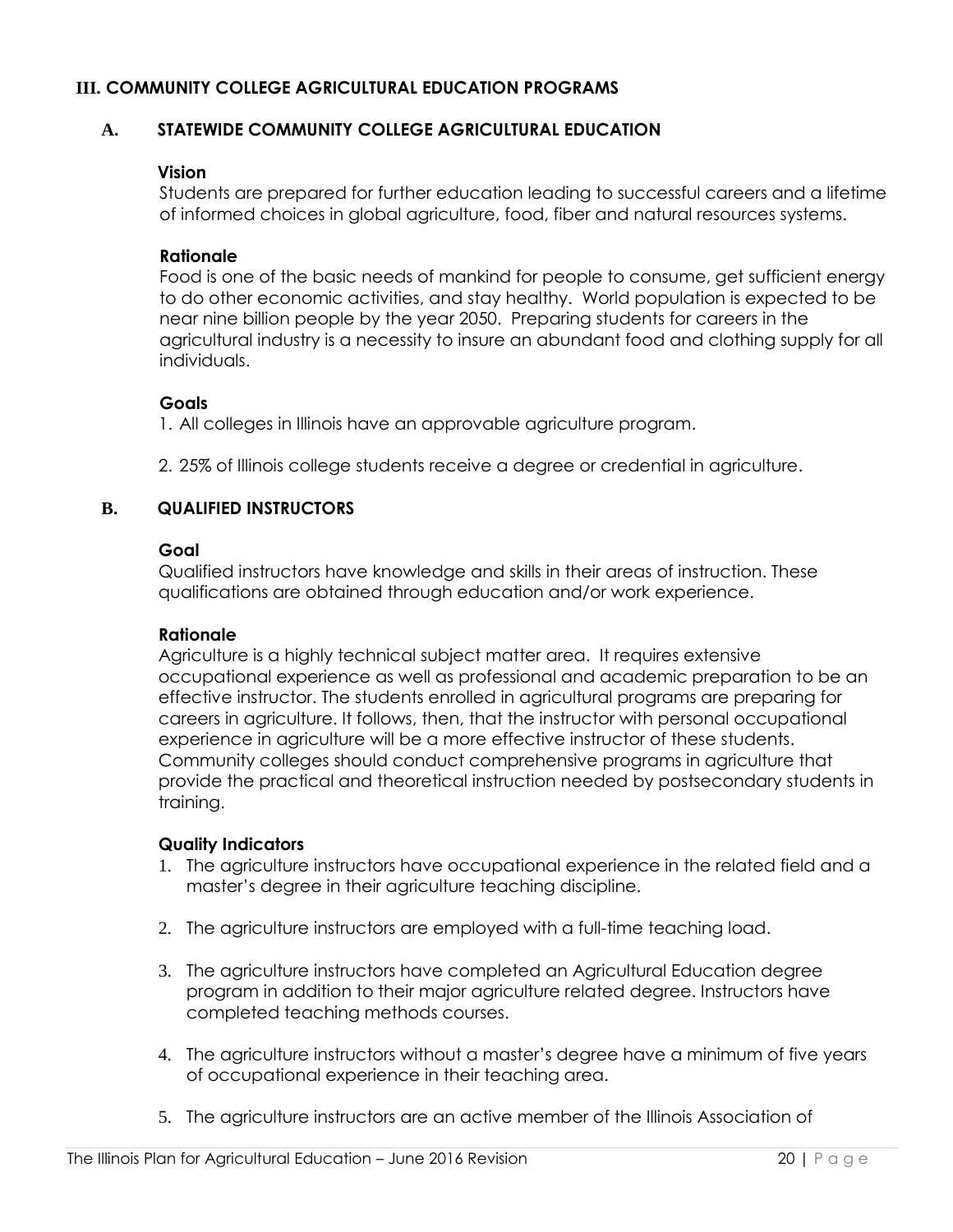## III. COMMUNITY COLLEGE AGRICULTURAL EDUCATION PROGRAMS

### A. STATEWIDE COMMUNITY COLLEGE AGRICULTURAL EDUCATION

**Vision**

Students are prepared for further education leading to successful careers and a lifetime of informed choices in global agriculture, food, fiber and natural resources systems.

**Rationale**

Food is one of the basic needs of mankind for people to consume, get sufficient energy to do other economic activities, and stay healthy. World population is expected to be near nine billion people by the year 2050. Preparing students for careers in the agricultural industry is a necessity to insure an abundant food and clothing supply for all individuals.

**Goals**

1. All colleges in Illinois have an approvable agriculture program.

2. 25% of Illinois college students receive a degree or credential in agriculture.

### B. QUALIFIED INSTRUCTORS

**Goal**

Qualified instructors have knowledge and skills in their areas of instruction. These qualifications are obtained through education and/or work experience.

**Rationale**

Agriculture is a highly technical subject matter area. It requires extensive occupational experience as well as professional and academic preparation to be an effective instructor. The students enrolled in agricultural programs are preparing for careers in agriculture. It follows, then, that the instructor with personal occupational experience in agriculture will be a more effective instructor of these students. Community colleges should conduct comprehensive programs in agriculture that provide the practical and theoretical instruction needed by postsecondary students in training.

**Quality Indicators**

1. The agriculture instructors have occupational experience in the related field and a master's degree in their agriculture teaching discipline.

2. The agriculture instructors are employed with a full-time teaching load.

3. The agriculture instructors have completed an Agricultural Education degree program in addition to their major agriculture related degree. Instructors have completed teaching methods courses.

4. The agriculture instructors without a master's degree have a minimum of five years of occupational experience in their teaching area.

5. The agriculture instructors are an active member of the Illinois Association of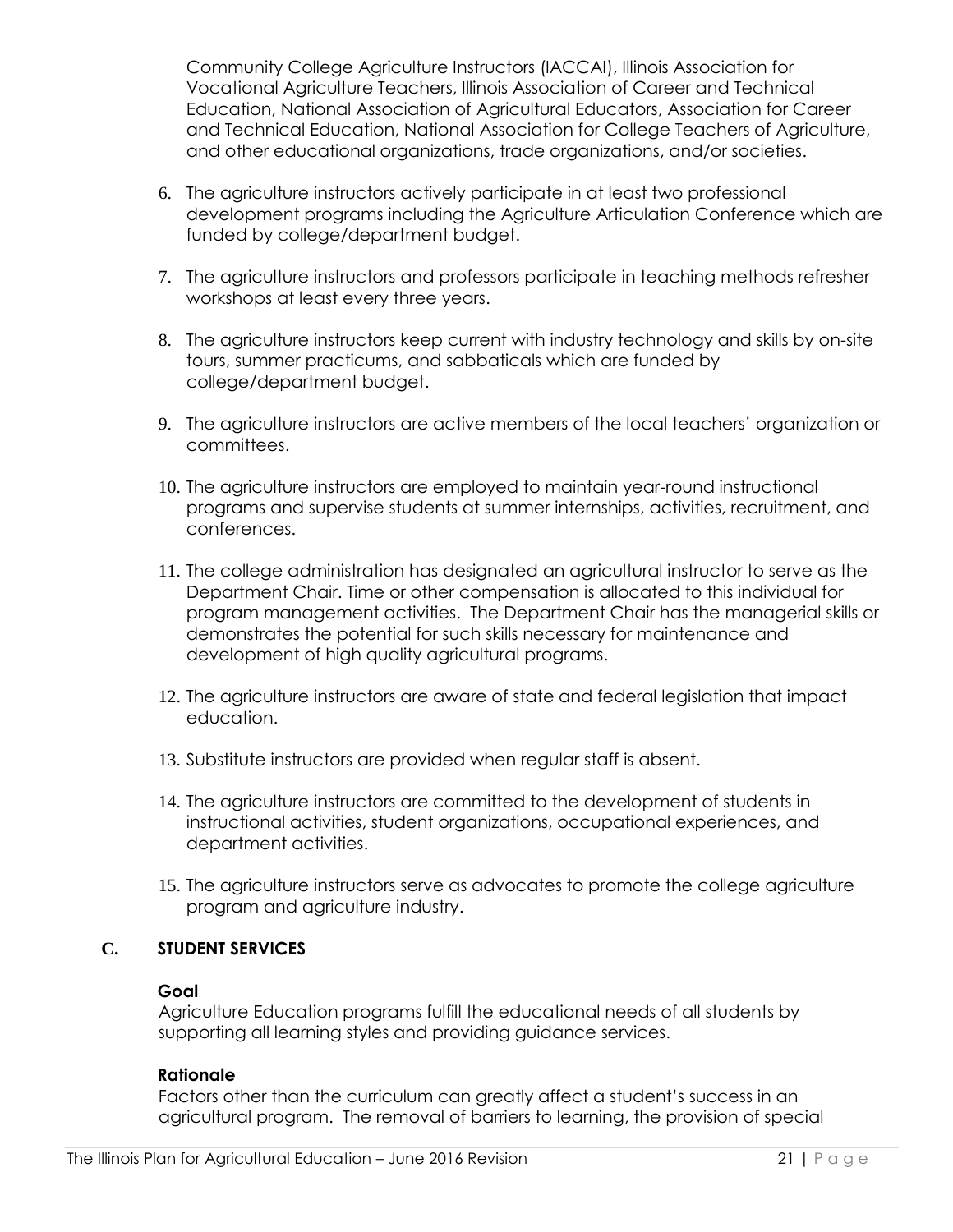Community College Agriculture Instructors (IACCAI), Illinois Association for Vocational Agriculture Teachers, Illinois Association of Career and Technical Education, National Association of Agricultural Educators, Association for Career and Technical Education, National Association for College Teachers of Agriculture, and other educational organizations, trade organizations, and/or societies.

6. The agriculture instructors actively participate in at least two professional development programs including the Agriculture Articulation Conference which are funded by college/department budget.

7. The agriculture instructors and professors participate in teaching methods refresher workshops at least every three years.

8. The agriculture instructors keep current with industry technology and skills by on-site tours, summer practicums, and sabbaticals which are funded by college/department budget.

9. The agriculture instructors are active members of the local teachers' organization or committees.

10. The agriculture instructors are employed to maintain year-round instructional programs and supervise students at summer internships, activities, recruitment, and conferences.

11. The college administration has designated an agricultural instructor to serve as the Department Chair. Time or other compensation is allocated to this individual for program management activities. The Department Chair has the managerial skills or demonstrates the potential for such skills necessary for maintenance and development of high quality agricultural programs.

12. The agriculture instructors are aware of state and federal legislation that impact education.

13. Substitute instructors are provided when regular staff is absent.

14. The agriculture instructors are committed to the development of students in instructional activities, student organizations, occupational experiences, and department activities.

15. The agriculture instructors serve as advocates to promote the college agriculture program and agriculture industry.

## C. STUDENT SERVICES

**Goal**

Agriculture Education programs fulfill the educational needs of all students by supporting all learning styles and providing guidance services.

**Rationale**

Factors other than the curriculum can greatly affect a student's success in an agricultural program. The removal of barriers to learning, the provision of special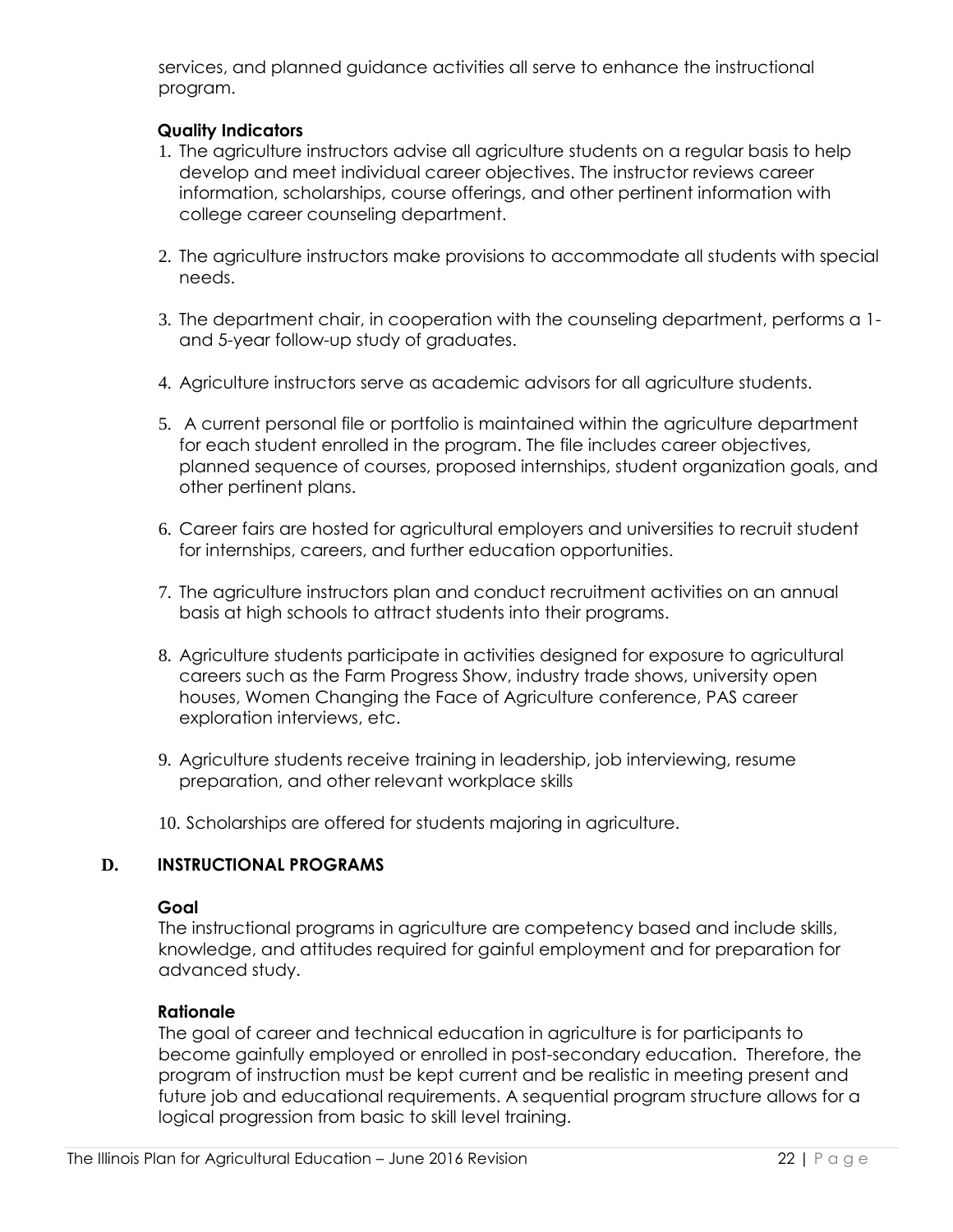services, and planned guidance activities all serve to enhance the instructional program.

**Quality Indicators**

1. The agriculture instructors advise all agriculture students on a regular basis to help develop and meet individual career objectives. The instructor reviews career information, scholarships, course offerings, and other pertinent information with college career counseling department.

2. The agriculture instructors make provisions to accommodate all students with special needs.

3. The department chair, in cooperation with the counseling department, performs a 1- and 5-year follow-up study of graduates.

4. Agriculture instructors serve as academic advisors for all agriculture students.

5. A current personal file or portfolio is maintained within the agriculture department for each student enrolled in the program. The file includes career objectives, planned sequence of courses, proposed internships, student organization goals, and other pertinent plans.

6. Career fairs are hosted for agricultural employers and universities to recruit student for internships, careers, and further education opportunities.

7. The agriculture instructors plan and conduct recruitment activities on an annual basis at high schools to attract students into their programs.

8. Agriculture students participate in activities designed for exposure to agricultural careers such as the Farm Progress Show, industry trade shows, university open houses, Women Changing the Face of Agriculture conference, PAS career exploration interviews, etc.

9. Agriculture students receive training in leadership, job interviewing, resume preparation, and other relevant workplace skills

10. Scholarships are offered for students majoring in agriculture.

## D. INSTRUCTIONAL PROGRAMS

**Goal**

The instructional programs in agriculture are competency based and include skills, knowledge, and attitudes required for gainful employment and for preparation for advanced study.

**Rationale**

The goal of career and technical education in agriculture is for participants to become gainfully employed or enrolled in post-secondary education. Therefore, the program of instruction must be kept current and be realistic in meeting present and future job and educational requirements. A sequential program structure allows for a logical progression from basic to skill level training.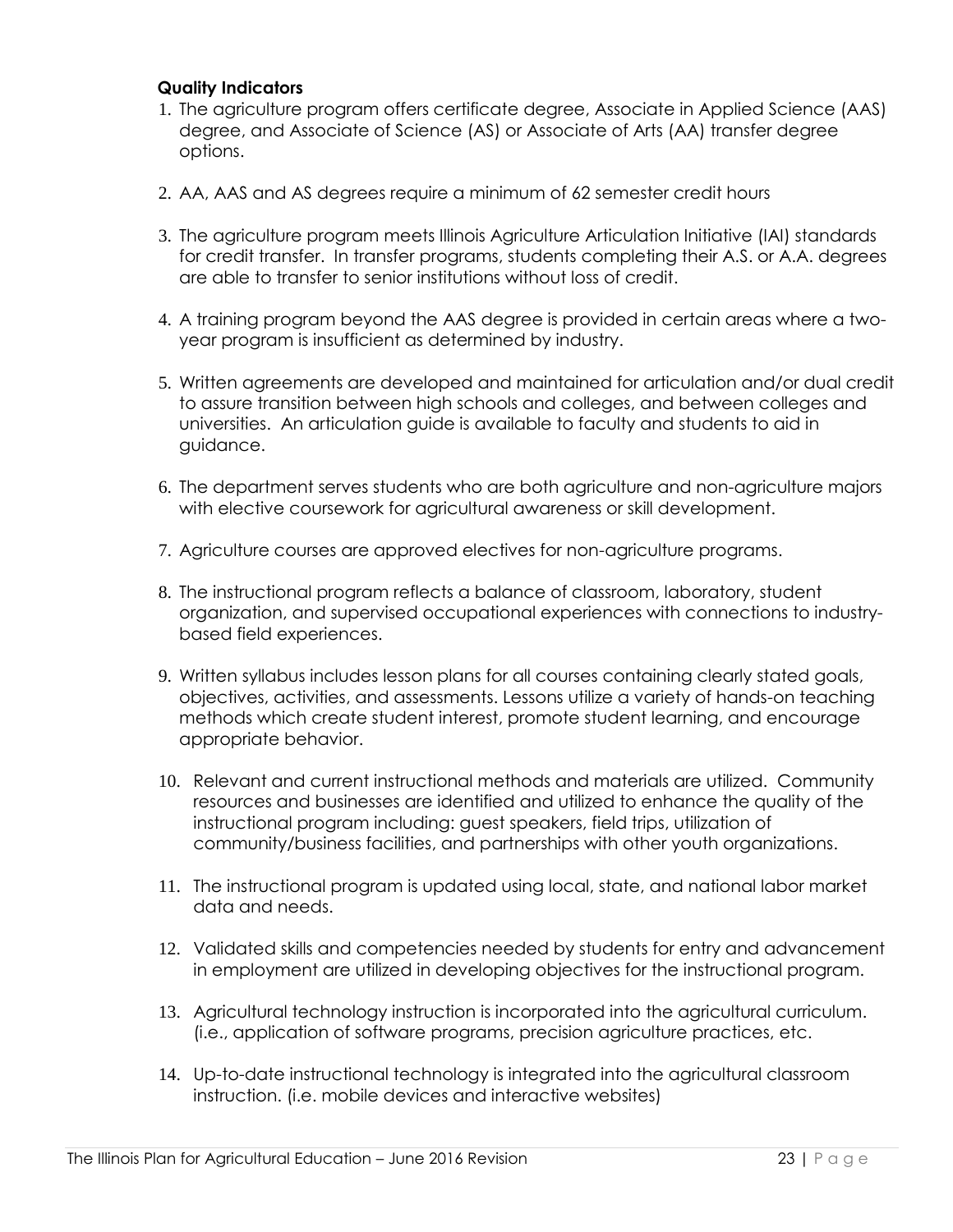**Quality Indicators**

1. The agriculture program offers certificate degree, Associate in Applied Science (AAS) degree, and Associate of Science (AS) or Associate of Arts (AA) transfer degree options.

2. AA, AAS and AS degrees require a minimum of 62 semester credit hours

3. The agriculture program meets Illinois Agriculture Articulation Initiative (IAI) standards for credit transfer. In transfer programs, students completing their A.S. or A.A. degrees are able to transfer to senior institutions without loss of credit.

4. A training program beyond the AAS degree is provided in certain areas where a two-year program is insufficient as determined by industry.

5. Written agreements are developed and maintained for articulation and/or dual credit to assure transition between high schools and colleges, and between colleges and universities. An articulation guide is available to faculty and students to aid in guidance.

6. The department serves students who are both agriculture and non-agriculture majors with elective coursework for agricultural awareness or skill development.

7. Agriculture courses are approved electives for non-agriculture programs.

8. The instructional program reflects a balance of classroom, laboratory, student organization, and supervised occupational experiences with connections to industry-based field experiences.

9. Written syllabus includes lesson plans for all courses containing clearly stated goals, objectives, activities, and assessments. Lessons utilize a variety of hands-on teaching methods which create student interest, promote student learning, and encourage appropriate behavior.

10. Relevant and current instructional methods and materials are utilized. Community resources and businesses are identified and utilized to enhance the quality of the instructional program including: guest speakers, field trips, utilization of community/business facilities, and partnerships with other youth organizations.

11. The instructional program is updated using local, state, and national labor market data and needs.

12. Validated skills and competencies needed by students for entry and advancement in employment are utilized in developing objectives for the instructional program.

13. Agricultural technology instruction is incorporated into the agricultural curriculum. (i.e., application of software programs, precision agriculture practices, etc.

14. Up-to-date instructional technology is integrated into the agricultural classroom instruction. (i.e. mobile devices and interactive websites)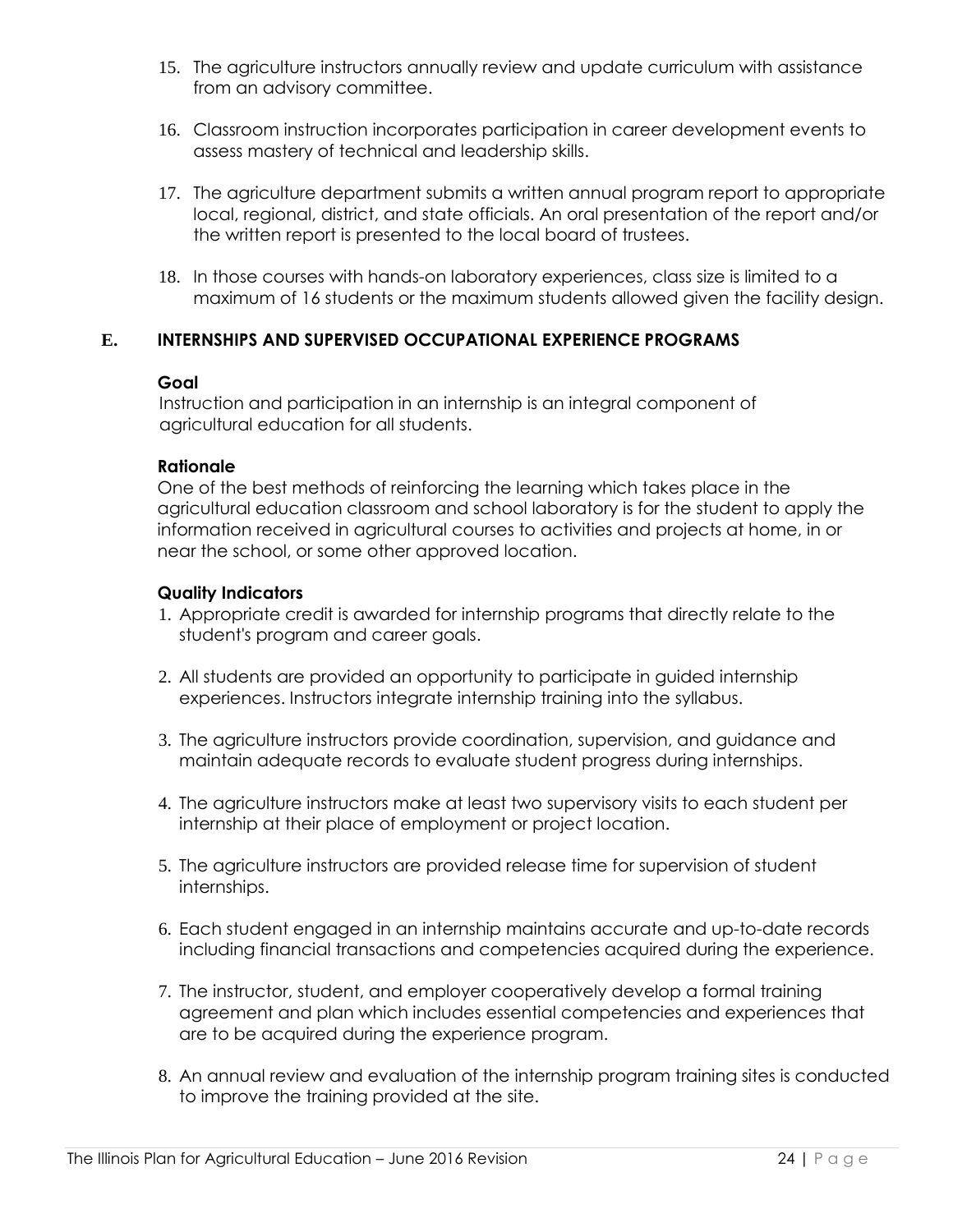15. The agriculture instructors annually review and update curriculum with assistance from an advisory committee.

16. Classroom instruction incorporates participation in career development events to assess mastery of technical and leadership skills.

17. The agriculture department submits a written annual program report to appropriate local, regional, district, and state officials. An oral presentation of the report and/or the written report is presented to the local board of trustees.

18. In those courses with hands-on laboratory experiences, class size is limited to a maximum of 16 students or the maximum students allowed given the facility design.

## E. INTERNSHIPS AND SUPERVISED OCCUPATIONAL EXPERIENCE PROGRAMS

**Goal**

Instruction and participation in an internship is an integral component of agricultural education for all students.

**Rationale**

One of the best methods of reinforcing the learning which takes place in the agricultural education classroom and school laboratory is for the student to apply the information received in agricultural courses to activities and projects at home, in or near the school, or some other approved location.

**Quality Indicators**

1. Appropriate credit is awarded for internship programs that directly relate to the student's program and career goals.

2. All students are provided an opportunity to participate in guided internship experiences. Instructors integrate internship training into the syllabus.

3. The agriculture instructors provide coordination, supervision, and guidance and maintain adequate records to evaluate student progress during internships.

4. The agriculture instructors make at least two supervisory visits to each student per internship at their place of employment or project location.

5. The agriculture instructors are provided release time for supervision of student internships.

6. Each student engaged in an internship maintains accurate and up-to-date records including financial transactions and competencies acquired during the experience.

7. The instructor, student, and employer cooperatively develop a formal training agreement and plan which includes essential competencies and experiences that are to be acquired during the experience program.

8. An annual review and evaluation of the internship program training sites is conducted to improve the training provided at the site.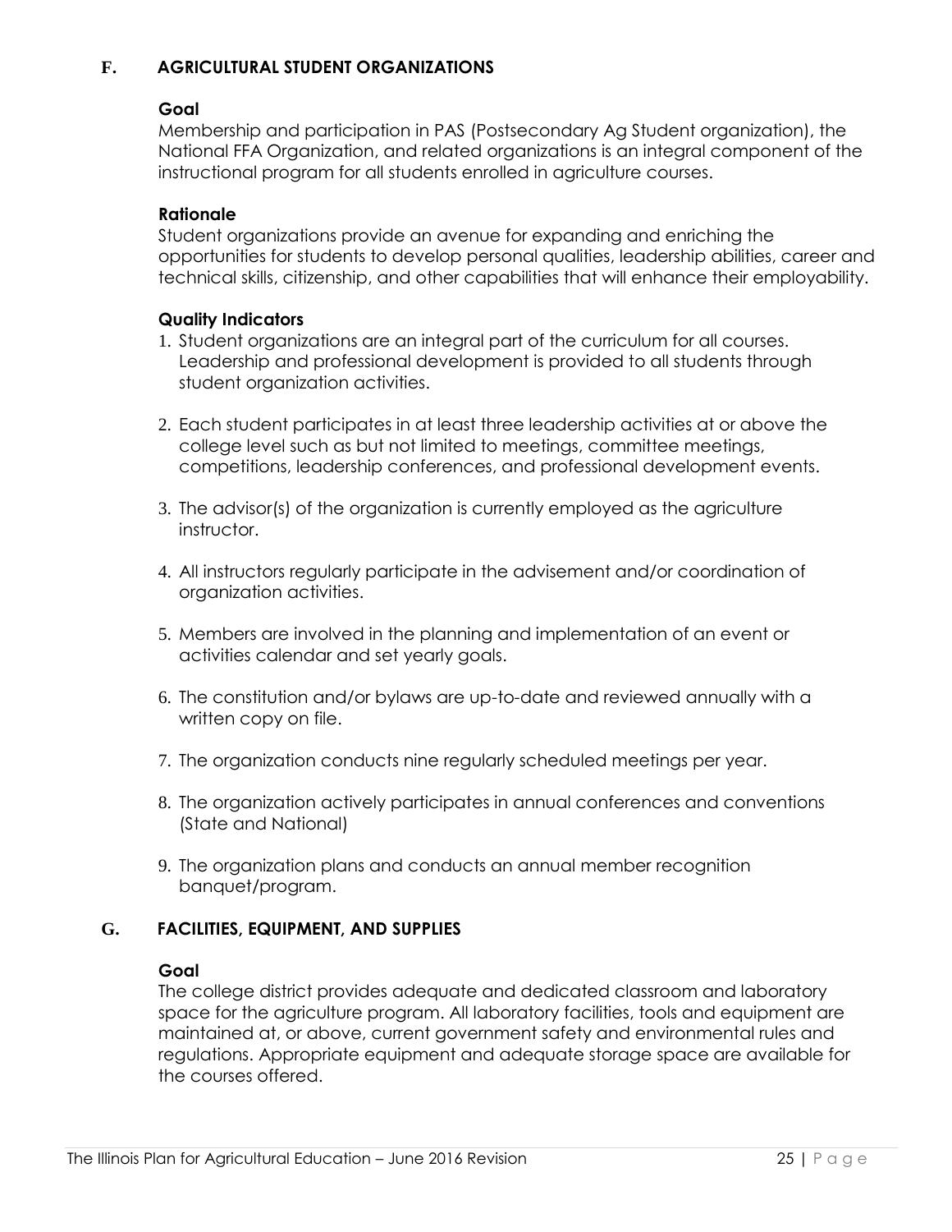## F. AGRICULTURAL STUDENT ORGANIZATIONS

### Goal

Membership and participation in PAS (Postsecondary Ag Student organization), the National FFA Organization, and related organizations is an integral component of the instructional program for all students enrolled in agriculture courses.

### Rationale

Student organizations provide an avenue for expanding and enriching the opportunities for students to develop personal qualities, leadership abilities, career and technical skills, citizenship, and other capabilities that will enhance their employability.

### Quality Indicators

1. Student organizations are an integral part of the curriculum for all courses. Leadership and professional development is provided to all students through student organization activities.

2. Each student participates in at least three leadership activities at or above the college level such as but not limited to meetings, committee meetings, competitions, leadership conferences, and professional development events.

3. The advisor(s) of the organization is currently employed as the agriculture instructor.

4. All instructors regularly participate in the advisement and/or coordination of organization activities.

5. Members are involved in the planning and implementation of an event or activities calendar and set yearly goals.

6. The constitution and/or bylaws are up-to-date and reviewed annually with a written copy on file.

7. The organization conducts nine regularly scheduled meetings per year.

8. The organization actively participates in annual conferences and conventions (State and National)

9. The organization plans and conducts an annual member recognition banquet/program.

## G. FACILITIES, EQUIPMENT, AND SUPPLIES

### Goal

The college district provides adequate and dedicated classroom and laboratory space for the agriculture program. All laboratory facilities, tools and equipment are maintained at, or above, current government safety and environmental rules and regulations. Appropriate equipment and adequate storage space are available for the courses offered.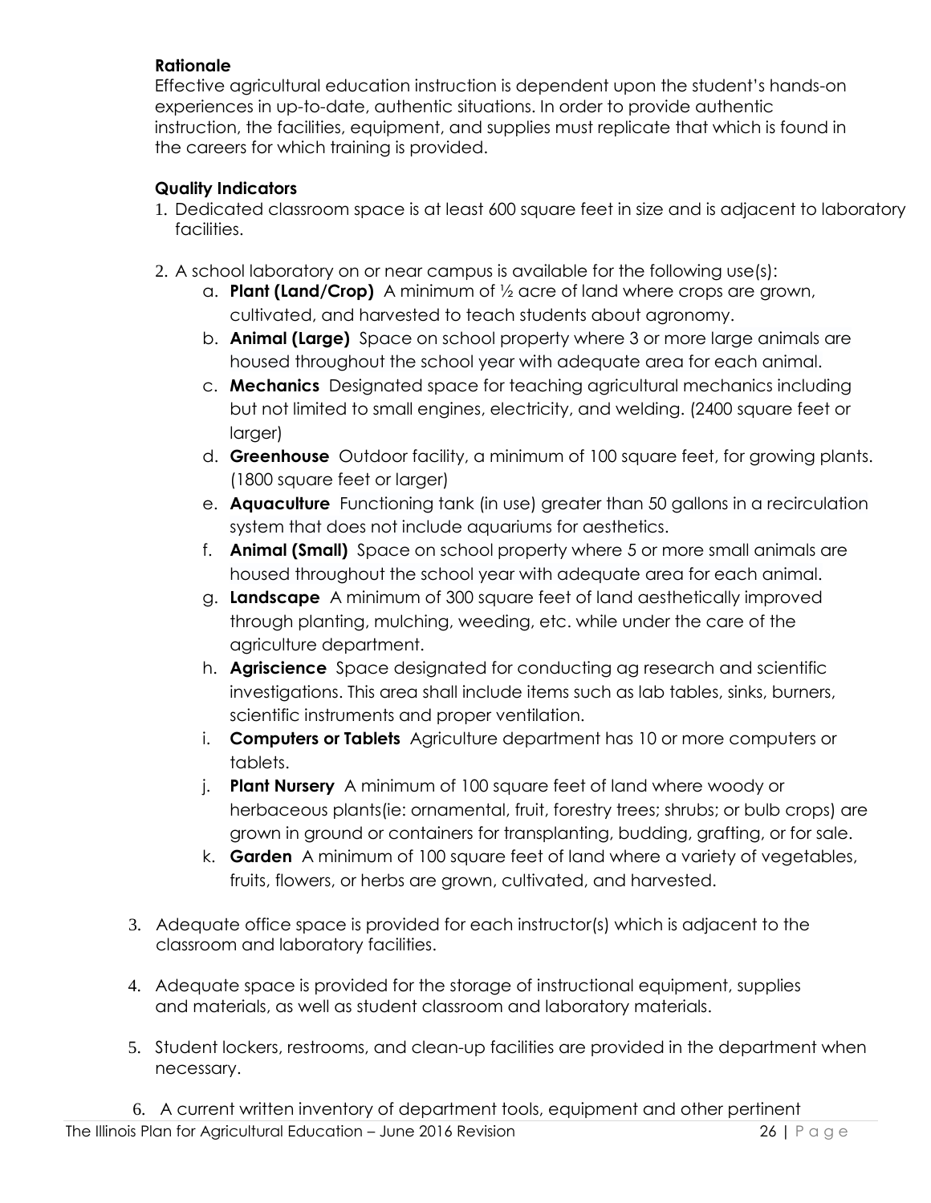**Rationale**

Effective agricultural education instruction is dependent upon the student's hands-on experiences in up-to-date, authentic situations. In order to provide authentic instruction, the facilities, equipment, and supplies must replicate that which is found in the careers for which training is provided.

**Quality Indicators**

1. Dedicated classroom space is at least 600 square feet in size and is adjacent to laboratory facilities.

2. A school laboratory on or near campus is available for the following use(s):
   a. **Plant (Land/Crop)** A minimum of ½ acre of land where crops are grown, cultivated, and harvested to teach students about agronomy.
   b. **Animal (Large)** Space on school property where 3 or more large animals are housed throughout the school year with adequate area for each animal.
   c. **Mechanics** Designated space for teaching agricultural mechanics including but not limited to small engines, electricity, and welding. (2400 square feet or larger)
   d. **Greenhouse** Outdoor facility, a minimum of 100 square feet, for growing plants. (1800 square feet or larger)
   e. **Aquaculture** Functioning tank (in use) greater than 50 gallons in a recirculation system that does not include aquariums for aesthetics.
   f. **Animal (Small)** Space on school property where 5 or more small animals are housed throughout the school year with adequate area for each animal.
   g. **Landscape** A minimum of 300 square feet of land aesthetically improved through planting, mulching, weeding, etc. while under the care of the agriculture department.
   h. **Agriscience** Space designated for conducting ag research and scientific investigations. This area shall include items such as lab tables, sinks, burners, scientific instruments and proper ventilation.
   i. **Computers or Tablets** Agriculture department has 10 or more computers or tablets.
   j. **Plant Nursery** A minimum of 100 square feet of land where woody or herbaceous plants(ie: ornamental, fruit, forestry trees; shrubs; or bulb crops) are grown in ground or containers for transplanting, budding, grafting, or for sale.
   k. **Garden** A minimum of 100 square feet of land where a variety of vegetables, fruits, flowers, or herbs are grown, cultivated, and harvested.

3. Adequate office space is provided for each instructor(s) which is adjacent to the classroom and laboratory facilities.

4. Adequate space is provided for the storage of instructional equipment, supplies and materials, as well as student classroom and laboratory materials.

5. Student lockers, restrooms, and clean-up facilities are provided in the department when necessary.

6. A current written inventory of department tools, equipment and other pertinent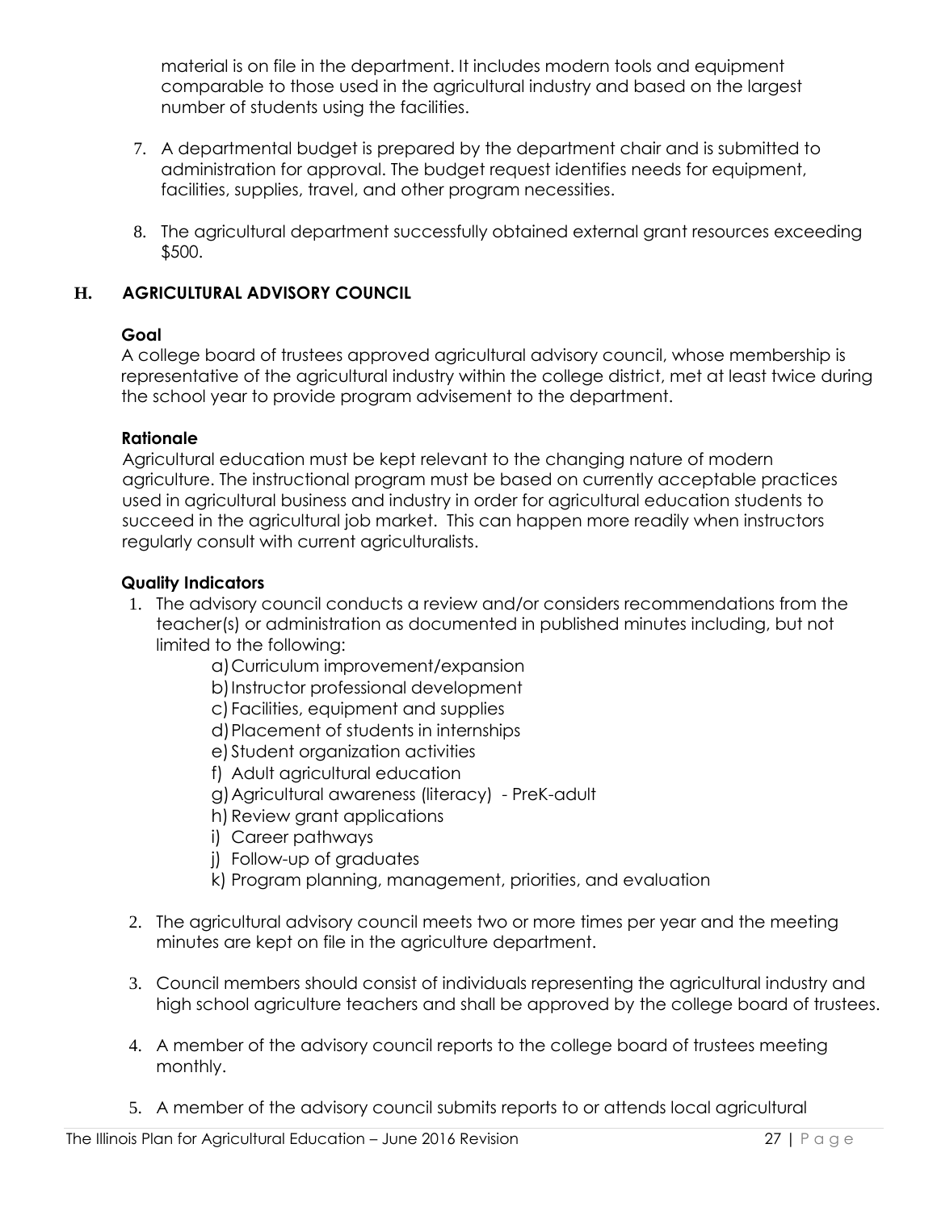material is on file in the department. It includes modern tools and equipment comparable to those used in the agricultural industry and based on the largest number of students using the facilities.

7. A departmental budget is prepared by the department chair and is submitted to administration for approval. The budget request identifies needs for equipment, facilities, supplies, travel, and other program necessities.

8. The agricultural department successfully obtained external grant resources exceeding $500.

## H. AGRICULTURAL ADVISORY COUNCIL

**Goal**

A college board of trustees approved agricultural advisory council, whose membership is representative of the agricultural industry within the college district, met at least twice during the school year to provide program advisement to the department.

**Rationale**

Agricultural education must be kept relevant to the changing nature of modern agriculture. The instructional program must be based on currently acceptable practices used in agricultural business and industry in order for agricultural education students to succeed in the agricultural job market. This can happen more readily when instructors regularly consult with current agriculturalists.

**Quality Indicators**

1. The advisory council conducts a review and/or considers recommendations from the teacher(s) or administration as documented in published minutes including, but not limited to the following:
   a) Curriculum improvement/expansion
   b) Instructor professional development
   c) Facilities, equipment and supplies
   d) Placement of students in internships
   e) Student organization activities
   f) Adult agricultural education
   g) Agricultural awareness (literacy) - PreK-adult
   h) Review grant applications
   i) Career pathways
   j) Follow-up of graduates
   k) Program planning, management, priorities, and evaluation

2. The agricultural advisory council meets two or more times per year and the meeting minutes are kept on file in the agriculture department.

3. Council members should consist of individuals representing the agricultural industry and high school agriculture teachers and shall be approved by the college board of trustees.

4. A member of the advisory council reports to the college board of trustees meeting monthly.

5. A member of the advisory council submits reports to or attends local agricultural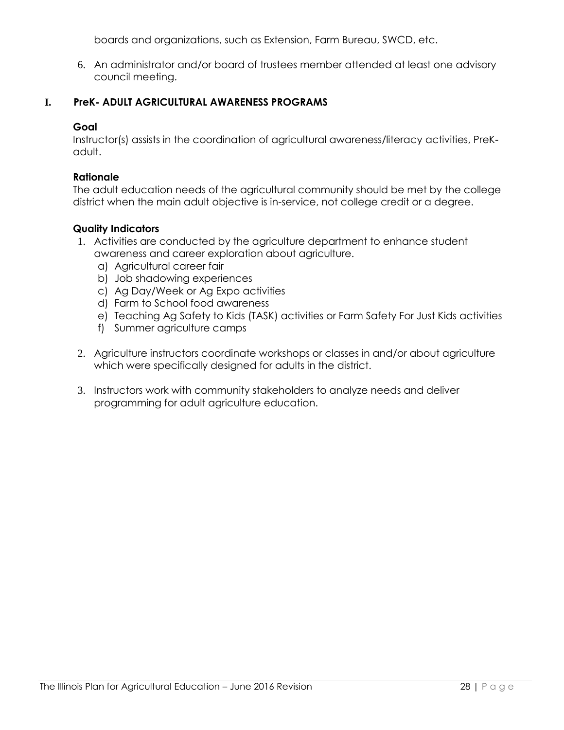boards and organizations, such as Extension, Farm Bureau, SWCD, etc.

6. An administrator and/or board of trustees member attended at least one advisory council meeting.

## I. PreK- ADULT AGRICULTURAL AWARENESS PROGRAMS

**Goal**

Instructor(s) assists in the coordination of agricultural awareness/literacy activities, PreK-adult.

**Rationale**

The adult education needs of the agricultural community should be met by the college district when the main adult objective is in-service, not college credit or a degree.

**Quality Indicators**

1. Activities are conducted by the agriculture department to enhance student awareness and career exploration about agriculture.
   a) Agricultural career fair
   b) Job shadowing experiences
   c) Ag Day/Week or Ag Expo activities
   d) Farm to School food awareness
   e) Teaching Ag Safety to Kids (TASK) activities or Farm Safety For Just Kids activities
   f) Summer agriculture camps

2. Agriculture instructors coordinate workshops or classes in and/or about agriculture which were specifically designed for adults in the district.

3. Instructors work with community stakeholders to analyze needs and deliver programming for adult agriculture education.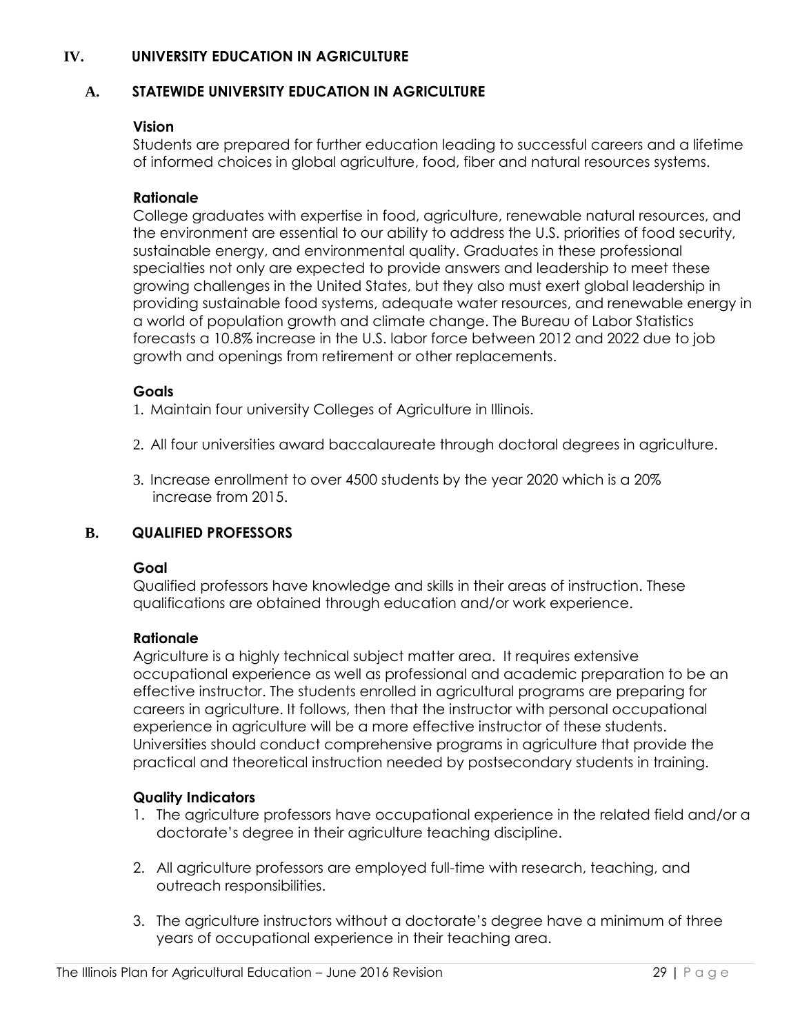# IV. UNIVERSITY EDUCATION IN AGRICULTURE

## A. STATEWIDE UNIVERSITY EDUCATION IN AGRICULTURE

**Vision**

Students are prepared for further education leading to successful careers and a lifetime of informed choices in global agriculture, food, fiber and natural resources systems.

**Rationale**

College graduates with expertise in food, agriculture, renewable natural resources, and the environment are essential to our ability to address the U.S. priorities of food security, sustainable energy, and environmental quality. Graduates in these professional specialties not only are expected to provide answers and leadership to meet these growing challenges in the United States, but they also must exert global leadership in providing sustainable food systems, adequate water resources, and renewable energy in a world of population growth and climate change. The Bureau of Labor Statistics forecasts a 10.8% increase in the U.S. labor force between 2012 and 2022 due to job growth and openings from retirement or other replacements.

**Goals**

1. Maintain four university Colleges of Agriculture in Illinois.
2. All four universities award baccalaureate through doctoral degrees in agriculture.
3. Increase enrollment to over 4500 students by the year 2020 which is a 20% increase from 2015.

## B. QUALIFIED PROFESSORS

**Goal**

Qualified professors have knowledge and skills in their areas of instruction. These qualifications are obtained through education and/or work experience.

**Rationale**

Agriculture is a highly technical subject matter area. It requires extensive occupational experience as well as professional and academic preparation to be an effective instructor. The students enrolled in agricultural programs are preparing for careers in agriculture. It follows, then that the instructor with personal occupational experience in agriculture will be a more effective instructor of these students. Universities should conduct comprehensive programs in agriculture that provide the practical and theoretical instruction needed by postsecondary students in training.

**Quality Indicators**

1. The agriculture professors have occupational experience in the related field and/or a doctorate's degree in their agriculture teaching discipline.
2. All agriculture professors are employed full-time with research, teaching, and outreach responsibilities.
3. The agriculture instructors without a doctorate's degree have a minimum of three years of occupational experience in their teaching area.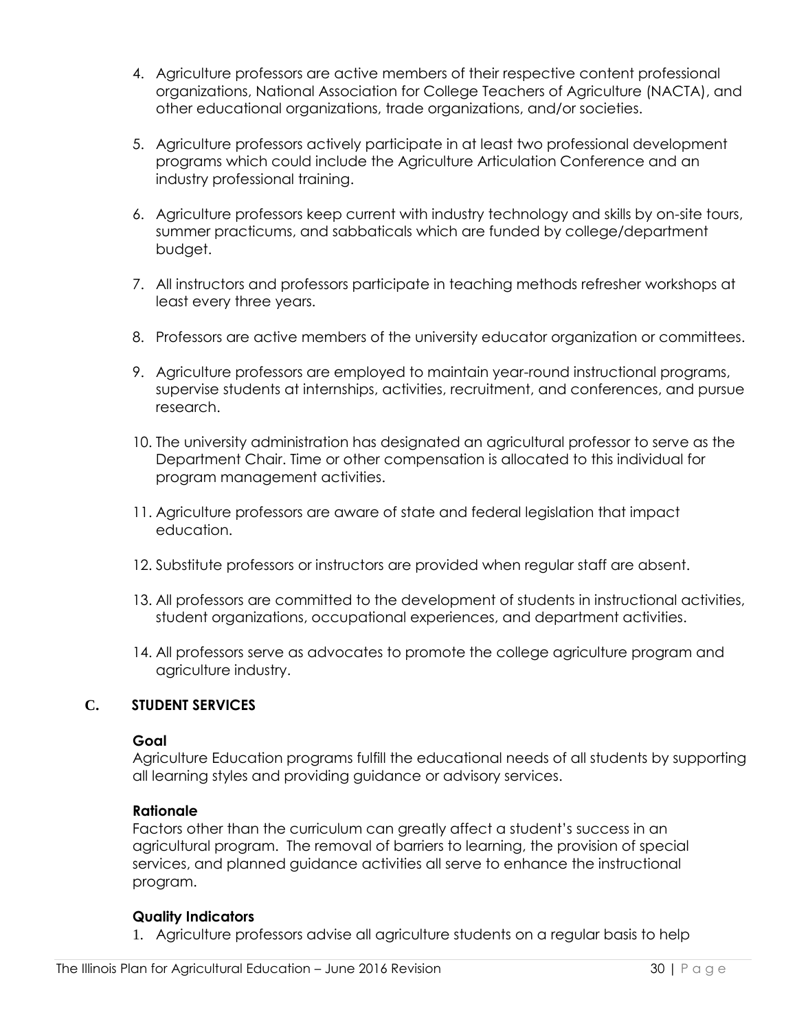4. Agriculture professors are active members of their respective content professional organizations, National Association for College Teachers of Agriculture (NACTA), and other educational organizations, trade organizations, and/or societies.

5. Agriculture professors actively participate in at least two professional development programs which could include the Agriculture Articulation Conference and an industry professional training.

6. Agriculture professors keep current with industry technology and skills by on-site tours, summer practicums, and sabbaticals which are funded by college/department budget.

7. All instructors and professors participate in teaching methods refresher workshops at least every three years.

8. Professors are active members of the university educator organization or committees.

9. Agriculture professors are employed to maintain year-round instructional programs, supervise students at internships, activities, recruitment, and conferences, and pursue research.

10. The university administration has designated an agricultural professor to serve as the Department Chair. Time or other compensation is allocated to this individual for program management activities.

11. Agriculture professors are aware of state and federal legislation that impact education.

12. Substitute professors or instructors are provided when regular staff are absent.

13. All professors are committed to the development of students in instructional activities, student organizations, occupational experiences, and department activities.

14. All professors serve as advocates to promote the college agriculture program and agriculture industry.

## C. STUDENT SERVICES

**Goal**

Agriculture Education programs fulfill the educational needs of all students by supporting all learning styles and providing guidance or advisory services.

**Rationale**

Factors other than the curriculum can greatly affect a student's success in an agricultural program. The removal of barriers to learning, the provision of special services, and planned guidance activities all serve to enhance the instructional program.

**Quality Indicators**

1. Agriculture professors advise all agriculture students on a regular basis to help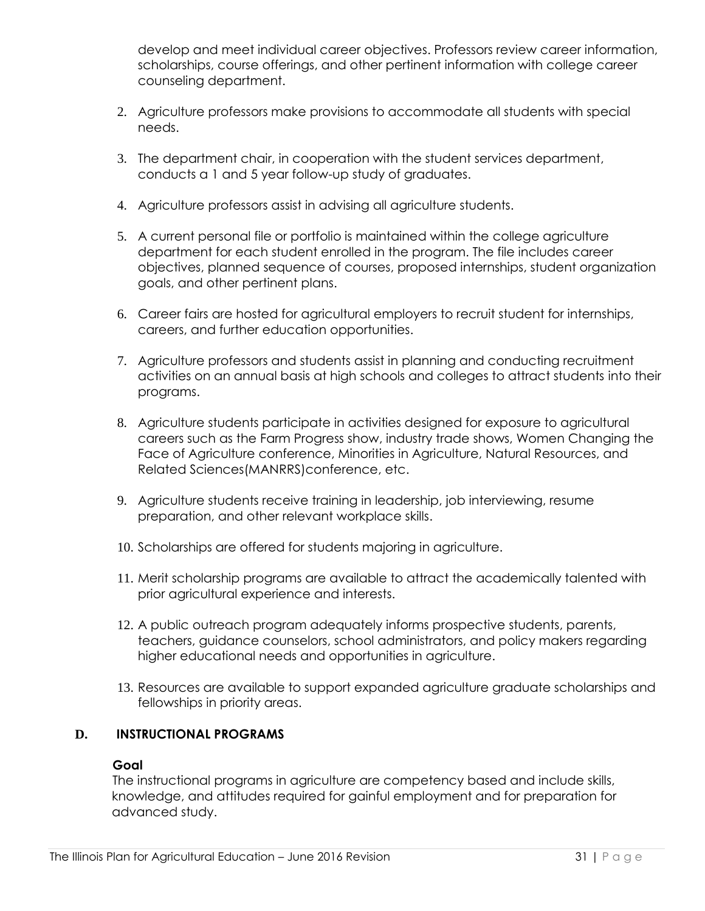develop and meet individual career objectives. Professors review career information, scholarships, course offerings, and other pertinent information with college career counseling department.

2. Agriculture professors make provisions to accommodate all students with special needs.

3. The department chair, in cooperation with the student services department, conducts a 1 and 5 year follow-up study of graduates.

4. Agriculture professors assist in advising all agriculture students.

5. A current personal file or portfolio is maintained within the college agriculture department for each student enrolled in the program. The file includes career objectives, planned sequence of courses, proposed internships, student organization goals, and other pertinent plans.

6. Career fairs are hosted for agricultural employers to recruit student for internships, careers, and further education opportunities.

7. Agriculture professors and students assist in planning and conducting recruitment activities on an annual basis at high schools and colleges to attract students into their programs.

8. Agriculture students participate in activities designed for exposure to agricultural careers such as the Farm Progress show, industry trade shows, Women Changing the Face of Agriculture conference, Minorities in Agriculture, Natural Resources, and Related Sciences(MANRRS)conference, etc.

9. Agriculture students receive training in leadership, job interviewing, resume preparation, and other relevant workplace skills.

10. Scholarships are offered for students majoring in agriculture.

11. Merit scholarship programs are available to attract the academically talented with prior agricultural experience and interests.

12. A public outreach program adequately informs prospective students, parents, teachers, guidance counselors, school administrators, and policy makers regarding higher educational needs and opportunities in agriculture.

13. Resources are available to support expanded agriculture graduate scholarships and fellowships in priority areas.

## D. INSTRUCTIONAL PROGRAMS

**Goal**

The instructional programs in agriculture are competency based and include skills, knowledge, and attitudes required for gainful employment and for preparation for advanced study.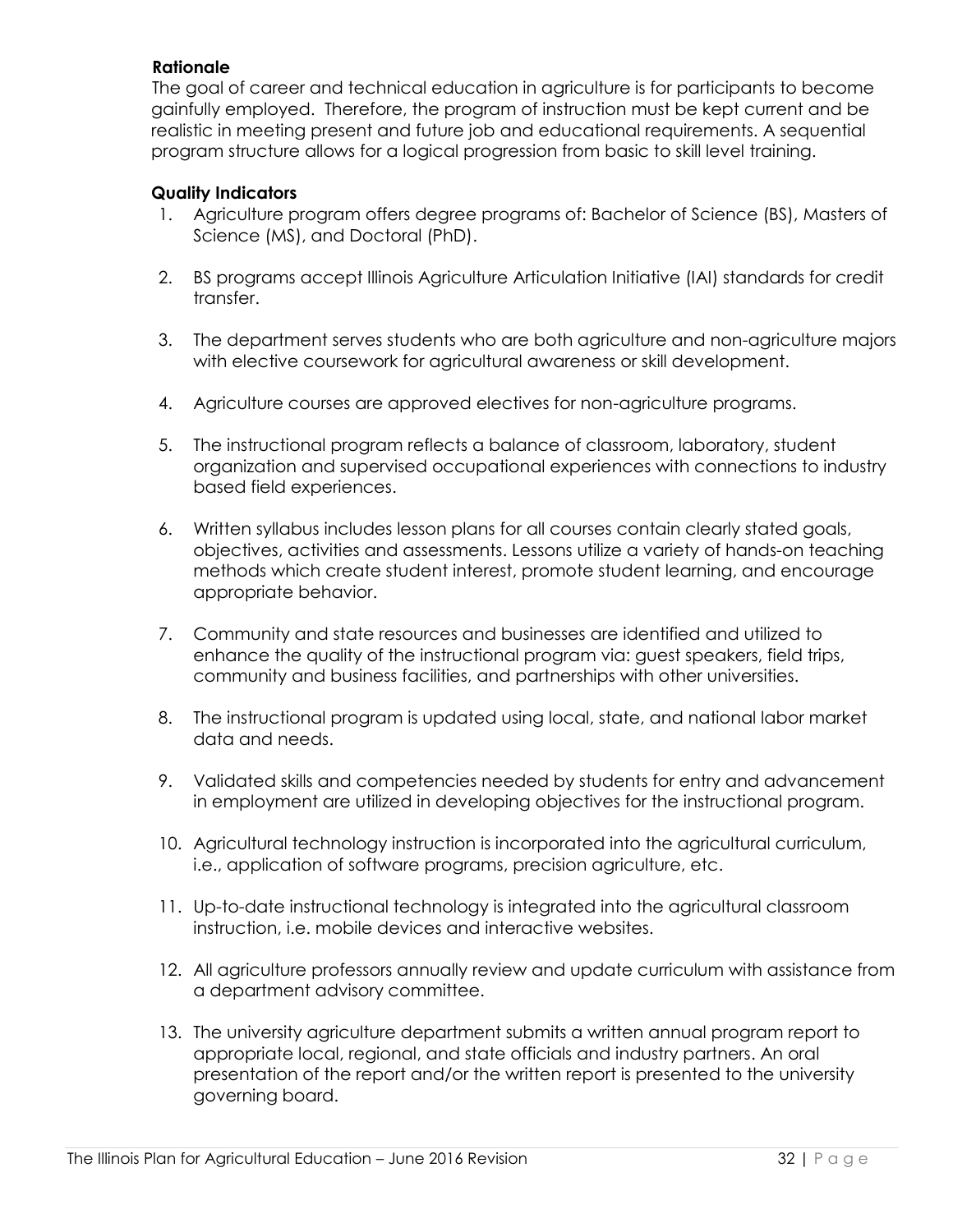**Rationale**

The goal of career and technical education in agriculture is for participants to become gainfully employed. Therefore, the program of instruction must be kept current and be realistic in meeting present and future job and educational requirements. A sequential program structure allows for a logical progression from basic to skill level training.

**Quality Indicators**

1. Agriculture program offers degree programs of: Bachelor of Science (BS), Masters of Science (MS), and Doctoral (PhD).
2. BS programs accept Illinois Agriculture Articulation Initiative (IAI) standards for credit transfer.
3. The department serves students who are both agriculture and non-agriculture majors with elective coursework for agricultural awareness or skill development.
4. Agriculture courses are approved electives for non-agriculture programs.
5. The instructional program reflects a balance of classroom, laboratory, student organization and supervised occupational experiences with connections to industry based field experiences.
6. Written syllabus includes lesson plans for all courses contain clearly stated goals, objectives, activities and assessments. Lessons utilize a variety of hands-on teaching methods which create student interest, promote student learning, and encourage appropriate behavior.
7. Community and state resources and businesses are identified and utilized to enhance the quality of the instructional program via: guest speakers, field trips, community and business facilities, and partnerships with other universities.
8. The instructional program is updated using local, state, and national labor market data and needs.
9. Validated skills and competencies needed by students for entry and advancement in employment are utilized in developing objectives for the instructional program.
10. Agricultural technology instruction is incorporated into the agricultural curriculum, i.e., application of software programs, precision agriculture, etc.
11. Up-to-date instructional technology is integrated into the agricultural classroom instruction, i.e. mobile devices and interactive websites.
12. All agriculture professors annually review and update curriculum with assistance from a department advisory committee.
13. The university agriculture department submits a written annual program report to appropriate local, regional, and state officials and industry partners. An oral presentation of the report and/or the written report is presented to the university governing board.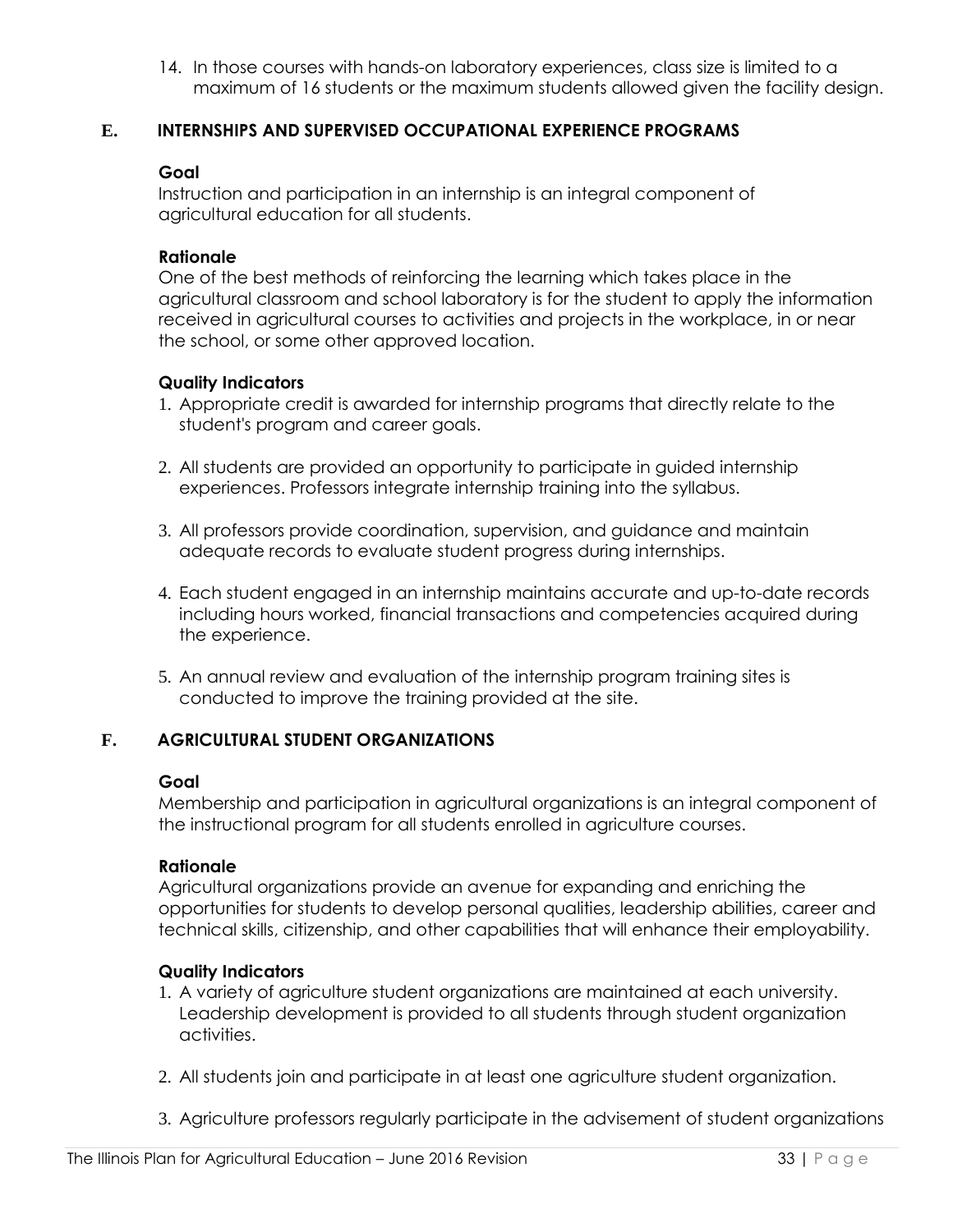14. In those courses with hands-on laboratory experiences, class size is limited to a maximum of 16 students or the maximum students allowed given the facility design.

## E. INTERNSHIPS AND SUPERVISED OCCUPATIONAL EXPERIENCE PROGRAMS

**Goal**

Instruction and participation in an internship is an integral component of agricultural education for all students.

**Rationale**

One of the best methods of reinforcing the learning which takes place in the agricultural classroom and school laboratory is for the student to apply the information received in agricultural courses to activities and projects in the workplace, in or near the school, or some other approved location.

**Quality Indicators**

1. Appropriate credit is awarded for internship programs that directly relate to the student's program and career goals.

2. All students are provided an opportunity to participate in guided internship experiences. Professors integrate internship training into the syllabus.

3. All professors provide coordination, supervision, and guidance and maintain adequate records to evaluate student progress during internships.

4. Each student engaged in an internship maintains accurate and up-to-date records including hours worked, financial transactions and competencies acquired during the experience.

5. An annual review and evaluation of the internship program training sites is conducted to improve the training provided at the site.

## F. AGRICULTURAL STUDENT ORGANIZATIONS

**Goal**

Membership and participation in agricultural organizations is an integral component of the instructional program for all students enrolled in agriculture courses.

**Rationale**

Agricultural organizations provide an avenue for expanding and enriching the opportunities for students to develop personal qualities, leadership abilities, career and technical skills, citizenship, and other capabilities that will enhance their employability.

**Quality Indicators**

1. A variety of agriculture student organizations are maintained at each university. Leadership development is provided to all students through student organization activities.

2. All students join and participate in at least one agriculture student organization.

3. Agriculture professors regularly participate in the advisement of student organizations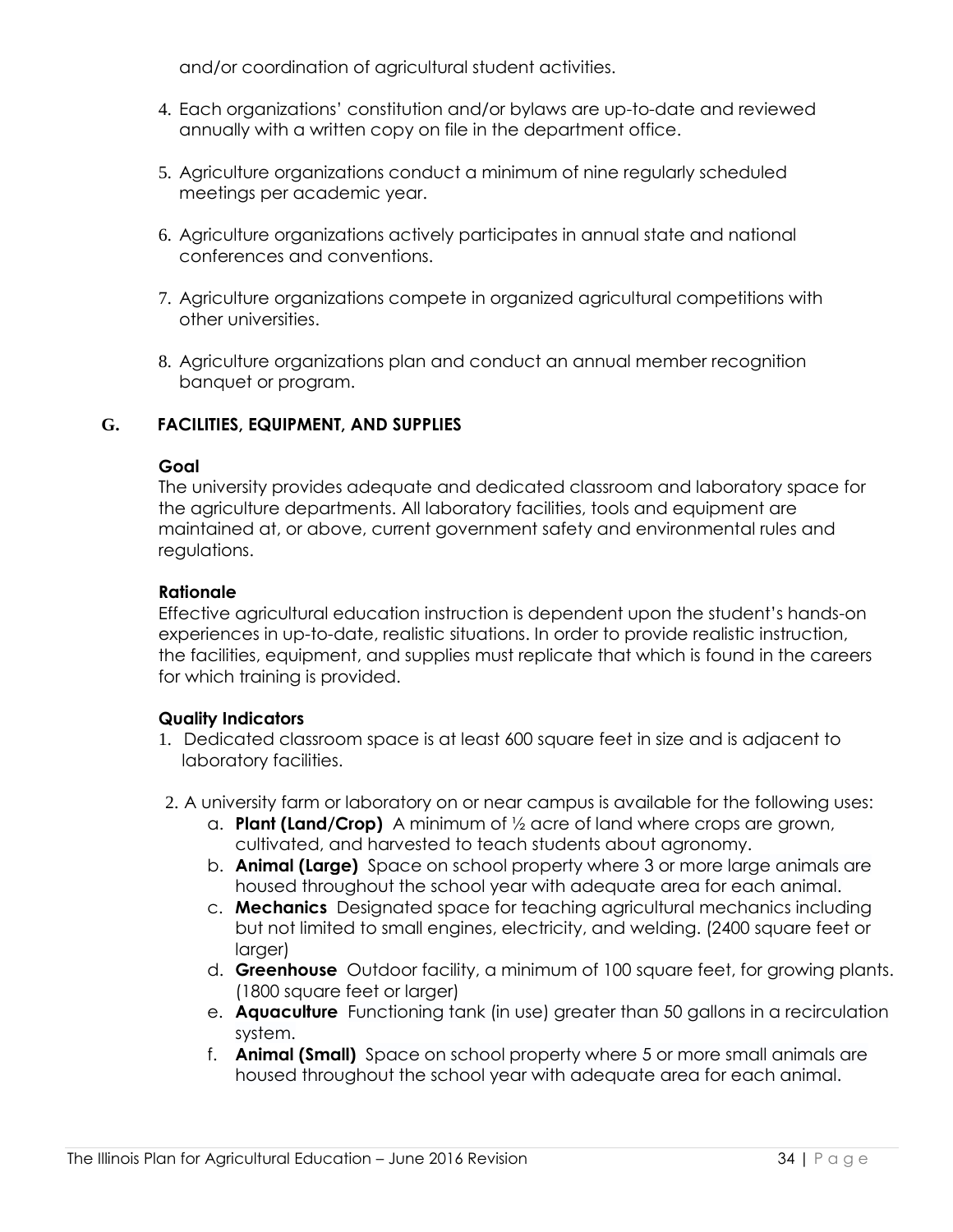and/or coordination of agricultural student activities.

4. Each organizations' constitution and/or bylaws are up-to-date and reviewed annually with a written copy on file in the department office.

5. Agriculture organizations conduct a minimum of nine regularly scheduled meetings per academic year.

6. Agriculture organizations actively participates in annual state and national conferences and conventions.

7. Agriculture organizations compete in organized agricultural competitions with other universities.

8. Agriculture organizations plan and conduct an annual member recognition banquet or program.

## G. FACILITIES, EQUIPMENT, AND SUPPLIES

**Goal**

The university provides adequate and dedicated classroom and laboratory space for the agriculture departments. All laboratory facilities, tools and equipment are maintained at, or above, current government safety and environmental rules and regulations.

**Rationale**

Effective agricultural education instruction is dependent upon the student's hands-on experiences in up-to-date, realistic situations. In order to provide realistic instruction, the facilities, equipment, and supplies must replicate that which is found in the careers for which training is provided.

**Quality Indicators**

1. Dedicated classroom space is at least 600 square feet in size and is adjacent to laboratory facilities.

2. A university farm or laboratory on or near campus is available for the following uses:
   a. **Plant (Land/Crop)** A minimum of ½ acre of land where crops are grown, cultivated, and harvested to teach students about agronomy.
   b. **Animal (Large)** Space on school property where 3 or more large animals are housed throughout the school year with adequate area for each animal.
   c. **Mechanics** Designated space for teaching agricultural mechanics including but not limited to small engines, electricity, and welding. (2400 square feet or larger)
   d. **Greenhouse** Outdoor facility, a minimum of 100 square feet, for growing plants. (1800 square feet or larger)
   e. **Aquaculture** Functioning tank (in use) greater than 50 gallons in a recirculation system.
   f. **Animal (Small)** Space on school property where 5 or more small animals are housed throughout the school year with adequate area for each animal.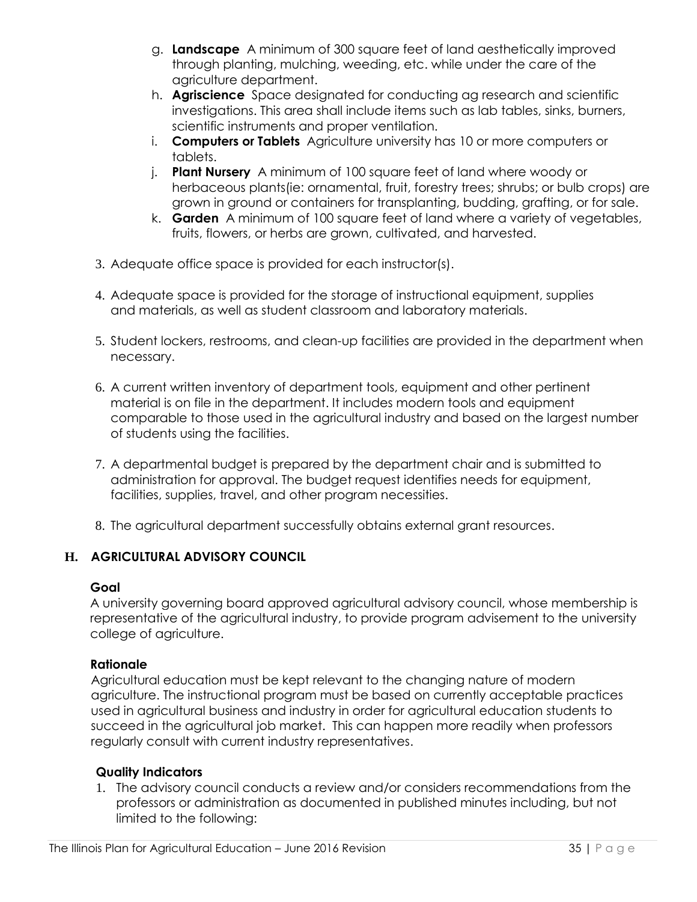g. **Landscape** A minimum of 300 square feet of land aesthetically improved through planting, mulching, weeding, etc. while under the care of the agriculture department.
h. **Agriscience** Space designated for conducting ag research and scientific investigations. This area shall include items such as lab tables, sinks, burners, scientific instruments and proper ventilation.
i. **Computers or Tablets** Agriculture university has 10 or more computers or tablets.
j. **Plant Nursery** A minimum of 100 square feet of land where woody or herbaceous plants(ie: ornamental, fruit, forestry trees; shrubs; or bulb crops) are grown in ground or containers for transplanting, budding, grafting, or for sale.
k. **Garden** A minimum of 100 square feet of land where a variety of vegetables, fruits, flowers, or herbs are grown, cultivated, and harvested.

3. Adequate office space is provided for each instructor(s).

4. Adequate space is provided for the storage of instructional equipment, supplies and materials, as well as student classroom and laboratory materials.

5. Student lockers, restrooms, and clean-up facilities are provided in the department when necessary.

6. A current written inventory of department tools, equipment and other pertinent material is on file in the department. It includes modern tools and equipment comparable to those used in the agricultural industry and based on the largest number of students using the facilities.

7. A departmental budget is prepared by the department chair and is submitted to administration for approval. The budget request identifies needs for equipment, facilities, supplies, travel, and other program necessities.

8. The agricultural department successfully obtains external grant resources.

## H. AGRICULTURAL ADVISORY COUNCIL

### Goal

A university governing board approved agricultural advisory council, whose membership is representative of the agricultural industry, to provide program advisement to the university college of agriculture.

### Rationale

Agricultural education must be kept relevant to the changing nature of modern agriculture. The instructional program must be based on currently acceptable practices used in agricultural business and industry in order for agricultural education students to succeed in the agricultural job market. This can happen more readily when professors regularly consult with current industry representatives.

### Quality Indicators

1. The advisory council conducts a review and/or considers recommendations from the professors or administration as documented in published minutes including, but not limited to the following: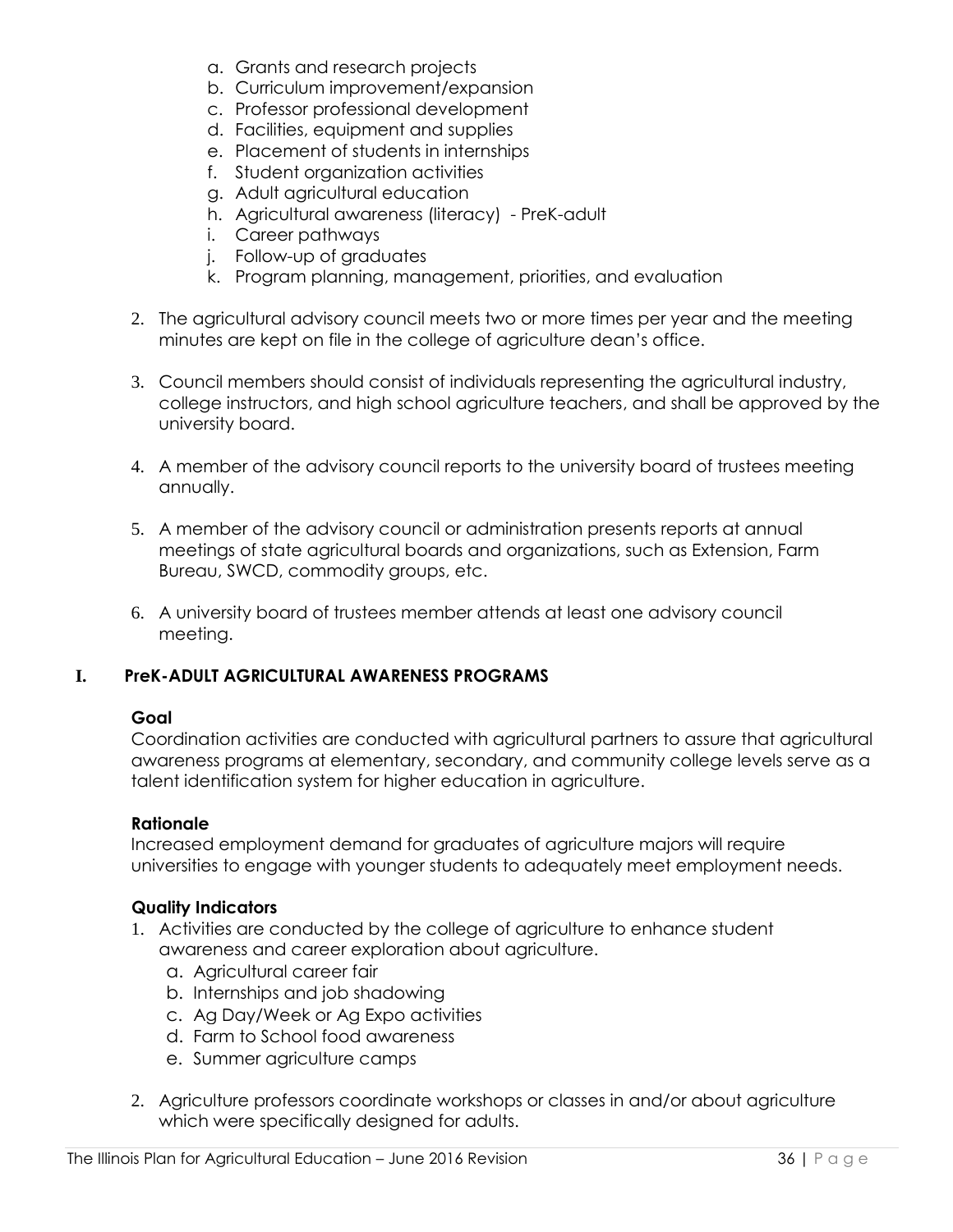a. Grants and research projects
   b. Curriculum improvement/expansion
   c. Professor professional development
   d. Facilities, equipment and supplies
   e. Placement of students in internships
   f. Student organization activities
   g. Adult agricultural education
   h. Agricultural awareness (literacy) - PreK-adult
   i. Career pathways
   j. Follow-up of graduates
   k. Program planning, management, priorities, and evaluation

2. The agricultural advisory council meets two or more times per year and the meeting minutes are kept on file in the college of agriculture dean's office.

3. Council members should consist of individuals representing the agricultural industry, college instructors, and high school agriculture teachers, and shall be approved by the university board.

4. A member of the advisory council reports to the university board of trustees meeting annually.

5. A member of the advisory council or administration presents reports at annual meetings of state agricultural boards and organizations, such as Extension, Farm Bureau, SWCD, commodity groups, etc.

6. A university board of trustees member attends at least one advisory council meeting.

## I. PreK-ADULT AGRICULTURAL AWARENESS PROGRAMS

**Goal**

Coordination activities are conducted with agricultural partners to assure that agricultural awareness programs at elementary, secondary, and community college levels serve as a talent identification system for higher education in agriculture.

**Rationale**

Increased employment demand for graduates of agriculture majors will require universities to engage with younger students to adequately meet employment needs.

**Quality Indicators**

1. Activities are conducted by the college of agriculture to enhance student awareness and career exploration about agriculture.
   a. Agricultural career fair
   b. Internships and job shadowing
   c. Ag Day/Week or Ag Expo activities
   d. Farm to School food awareness
   e. Summer agriculture camps

2. Agriculture professors coordinate workshops or classes in and/or about agriculture which were specifically designed for adults.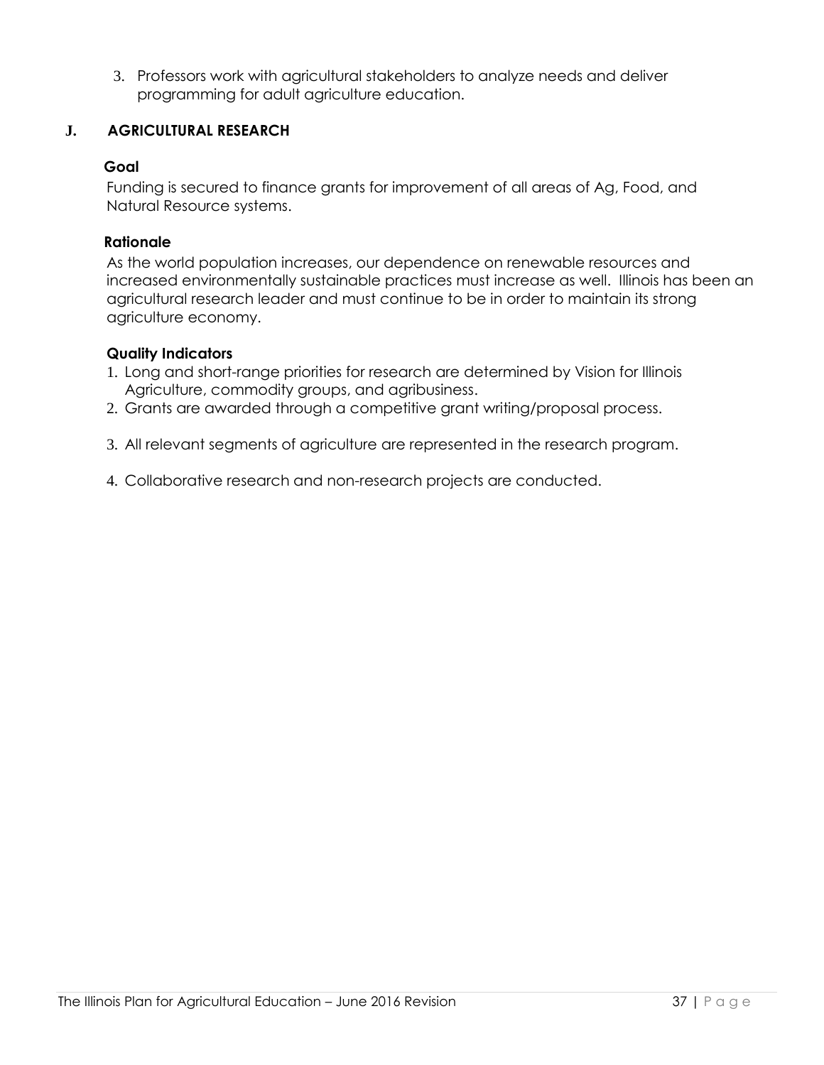3. Professors work with agricultural stakeholders to analyze needs and deliver programming for adult agriculture education.

## J. AGRICULTURAL RESEARCH

**Goal**

Funding is secured to finance grants for improvement of all areas of Ag, Food, and Natural Resource systems.

**Rationale**

As the world population increases, our dependence on renewable resources and increased environmentally sustainable practices must increase as well. Illinois has been an agricultural research leader and must continue to be in order to maintain its strong agriculture economy.

**Quality Indicators**

1. Long and short-range priorities for research are determined by Vision for Illinois Agriculture, commodity groups, and agribusiness.
2. Grants are awarded through a competitive grant writing/proposal process.
3. All relevant segments of agriculture are represented in the research program.
4. Collaborative research and non-research projects are conducted.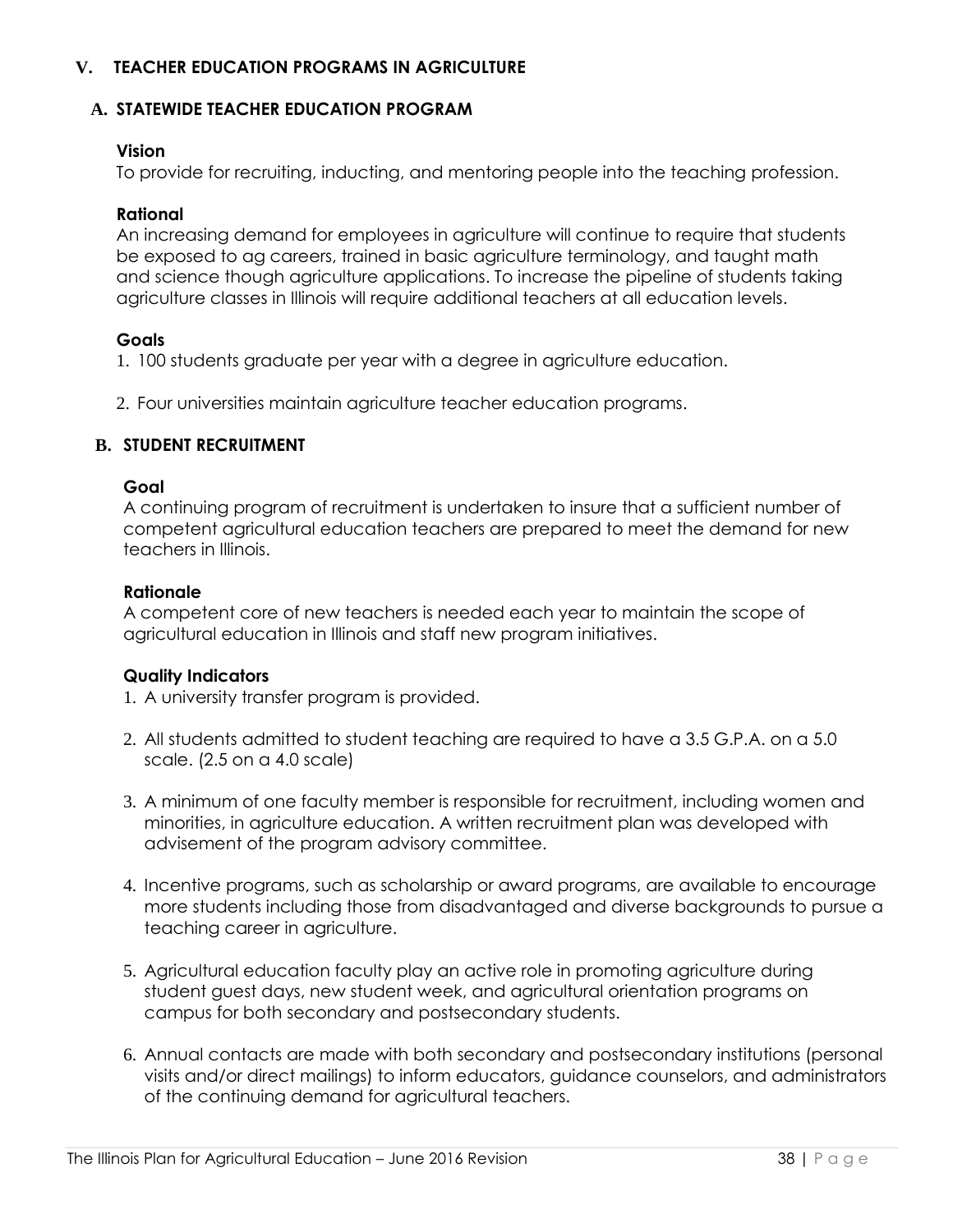## V. TEACHER EDUCATION PROGRAMS IN AGRICULTURE

### A. STATEWIDE TEACHER EDUCATION PROGRAM

**Vision**

To provide for recruiting, inducting, and mentoring people into the teaching profession.

**Rational**

An increasing demand for employees in agriculture will continue to require that students be exposed to ag careers, trained in basic agriculture terminology, and taught math and science though agriculture applications. To increase the pipeline of students taking agriculture classes in Illinois will require additional teachers at all education levels.

**Goals**

1. 100 students graduate per year with a degree in agriculture education.

2. Four universities maintain agriculture teacher education programs.

### B. STUDENT RECRUITMENT

**Goal**

A continuing program of recruitment is undertaken to insure that a sufficient number of competent agricultural education teachers are prepared to meet the demand for new teachers in Illinois.

**Rationale**

A competent core of new teachers is needed each year to maintain the scope of agricultural education in Illinois and staff new program initiatives.

**Quality Indicators**

1. A university transfer program is provided.

2. All students admitted to student teaching are required to have a 3.5 G.P.A. on a 5.0 scale. (2.5 on a 4.0 scale)

3. A minimum of one faculty member is responsible for recruitment, including women and minorities, in agriculture education. A written recruitment plan was developed with advisement of the program advisory committee.

4. Incentive programs, such as scholarship or award programs, are available to encourage more students including those from disadvantaged and diverse backgrounds to pursue a teaching career in agriculture.

5. Agricultural education faculty play an active role in promoting agriculture during student guest days, new student week, and agricultural orientation programs on campus for both secondary and postsecondary students.

6. Annual contacts are made with both secondary and postsecondary institutions (personal visits and/or direct mailings) to inform educators, guidance counselors, and administrators of the continuing demand for agricultural teachers.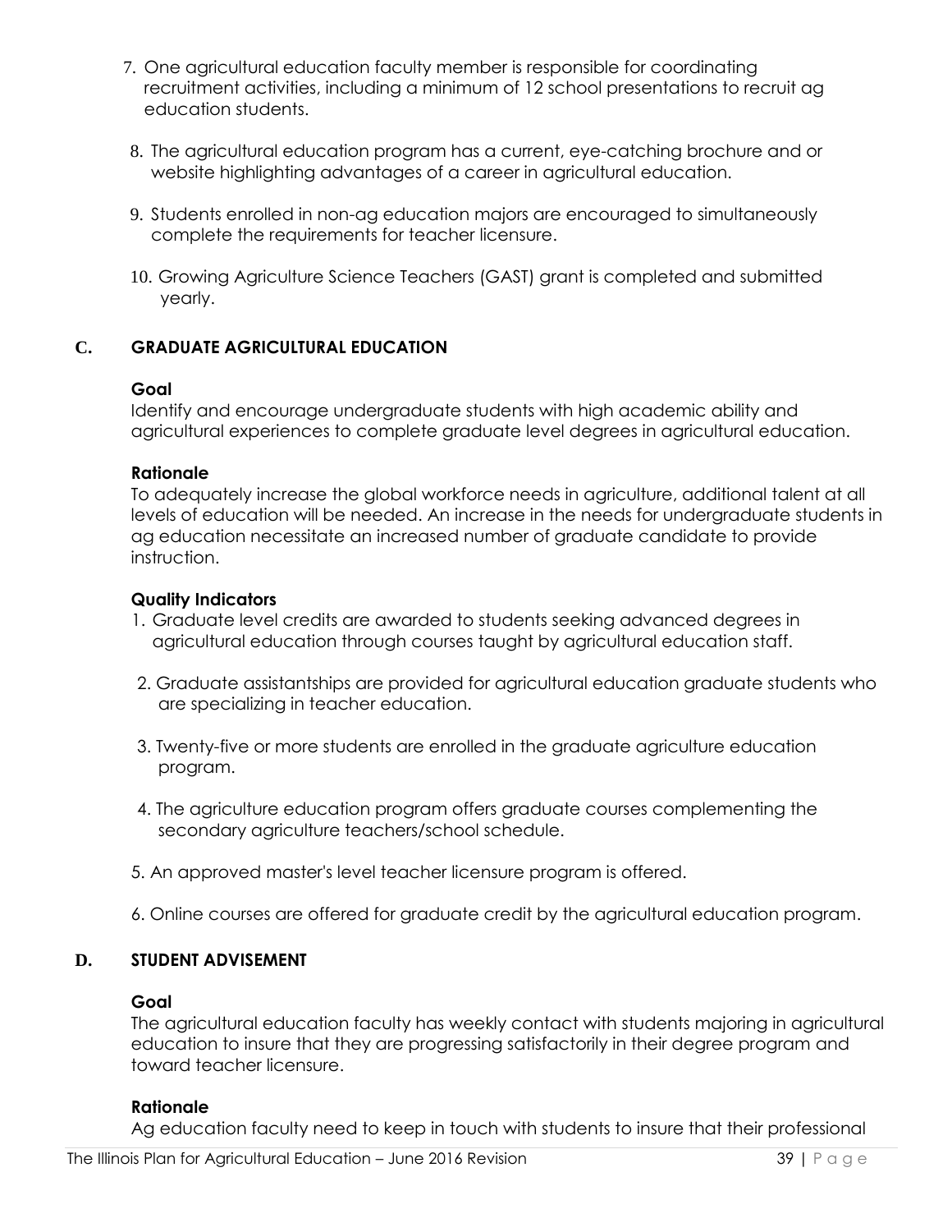7. One agricultural education faculty member is responsible for coordinating recruitment activities, including a minimum of 12 school presentations to recruit ag education students.

8. The agricultural education program has a current, eye-catching brochure and or website highlighting advantages of a career in agricultural education.

9. Students enrolled in non-ag education majors are encouraged to simultaneously complete the requirements for teacher licensure.

10. Growing Agriculture Science Teachers (GAST) grant is completed and submitted yearly.

## C. GRADUATE AGRICULTURAL EDUCATION

**Goal**

Identify and encourage undergraduate students with high academic ability and agricultural experiences to complete graduate level degrees in agricultural education.

**Rationale**

To adequately increase the global workforce needs in agriculture, additional talent at all levels of education will be needed. An increase in the needs for undergraduate students in ag education necessitate an increased number of graduate candidate to provide instruction.

**Quality Indicators**

1. Graduate level credits are awarded to students seeking advanced degrees in agricultural education through courses taught by agricultural education staff.

2. Graduate assistantships are provided for agricultural education graduate students who are specializing in teacher education.

3. Twenty-five or more students are enrolled in the graduate agriculture education program.

4. The agriculture education program offers graduate courses complementing the secondary agriculture teachers/school schedule.

5. An approved master's level teacher licensure program is offered.

6. Online courses are offered for graduate credit by the agricultural education program.

## D. STUDENT ADVISEMENT

**Goal**

The agricultural education faculty has weekly contact with students majoring in agricultural education to insure that they are progressing satisfactorily in their degree program and toward teacher licensure.

**Rationale**

Ag education faculty need to keep in touch with students to insure that their professional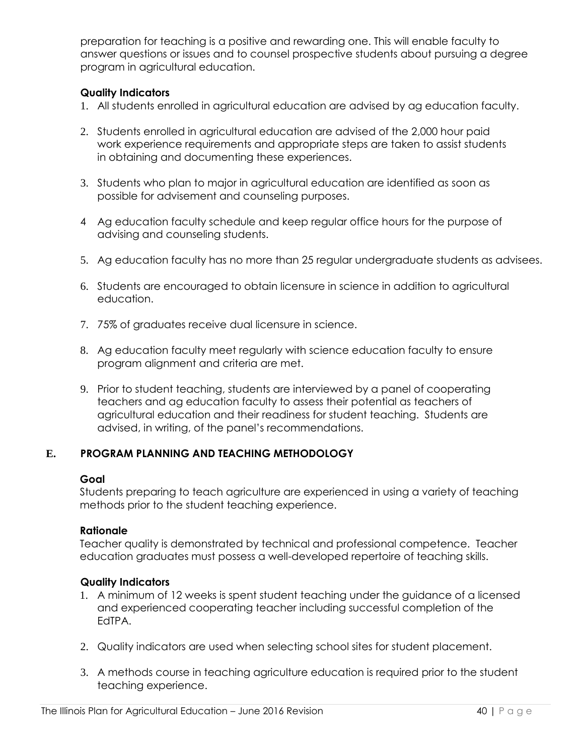preparation for teaching is a positive and rewarding one. This will enable faculty to answer questions or issues and to counsel prospective students about pursuing a degree program in agricultural education.

**Quality Indicators**

1. All students enrolled in agricultural education are advised by ag education faculty.
2. Students enrolled in agricultural education are advised of the 2,000 hour paid work experience requirements and appropriate steps are taken to assist students in obtaining and documenting these experiences.
3. Students who plan to major in agricultural education are identified as soon as possible for advisement and counseling purposes.
4. Ag education faculty schedule and keep regular office hours for the purpose of advising and counseling students.
5. Ag education faculty has no more than 25 regular undergraduate students as advisees.
6. Students are encouraged to obtain licensure in science in addition to agricultural education.
7. 75% of graduates receive dual licensure in science.
8. Ag education faculty meet regularly with science education faculty to ensure program alignment and criteria are met.
9. Prior to student teaching, students are interviewed by a panel of cooperating teachers and ag education faculty to assess their potential as teachers of agricultural education and their readiness for student teaching. Students are advised, in writing, of the panel's recommendations.

## E. PROGRAM PLANNING AND TEACHING METHODOLOGY

**Goal**

Students preparing to teach agriculture are experienced in using a variety of teaching methods prior to the student teaching experience.

**Rationale**

Teacher quality is demonstrated by technical and professional competence. Teacher education graduates must possess a well-developed repertoire of teaching skills.

**Quality Indicators**

1. A minimum of 12 weeks is spent student teaching under the guidance of a licensed and experienced cooperating teacher including successful completion of the EdTPA.
2. Quality indicators are used when selecting school sites for student placement.
3. A methods course in teaching agriculture education is required prior to the student teaching experience.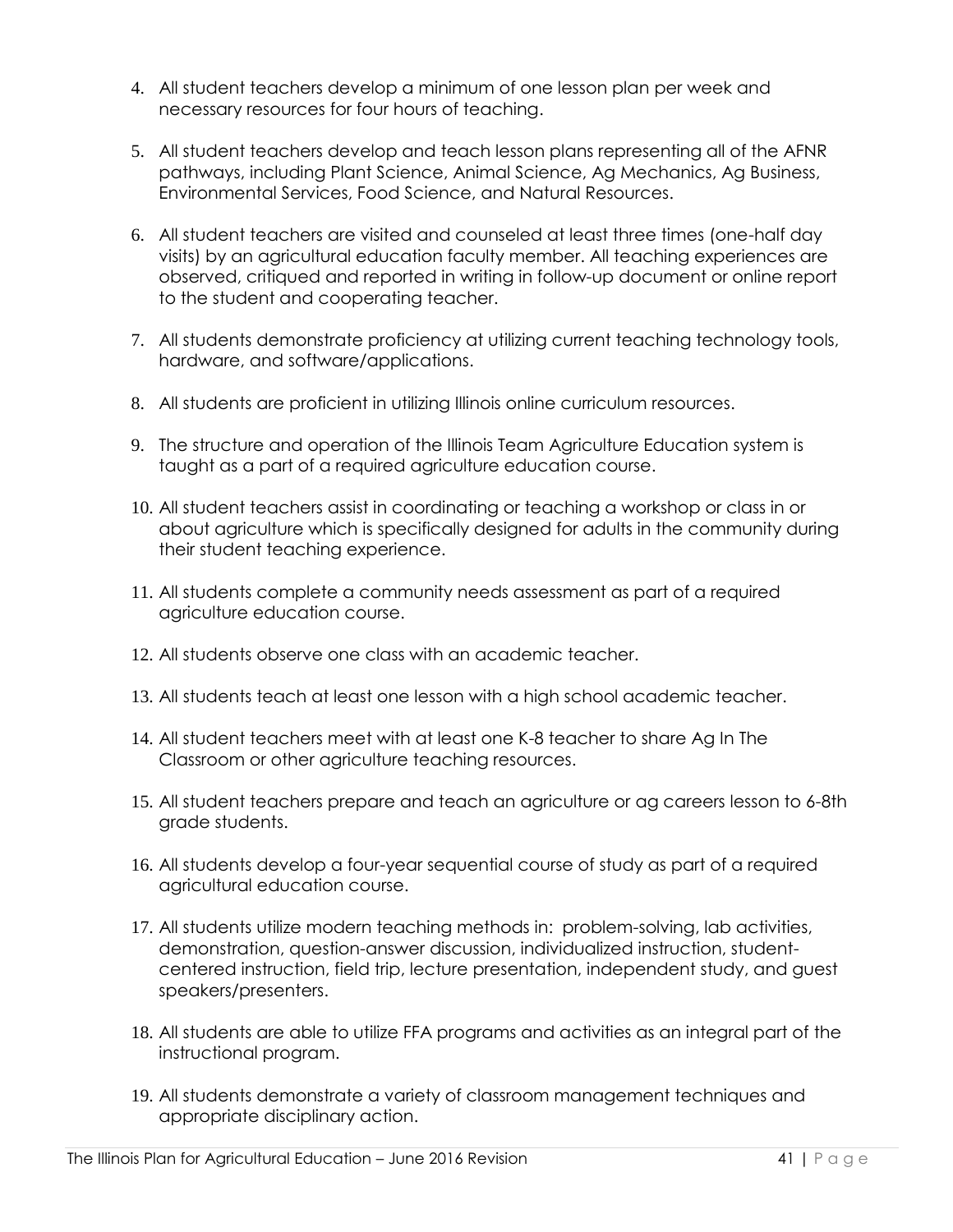4. All student teachers develop a minimum of one lesson plan per week and necessary resources for four hours of teaching.

5. All student teachers develop and teach lesson plans representing all of the AFNR pathways, including Plant Science, Animal Science, Ag Mechanics, Ag Business, Environmental Services, Food Science, and Natural Resources.

6. All student teachers are visited and counseled at least three times (one-half day visits) by an agricultural education faculty member. All teaching experiences are observed, critiqued and reported in writing in follow-up document or online report to the student and cooperating teacher.

7. All students demonstrate proficiency at utilizing current teaching technology tools, hardware, and software/applications.

8. All students are proficient in utilizing Illinois online curriculum resources.

9. The structure and operation of the Illinois Team Agriculture Education system is taught as a part of a required agriculture education course.

10. All student teachers assist in coordinating or teaching a workshop or class in or about agriculture which is specifically designed for adults in the community during their student teaching experience.

11. All students complete a community needs assessment as part of a required agriculture education course.

12. All students observe one class with an academic teacher.

13. All students teach at least one lesson with a high school academic teacher.

14. All student teachers meet with at least one K-8 teacher to share Ag In The Classroom or other agriculture teaching resources.

15. All student teachers prepare and teach an agriculture or ag careers lesson to 6-8th grade students.

16. All students develop a four-year sequential course of study as part of a required agricultural education course.

17. All students utilize modern teaching methods in: problem-solving, lab activities, demonstration, question-answer discussion, individualized instruction, student-centered instruction, field trip, lecture presentation, independent study, and guest speakers/presenters.

18. All students are able to utilize FFA programs and activities as an integral part of the instructional program.

19. All students demonstrate a variety of classroom management techniques and appropriate disciplinary action.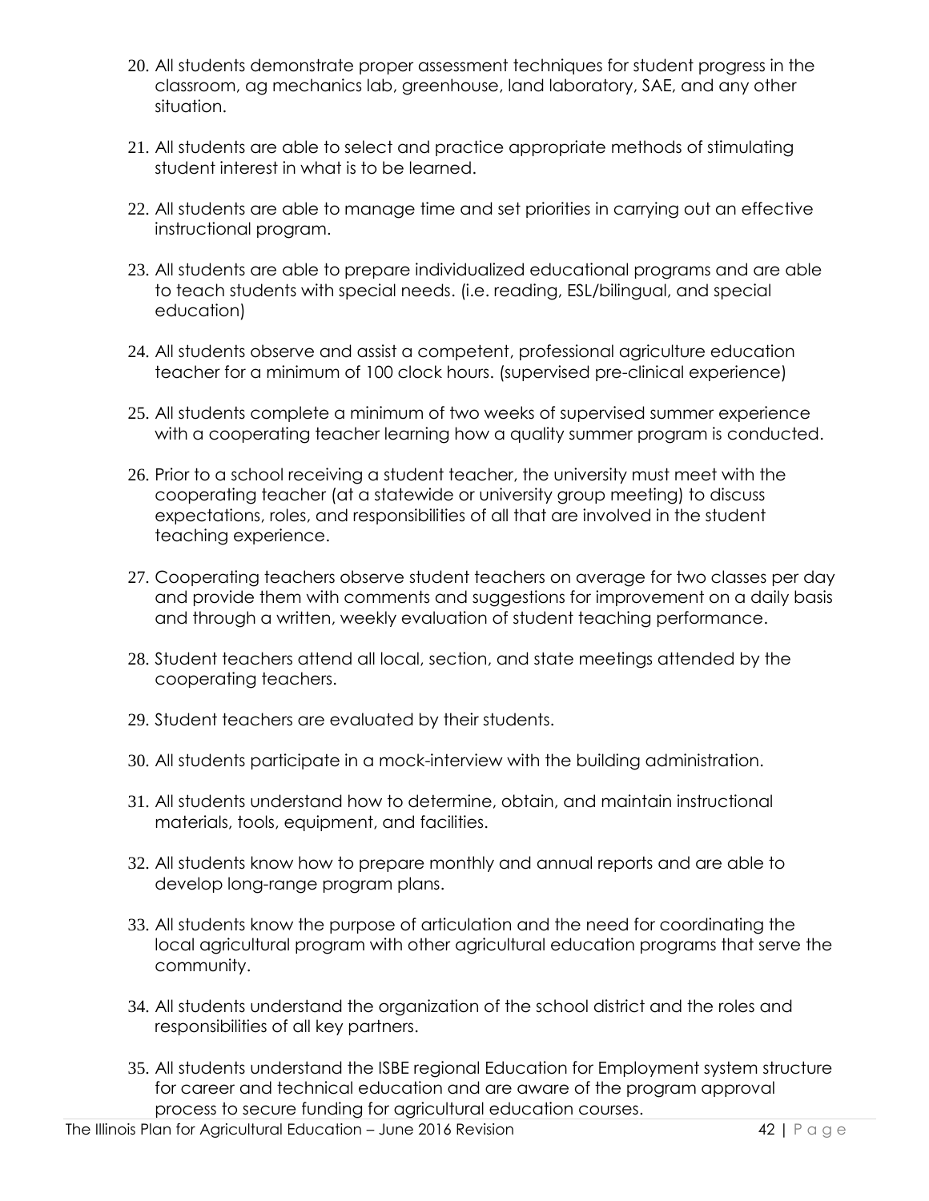20. All students demonstrate proper assessment techniques for student progress in the classroom, ag mechanics lab, greenhouse, land laboratory, SAE, and any other situation.

21. All students are able to select and practice appropriate methods of stimulating student interest in what is to be learned.

22. All students are able to manage time and set priorities in carrying out an effective instructional program.

23. All students are able to prepare individualized educational programs and are able to teach students with special needs. (i.e. reading, ESL/bilingual, and special education)

24. All students observe and assist a competent, professional agriculture education teacher for a minimum of 100 clock hours. (supervised pre-clinical experience)

25. All students complete a minimum of two weeks of supervised summer experience with a cooperating teacher learning how a quality summer program is conducted.

26. Prior to a school receiving a student teacher, the university must meet with the cooperating teacher (at a statewide or university group meeting) to discuss expectations, roles, and responsibilities of all that are involved in the student teaching experience.

27. Cooperating teachers observe student teachers on average for two classes per day and provide them with comments and suggestions for improvement on a daily basis and through a written, weekly evaluation of student teaching performance.

28. Student teachers attend all local, section, and state meetings attended by the cooperating teachers.

29. Student teachers are evaluated by their students.

30. All students participate in a mock-interview with the building administration.

31. All students understand how to determine, obtain, and maintain instructional materials, tools, equipment, and facilities.

32. All students know how to prepare monthly and annual reports and are able to develop long-range program plans.

33. All students know the purpose of articulation and the need for coordinating the local agricultural program with other agricultural education programs that serve the community.

34. All students understand the organization of the school district and the roles and responsibilities of all key partners.

35. All students understand the ISBE regional Education for Employment system structure for career and technical education and are aware of the program approval process to secure funding for agricultural education courses.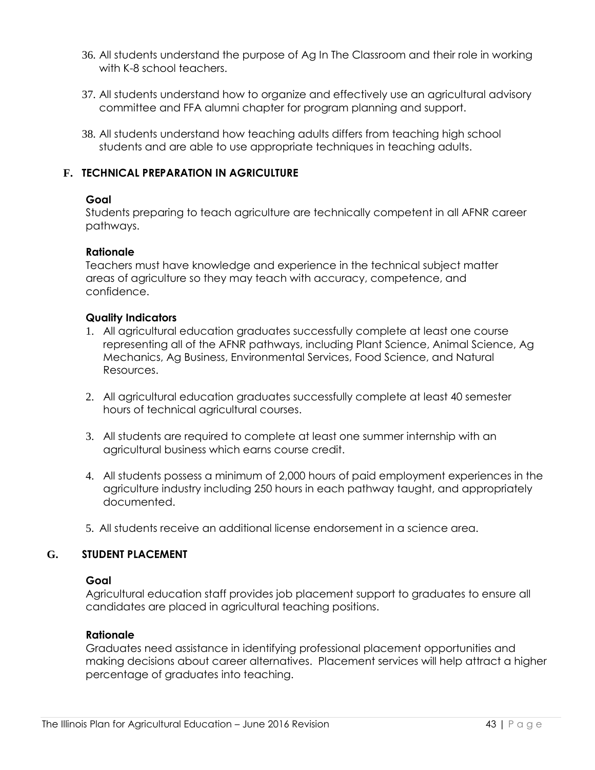36. All students understand the purpose of Ag In The Classroom and their role in working with K-8 school teachers.

37. All students understand how to organize and effectively use an agricultural advisory committee and FFA alumni chapter for program planning and support.

38. All students understand how teaching adults differs from teaching high school students and are able to use appropriate techniques in teaching adults.

## F. TECHNICAL PREPARATION IN AGRICULTURE

**Goal**

Students preparing to teach agriculture are technically competent in all AFNR career pathways.

**Rationale**

Teachers must have knowledge and experience in the technical subject matter areas of agriculture so they may teach with accuracy, competence, and confidence.

**Quality Indicators**

1. All agricultural education graduates successfully complete at least one course representing all of the AFNR pathways, including Plant Science, Animal Science, Ag Mechanics, Ag Business, Environmental Services, Food Science, and Natural Resources.

2. All agricultural education graduates successfully complete at least 40 semester hours of technical agricultural courses.

3. All students are required to complete at least one summer internship with an agricultural business which earns course credit.

4. All students possess a minimum of 2,000 hours of paid employment experiences in the agriculture industry including 250 hours in each pathway taught, and appropriately documented.

5. All students receive an additional license endorsement in a science area.

## G. STUDENT PLACEMENT

**Goal**

Agricultural education staff provides job placement support to graduates to ensure all candidates are placed in agricultural teaching positions.

**Rationale**

Graduates need assistance in identifying professional placement opportunities and making decisions about career alternatives. Placement services will help attract a higher percentage of graduates into teaching.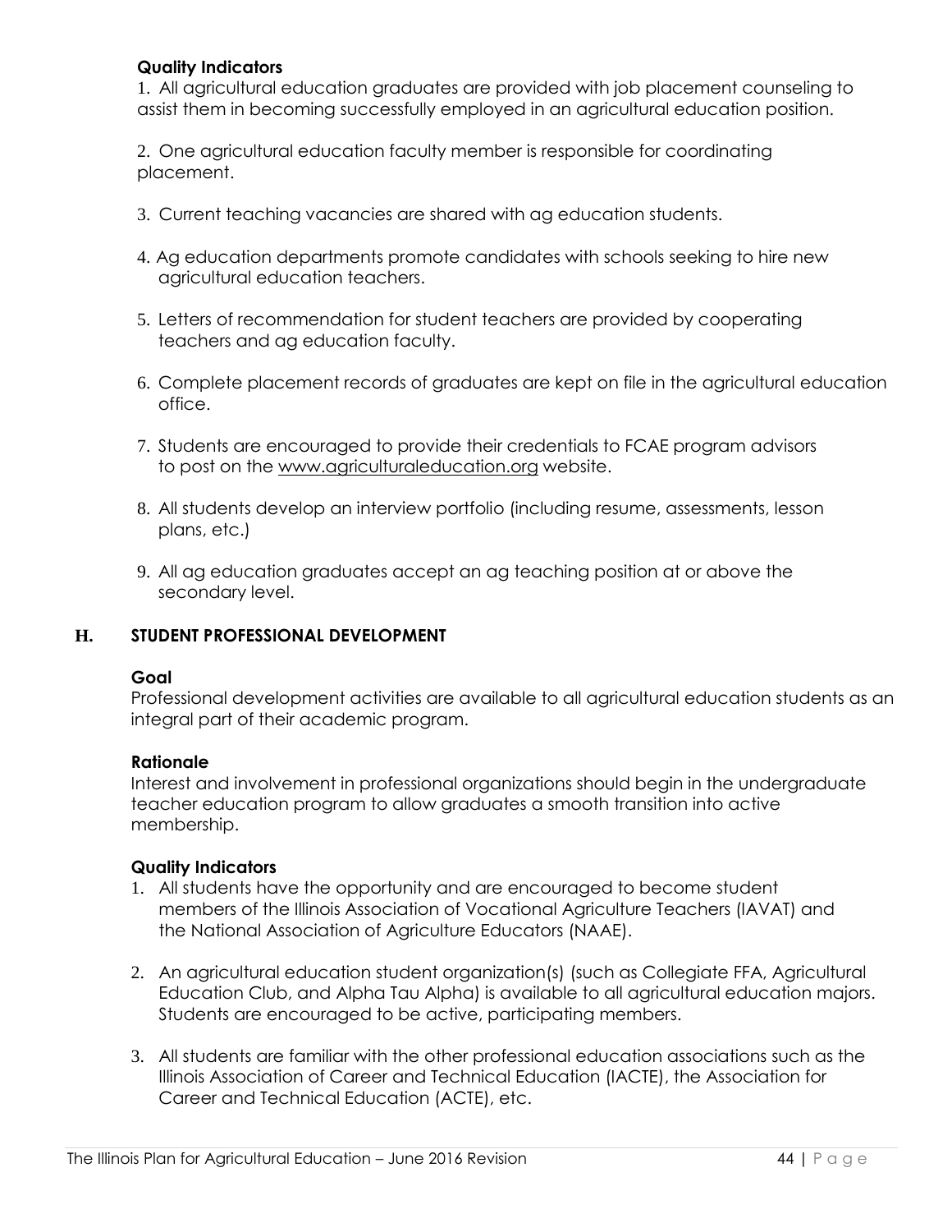**Quality Indicators**

1. All agricultural education graduates are provided with job placement counseling to assist them in becoming successfully employed in an agricultural education position.

2. One agricultural education faculty member is responsible for coordinating placement.

3. Current teaching vacancies are shared with ag education students.

4. Ag education departments promote candidates with schools seeking to hire new agricultural education teachers.

5. Letters of recommendation for student teachers are provided by cooperating teachers and ag education faculty.

6. Complete placement records of graduates are kept on file in the agricultural education office.

7. Students are encouraged to provide their credentials to FCAE program advisors to post on the www.agriculturaleducation.org website.

8. All students develop an interview portfolio (including resume, assessments, lesson plans, etc.)

9. All ag education graduates accept an ag teaching position at or above the secondary level.

## H. STUDENT PROFESSIONAL DEVELOPMENT

**Goal**

Professional development activities are available to all agricultural education students as an integral part of their academic program.

**Rationale**

Interest and involvement in professional organizations should begin in the undergraduate teacher education program to allow graduates a smooth transition into active membership.

**Quality Indicators**

1. All students have the opportunity and are encouraged to become student members of the Illinois Association of Vocational Agriculture Teachers (IAVAT) and the National Association of Agriculture Educators (NAAE).

2. An agricultural education student organization(s) (such as Collegiate FFA, Agricultural Education Club, and Alpha Tau Alpha) is available to all agricultural education majors. Students are encouraged to be active, participating members.

3. All students are familiar with the other professional education associations such as the Illinois Association of Career and Technical Education (IACTE), the Association for Career and Technical Education (ACTE), etc.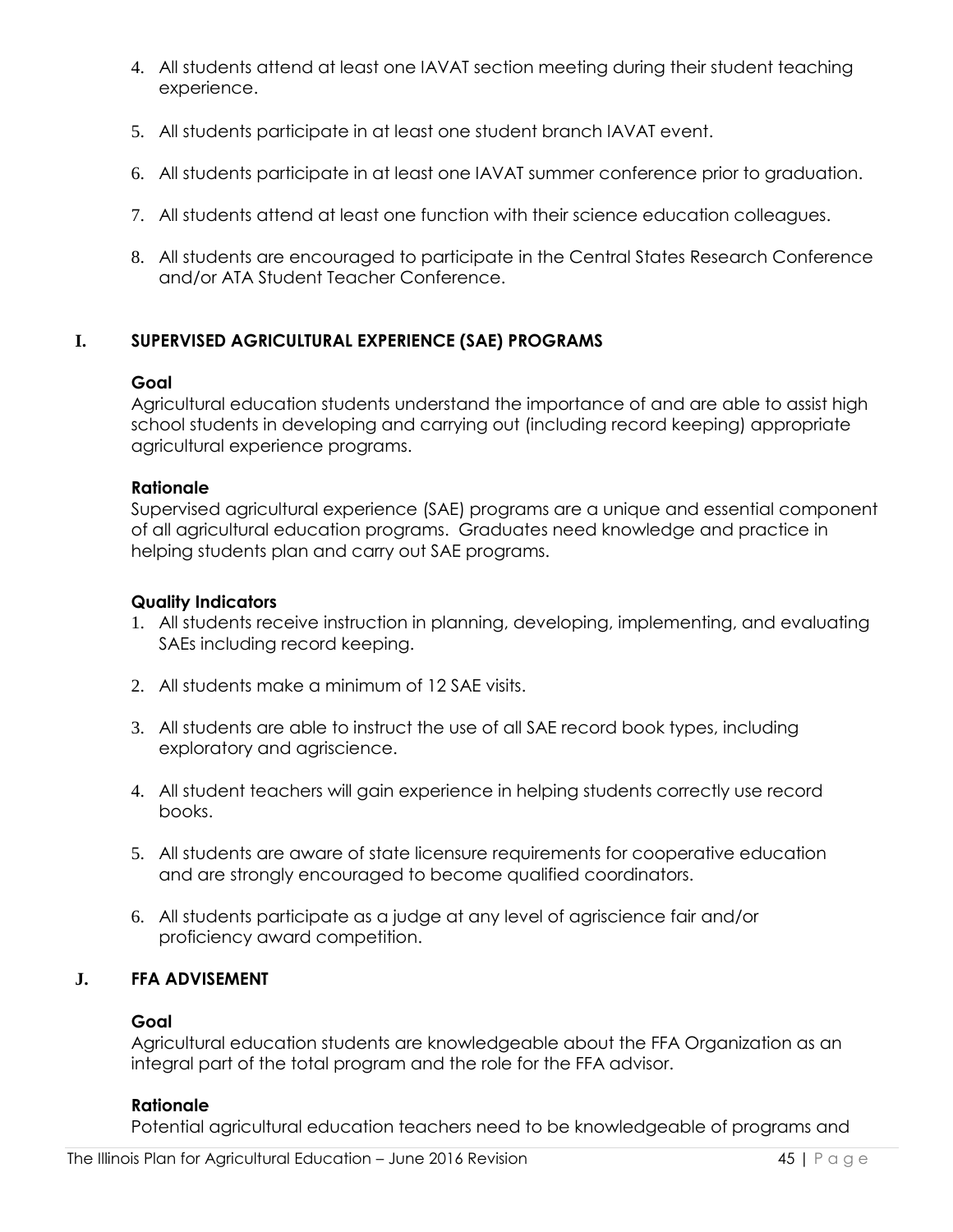4. All students attend at least one IAVAT section meeting during their student teaching experience.

5. All students participate in at least one student branch IAVAT event.

6. All students participate in at least one IAVAT summer conference prior to graduation.

7. All students attend at least one function with their science education colleagues.

8. All students are encouraged to participate in the Central States Research Conference and/or ATA Student Teacher Conference.

## I. SUPERVISED AGRICULTURAL EXPERIENCE (SAE) PROGRAMS

**Goal**

Agricultural education students understand the importance of and are able to assist high school students in developing and carrying out (including record keeping) appropriate agricultural experience programs.

**Rationale**

Supervised agricultural experience (SAE) programs are a unique and essential component of all agricultural education programs. Graduates need knowledge and practice in helping students plan and carry out SAE programs.

**Quality Indicators**

1. All students receive instruction in planning, developing, implementing, and evaluating SAEs including record keeping.

2. All students make a minimum of 12 SAE visits.

3. All students are able to instruct the use of all SAE record book types, including exploratory and agriscience.

4. All student teachers will gain experience in helping students correctly use record books.

5. All students are aware of state licensure requirements for cooperative education and are strongly encouraged to become qualified coordinators.

6. All students participate as a judge at any level of agriscience fair and/or proficiency award competition.

## J. FFA ADVISEMENT

**Goal**

Agricultural education students are knowledgeable about the FFA Organization as an integral part of the total program and the role for the FFA advisor.

**Rationale**

Potential agricultural education teachers need to be knowledgeable of programs and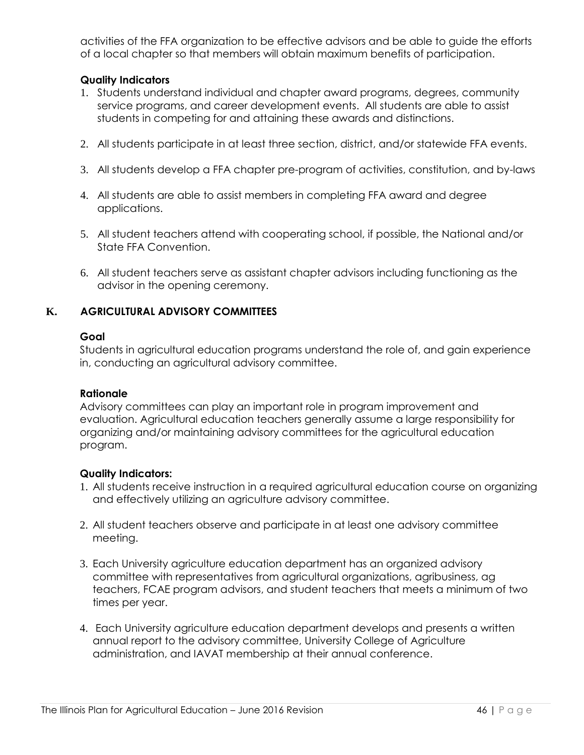activities of the FFA organization to be effective advisors and be able to guide the efforts of a local chapter so that members will obtain maximum benefits of participation.

**Quality Indicators**

1. Students understand individual and chapter award programs, degrees, community service programs, and career development events. All students are able to assist students in competing for and attaining these awards and distinctions.

2. All students participate in at least three section, district, and/or statewide FFA events.

3. All students develop a FFA chapter pre-program of activities, constitution, and by-laws

4. All students are able to assist members in completing FFA award and degree applications.

5. All student teachers attend with cooperating school, if possible, the National and/or State FFA Convention.

6. All student teachers serve as assistant chapter advisors including functioning as the advisor in the opening ceremony.

## K. AGRICULTURAL ADVISORY COMMITTEES

**Goal**

Students in agricultural education programs understand the role of, and gain experience in, conducting an agricultural advisory committee.

**Rationale**

Advisory committees can play an important role in program improvement and evaluation. Agricultural education teachers generally assume a large responsibility for organizing and/or maintaining advisory committees for the agricultural education program.

**Quality Indicators:**

1. All students receive instruction in a required agricultural education course on organizing and effectively utilizing an agriculture advisory committee.

2. All student teachers observe and participate in at least one advisory committee meeting.

3. Each University agriculture education department has an organized advisory committee with representatives from agricultural organizations, agribusiness, ag teachers, FCAE program advisors, and student teachers that meets a minimum of two times per year.

4. Each University agriculture education department develops and presents a written annual report to the advisory committee, University College of Agriculture administration, and IAVAT membership at their annual conference.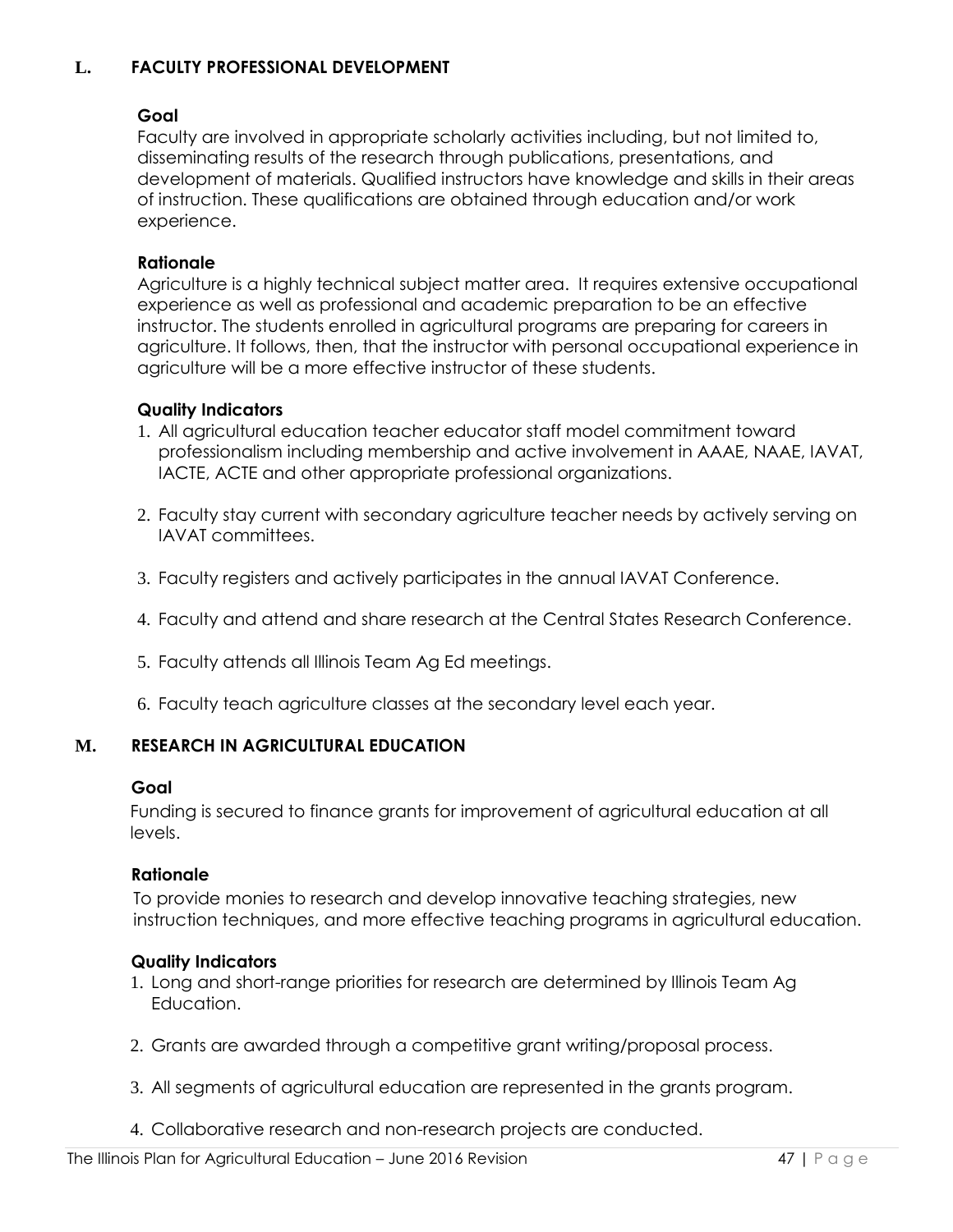## L. FACULTY PROFESSIONAL DEVELOPMENT

### Goal

Faculty are involved in appropriate scholarly activities including, but not limited to, disseminating results of the research through publications, presentations, and development of materials. Qualified instructors have knowledge and skills in their areas of instruction. These qualifications are obtained through education and/or work experience.

### Rationale

Agriculture is a highly technical subject matter area. It requires extensive occupational experience as well as professional and academic preparation to be an effective instructor. The students enrolled in agricultural programs are preparing for careers in agriculture. It follows, then, that the instructor with personal occupational experience in agriculture will be a more effective instructor of these students.

### Quality Indicators

1. All agricultural education teacher educator staff model commitment toward professionalism including membership and active involvement in AAAE, NAAE, IAVAT, IACTE, ACTE and other appropriate professional organizations.

2. Faculty stay current with secondary agriculture teacher needs by actively serving on IAVAT committees.

3. Faculty registers and actively participates in the annual IAVAT Conference.

4. Faculty and attend and share research at the Central States Research Conference.

5. Faculty attends all Illinois Team Ag Ed meetings.

6. Faculty teach agriculture classes at the secondary level each year.

## M. RESEARCH IN AGRICULTURAL EDUCATION

### Goal

Funding is secured to finance grants for improvement of agricultural education at all levels.

### Rationale

To provide monies to research and develop innovative teaching strategies, new instruction techniques, and more effective teaching programs in agricultural education.

### Quality Indicators

1. Long and short-range priorities for research are determined by Illinois Team Ag Education.

2. Grants are awarded through a competitive grant writing/proposal process.

3. All segments of agricultural education are represented in the grants program.

4. Collaborative research and non-research projects are conducted.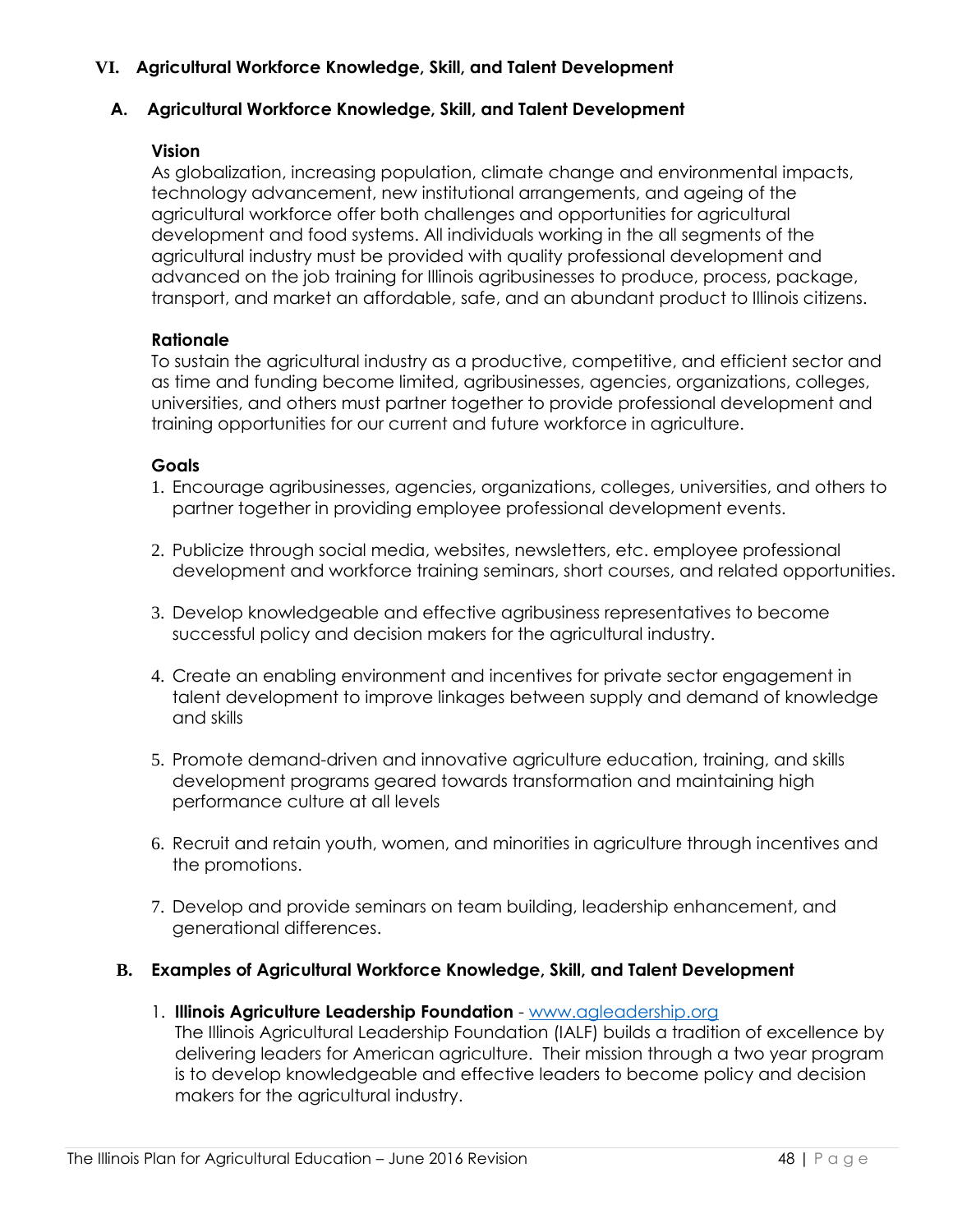## VI. Agricultural Workforce Knowledge, Skill, and Talent Development

### A. Agricultural Workforce Knowledge, Skill, and Talent Development

**Vision**

As globalization, increasing population, climate change and environmental impacts, technology advancement, new institutional arrangements, and ageing of the agricultural workforce offer both challenges and opportunities for agricultural development and food systems. All individuals working in the all segments of the agricultural industry must be provided with quality professional development and advanced on the job training for Illinois agribusinesses to produce, process, package, transport, and market an affordable, safe, and an abundant product to Illinois citizens.

**Rationale**

To sustain the agricultural industry as a productive, competitive, and efficient sector and as time and funding become limited, agribusinesses, agencies, organizations, colleges, universities, and others must partner together to provide professional development and training opportunities for our current and future workforce in agriculture.

**Goals**

1. Encourage agribusinesses, agencies, organizations, colleges, universities, and others to partner together in providing employee professional development events.

2. Publicize through social media, websites, newsletters, etc. employee professional development and workforce training seminars, short courses, and related opportunities.

3. Develop knowledgeable and effective agribusiness representatives to become successful policy and decision makers for the agricultural industry.

4. Create an enabling environment and incentives for private sector engagement in talent development to improve linkages between supply and demand of knowledge and skills

5. Promote demand-driven and innovative agriculture education, training, and skills development programs geared towards transformation and maintaining high performance culture at all levels

6. Recruit and retain youth, women, and minorities in agriculture through incentives and the promotions.

7. Develop and provide seminars on team building, leadership enhancement, and generational differences.

### B. Examples of Agricultural Workforce Knowledge, Skill, and Talent Development

1. **Illinois Agriculture Leadership Foundation** - www.agleadership.org
   The Illinois Agricultural Leadership Foundation (IALF) builds a tradition of excellence by delivering leaders for American agriculture. Their mission through a two year program is to develop knowledgeable and effective leaders to become policy and decision makers for the agricultural industry.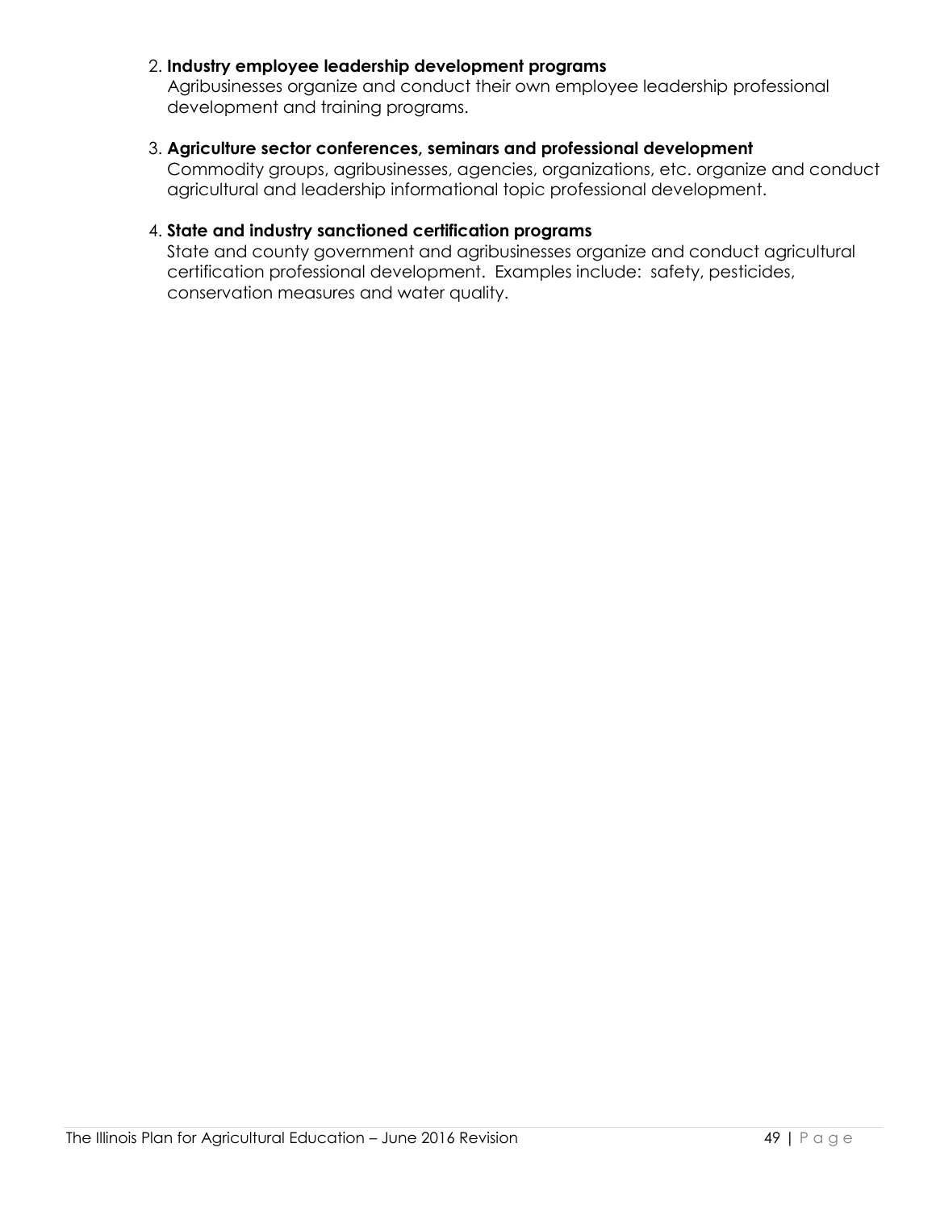2. **Industry employee leadership development programs**
   Agribusinesses organize and conduct their own employee leadership professional development and training programs.

3. **Agriculture sector conferences, seminars and professional development**
   Commodity groups, agribusinesses, agencies, organizations, etc. organize and conduct agricultural and leadership informational topic professional development.

4. **State and industry sanctioned certification programs**
   State and county government and agribusinesses organize and conduct agricultural certification professional development. Examples include: safety, pesticides, conservation measures and water quality.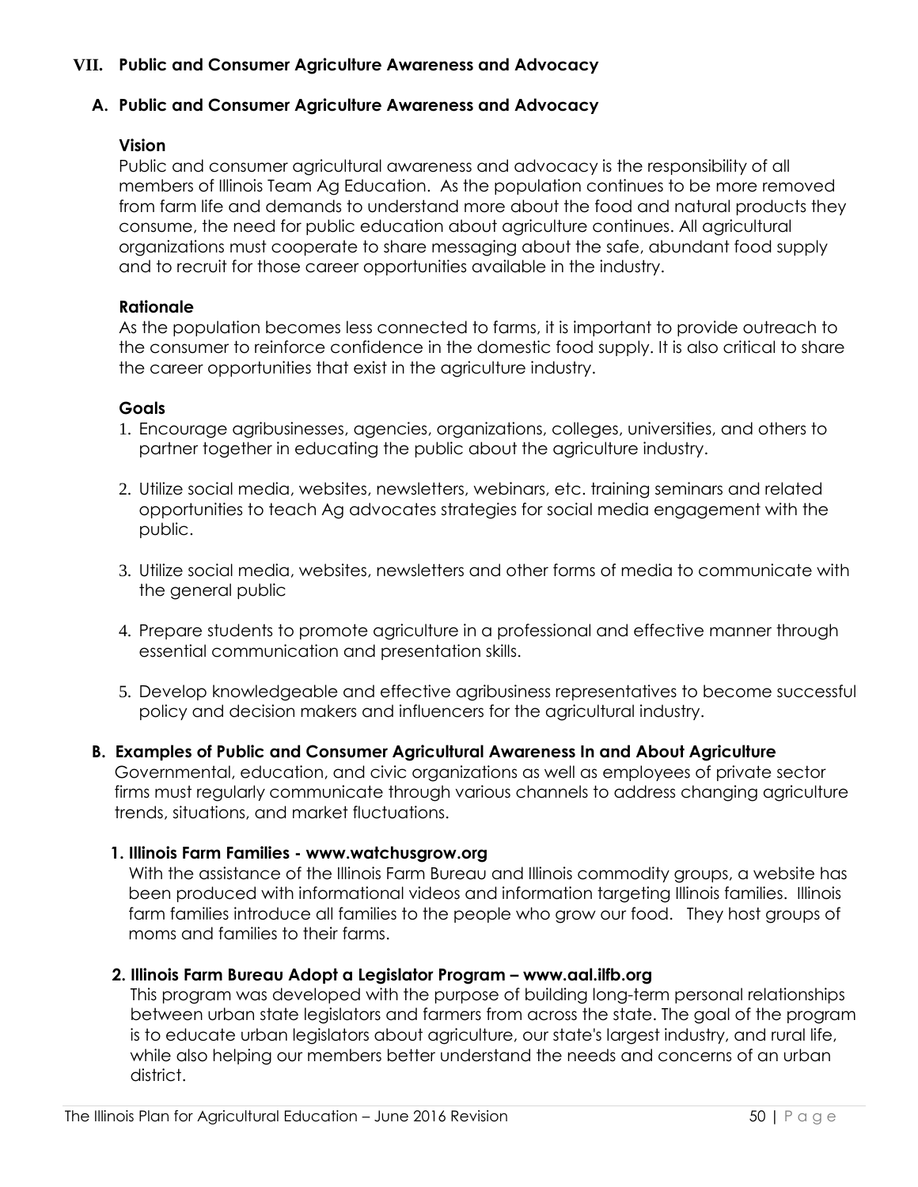## VII. Public and Consumer Agriculture Awareness and Advocacy

### A. Public and Consumer Agriculture Awareness and Advocacy

**Vision**

Public and consumer agricultural awareness and advocacy is the responsibility of all members of Illinois Team Ag Education. As the population continues to be more removed from farm life and demands to understand more about the food and natural products they consume, the need for public education about agriculture continues. All agricultural organizations must cooperate to share messaging about the safe, abundant food supply and to recruit for those career opportunities available in the industry.

**Rationale**

As the population becomes less connected to farms, it is important to provide outreach to the consumer to reinforce confidence in the domestic food supply. It is also critical to share the career opportunities that exist in the agriculture industry.

**Goals**

1. Encourage agribusinesses, agencies, organizations, colleges, universities, and others to partner together in educating the public about the agriculture industry.

2. Utilize social media, websites, newsletters, webinars, etc. training seminars and related opportunities to teach Ag advocates strategies for social media engagement with the public.

3. Utilize social media, websites, newsletters and other forms of media to communicate with the general public

4. Prepare students to promote agriculture in a professional and effective manner through essential communication and presentation skills.

5. Develop knowledgeable and effective agribusiness representatives to become successful policy and decision makers and influencers for the agricultural industry.

### B. Examples of Public and Consumer Agricultural Awareness In and About Agriculture

Governmental, education, and civic organizations as well as employees of private sector firms must regularly communicate through various channels to address changing agriculture trends, situations, and market fluctuations.

**1. Illinois Farm Families - www.watchusgrow.org**

With the assistance of the Illinois Farm Bureau and Illinois commodity groups, a website has been produced with informational videos and information targeting Illinois families. Illinois farm families introduce all families to the people who grow our food. They host groups of moms and families to their farms.

**2. Illinois Farm Bureau Adopt a Legislator Program – www.aal.ilfb.org**

This program was developed with the purpose of building long-term personal relationships between urban state legislators and farmers from across the state. The goal of the program is to educate urban legislators about agriculture, our state's largest industry, and rural life, while also helping our members better understand the needs and concerns of an urban district.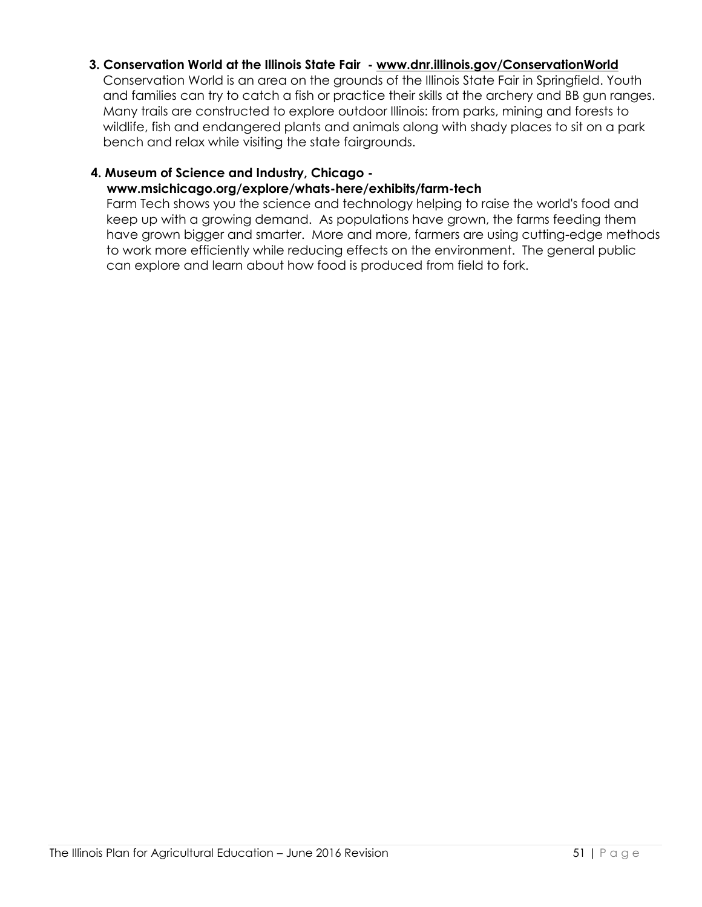**3. Conservation World at the Illinois State Fair - www.dnr.illinois.gov/ConservationWorld**

Conservation World is an area on the grounds of the Illinois State Fair in Springfield. Youth and families can try to catch a fish or practice their skills at the archery and BB gun ranges. Many trails are constructed to explore outdoor Illinois: from parks, mining and forests to wildlife, fish and endangered plants and animals along with shady places to sit on a park bench and relax while visiting the state fairgrounds.

**4. Museum of Science and Industry, Chicago - www.msichicago.org/explore/whats-here/exhibits/farm-tech**

Farm Tech shows you the science and technology helping to raise the world's food and keep up with a growing demand. As populations have grown, the farms feeding them have grown bigger and smarter. More and more, farmers are using cutting-edge methods to work more efficiently while reducing effects on the environment. The general public can explore and learn about how food is produced from field to fork.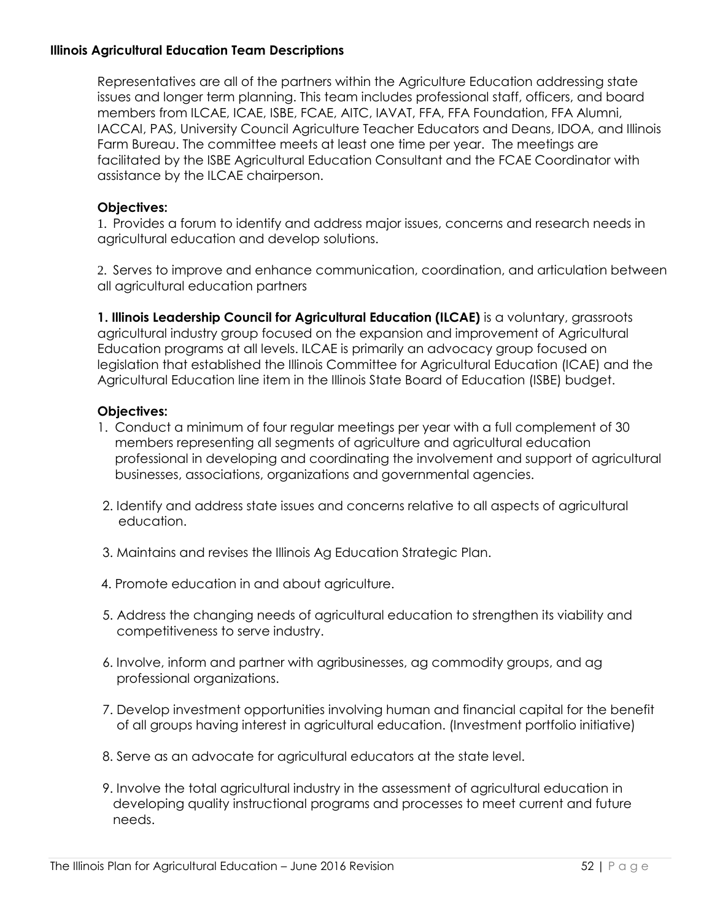**Illinois Agricultural Education Team Descriptions**

Representatives are all of the partners within the Agriculture Education addressing state issues and longer term planning. This team includes professional staff, officers, and board members from ILCAE, ICAE, ISBE, FCAE, AITC, IAVAT, FFA, FFA Foundation, FFA Alumni, IACCAI, PAS, University Council Agriculture Teacher Educators and Deans, IDOA, and Illinois Farm Bureau. The committee meets at least one time per year. The meetings are facilitated by the ISBE Agricultural Education Consultant and the FCAE Coordinator with assistance by the ILCAE chairperson.

**Objectives:**

1. Provides a forum to identify and address major issues, concerns and research needs in agricultural education and develop solutions.

2. Serves to improve and enhance communication, coordination, and articulation between all agricultural education partners

**1. Illinois Leadership Council for Agricultural Education (ILCAE)** is a voluntary, grassroots agricultural industry group focused on the expansion and improvement of Agricultural Education programs at all levels. ILCAE is primarily an advocacy group focused on legislation that established the Illinois Committee for Agricultural Education (ICAE) and the Agricultural Education line item in the Illinois State Board of Education (ISBE) budget.

**Objectives:**

1. Conduct a minimum of four regular meetings per year with a full complement of 30 members representing all segments of agriculture and agricultural education professional in developing and coordinating the involvement and support of agricultural businesses, associations, organizations and governmental agencies.

2. Identify and address state issues and concerns relative to all aspects of agricultural education.

3. Maintains and revises the Illinois Ag Education Strategic Plan.

4. Promote education in and about agriculture.

5. Address the changing needs of agricultural education to strengthen its viability and competitiveness to serve industry.

6. Involve, inform and partner with agribusinesses, ag commodity groups, and ag professional organizations.

7. Develop investment opportunities involving human and financial capital for the benefit of all groups having interest in agricultural education. (Investment portfolio initiative)

8. Serve as an advocate for agricultural educators at the state level.

9. Involve the total agricultural industry in the assessment of agricultural education in developing quality instructional programs and processes to meet current and future needs.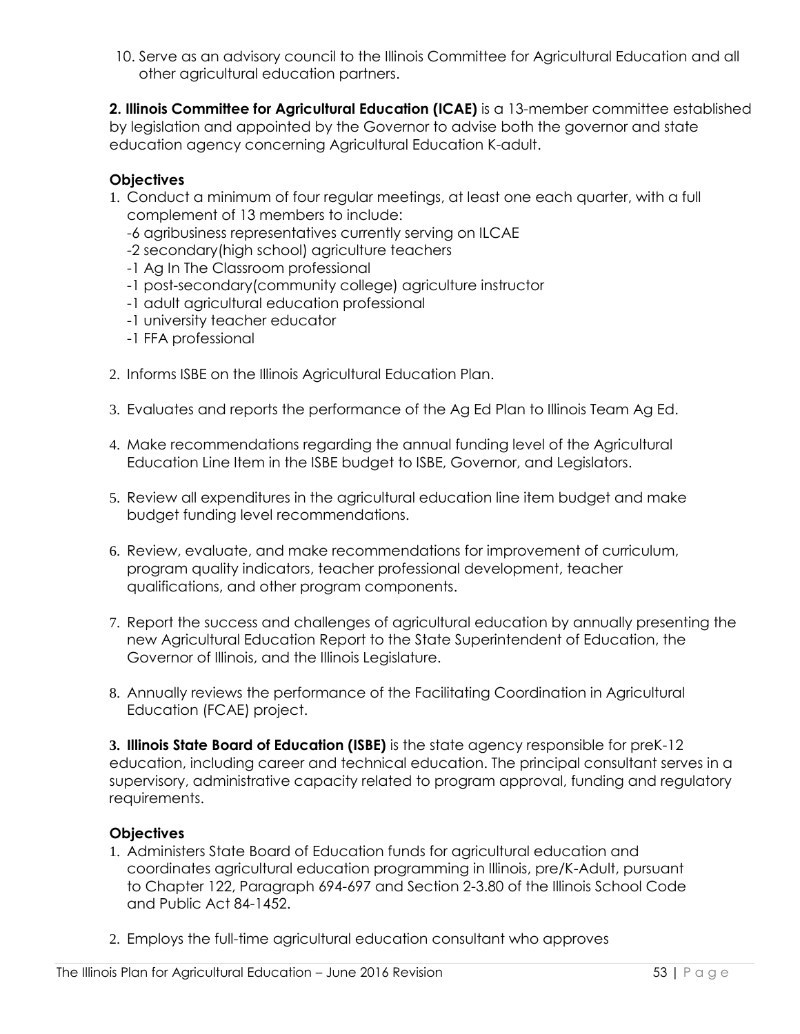10. Serve as an advisory council to the Illinois Committee for Agricultural Education and all other agricultural education partners.

**2. Illinois Committee for Agricultural Education (ICAE)** is a 13-member committee established by legislation and appointed by the Governor to advise both the governor and state education agency concerning Agricultural Education K-adult.

**Objectives**

1. Conduct a minimum of four regular meetings, at least one each quarter, with a full complement of 13 members to include:
   -6 agribusiness representatives currently serving on ILCAE
   -2 secondary(high school) agriculture teachers
   -1 Ag In The Classroom professional
   -1 post-secondary(community college) agriculture instructor
   -1 adult agricultural education professional
   -1 university teacher educator
   -1 FFA professional

2. Informs ISBE on the Illinois Agricultural Education Plan.

3. Evaluates and reports the performance of the Ag Ed Plan to Illinois Team Ag Ed.

4. Make recommendations regarding the annual funding level of the Agricultural Education Line Item in the ISBE budget to ISBE, Governor, and Legislators.

5. Review all expenditures in the agricultural education line item budget and make budget funding level recommendations.

6. Review, evaluate, and make recommendations for improvement of curriculum, program quality indicators, teacher professional development, teacher qualifications, and other program components.

7. Report the success and challenges of agricultural education by annually presenting the new Agricultural Education Report to the State Superintendent of Education, the Governor of Illinois, and the Illinois Legislature.

8. Annually reviews the performance of the Facilitating Coordination in Agricultural Education (FCAE) project.

**3. Illinois State Board of Education (ISBE)** is the state agency responsible for preK-12 education, including career and technical education. The principal consultant serves in a supervisory, administrative capacity related to program approval, funding and regulatory requirements.

**Objectives**

1. Administers State Board of Education funds for agricultural education and coordinates agricultural education programming in Illinois, pre/K-Adult, pursuant to Chapter 122, Paragraph 694-697 and Section 2-3.80 of the Illinois School Code and Public Act 84-1452.

2. Employs the full-time agricultural education consultant who approves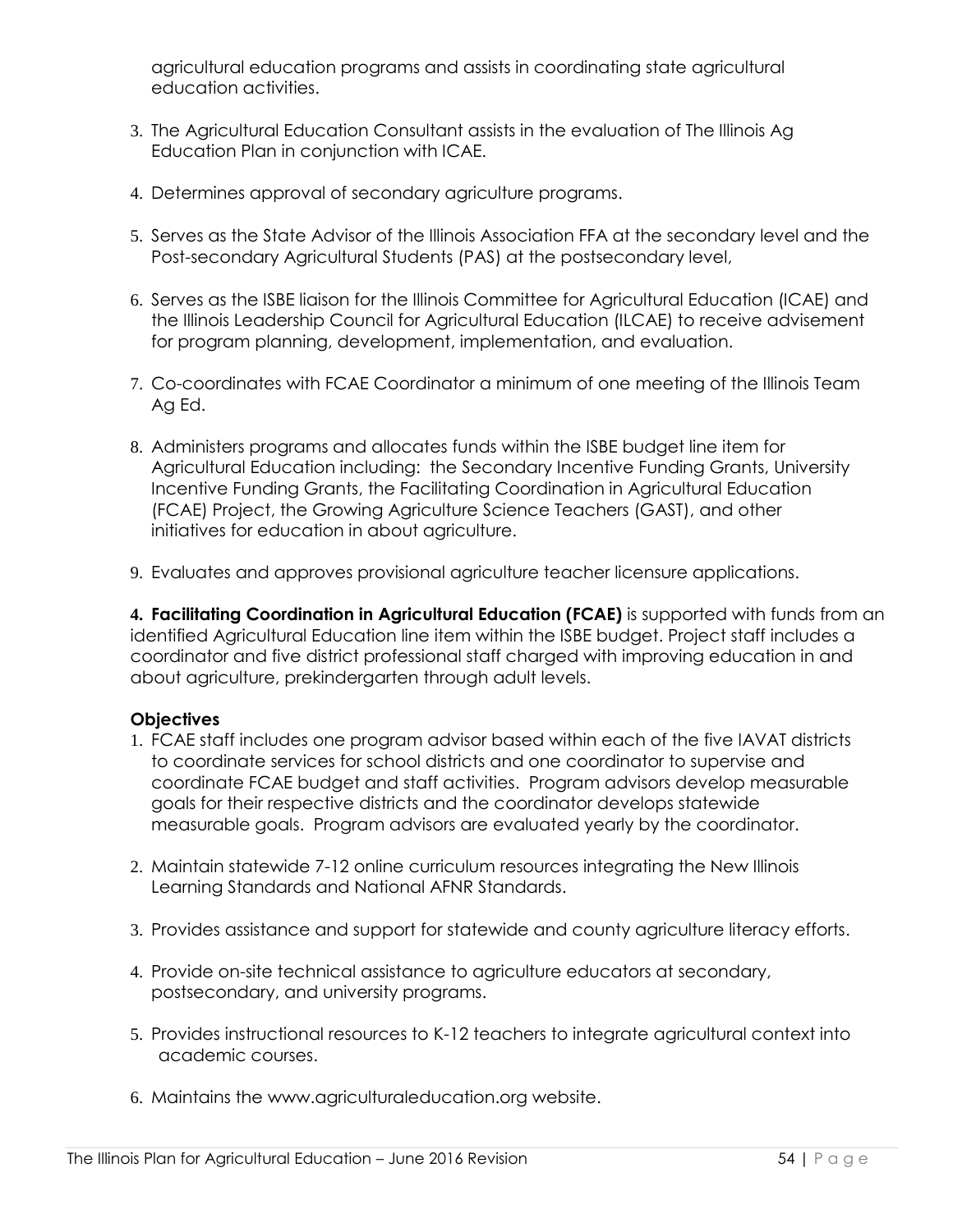agricultural education programs and assists in coordinating state agricultural education activities.

3. The Agricultural Education Consultant assists in the evaluation of The Illinois Ag Education Plan in conjunction with ICAE.

4. Determines approval of secondary agriculture programs.

5. Serves as the State Advisor of the Illinois Association FFA at the secondary level and the Post-secondary Agricultural Students (PAS) at the postsecondary level,

6. Serves as the ISBE liaison for the Illinois Committee for Agricultural Education (ICAE) and the Illinois Leadership Council for Agricultural Education (ILCAE) to receive advisement for program planning, development, implementation, and evaluation.

7. Co-coordinates with FCAE Coordinator a minimum of one meeting of the Illinois Team Ag Ed.

8. Administers programs and allocates funds within the ISBE budget line item for Agricultural Education including: the Secondary Incentive Funding Grants, University Incentive Funding Grants, the Facilitating Coordination in Agricultural Education (FCAE) Project, the Growing Agriculture Science Teachers (GAST), and other initiatives for education in about agriculture.

9. Evaluates and approves provisional agriculture teacher licensure applications.

**4. Facilitating Coordination in Agricultural Education (FCAE)** is supported with funds from an identified Agricultural Education line item within the ISBE budget. Project staff includes a coordinator and five district professional staff charged with improving education in and about agriculture, prekindergarten through adult levels.

**Objectives**

1. FCAE staff includes one program advisor based within each of the five IAVAT districts to coordinate services for school districts and one coordinator to supervise and coordinate FCAE budget and staff activities. Program advisors develop measurable goals for their respective districts and the coordinator develops statewide measurable goals. Program advisors are evaluated yearly by the coordinator.

2. Maintain statewide 7-12 online curriculum resources integrating the New Illinois Learning Standards and National AFNR Standards.

3. Provides assistance and support for statewide and county agriculture literacy efforts.

4. Provide on-site technical assistance to agriculture educators at secondary, postsecondary, and university programs.

5. Provides instructional resources to K-12 teachers to integrate agricultural context into academic courses.

6. Maintains the www.agriculturaleducation.org website.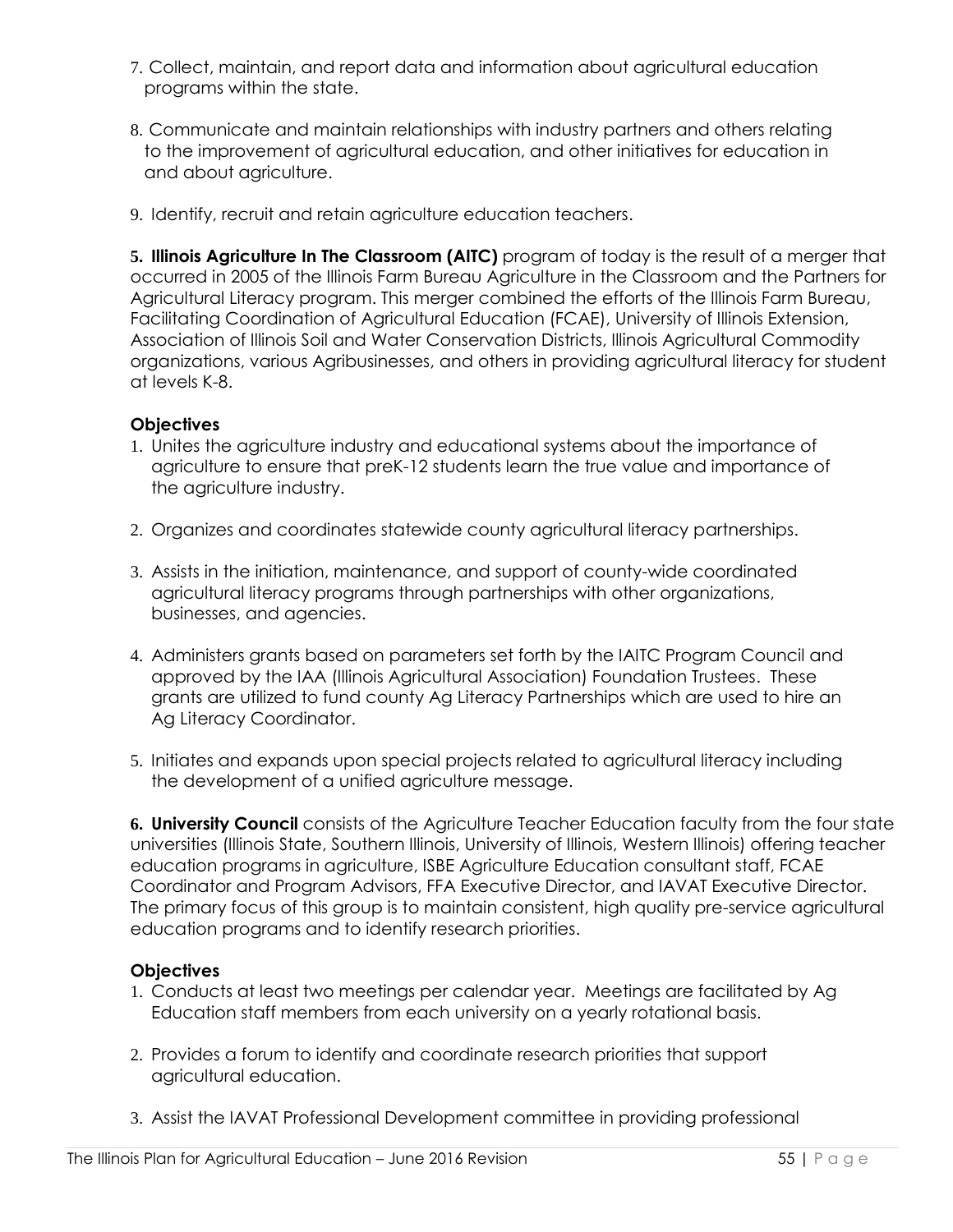7. Collect, maintain, and report data and information about agricultural education programs within the state.

8. Communicate and maintain relationships with industry partners and others relating to the improvement of agricultural education, and other initiatives for education in and about agriculture.

9. Identify, recruit and retain agriculture education teachers.

**5. Illinois Agriculture In The Classroom (AITC)** program of today is the result of a merger that occurred in 2005 of the Illinois Farm Bureau Agriculture in the Classroom and the Partners for Agricultural Literacy program. This merger combined the efforts of the Illinois Farm Bureau, Facilitating Coordination of Agricultural Education (FCAE), University of Illinois Extension, Association of Illinois Soil and Water Conservation Districts, Illinois Agricultural Commodity organizations, various Agribusinesses, and others in providing agricultural literacy for student at levels K-8.

**Objectives**

1. Unites the agriculture industry and educational systems about the importance of agriculture to ensure that preK-12 students learn the true value and importance of the agriculture industry.

2. Organizes and coordinates statewide county agricultural literacy partnerships.

3. Assists in the initiation, maintenance, and support of county-wide coordinated agricultural literacy programs through partnerships with other organizations, businesses, and agencies.

4. Administers grants based on parameters set forth by the IAITC Program Council and approved by the IAA (Illinois Agricultural Association) Foundation Trustees. These grants are utilized to fund county Ag Literacy Partnerships which are used to hire an Ag Literacy Coordinator.

5. Initiates and expands upon special projects related to agricultural literacy including the development of a unified agriculture message.

**6. University Council** consists of the Agriculture Teacher Education faculty from the four state universities (Illinois State, Southern Illinois, University of Illinois, Western Illinois) offering teacher education programs in agriculture, ISBE Agriculture Education consultant staff, FCAE Coordinator and Program Advisors, FFA Executive Director, and IAVAT Executive Director. The primary focus of this group is to maintain consistent, high quality pre-service agricultural education programs and to identify research priorities.

**Objectives**

1. Conducts at least two meetings per calendar year. Meetings are facilitated by Ag Education staff members from each university on a yearly rotational basis.

2. Provides a forum to identify and coordinate research priorities that support agricultural education.

3. Assist the IAVAT Professional Development committee in providing professional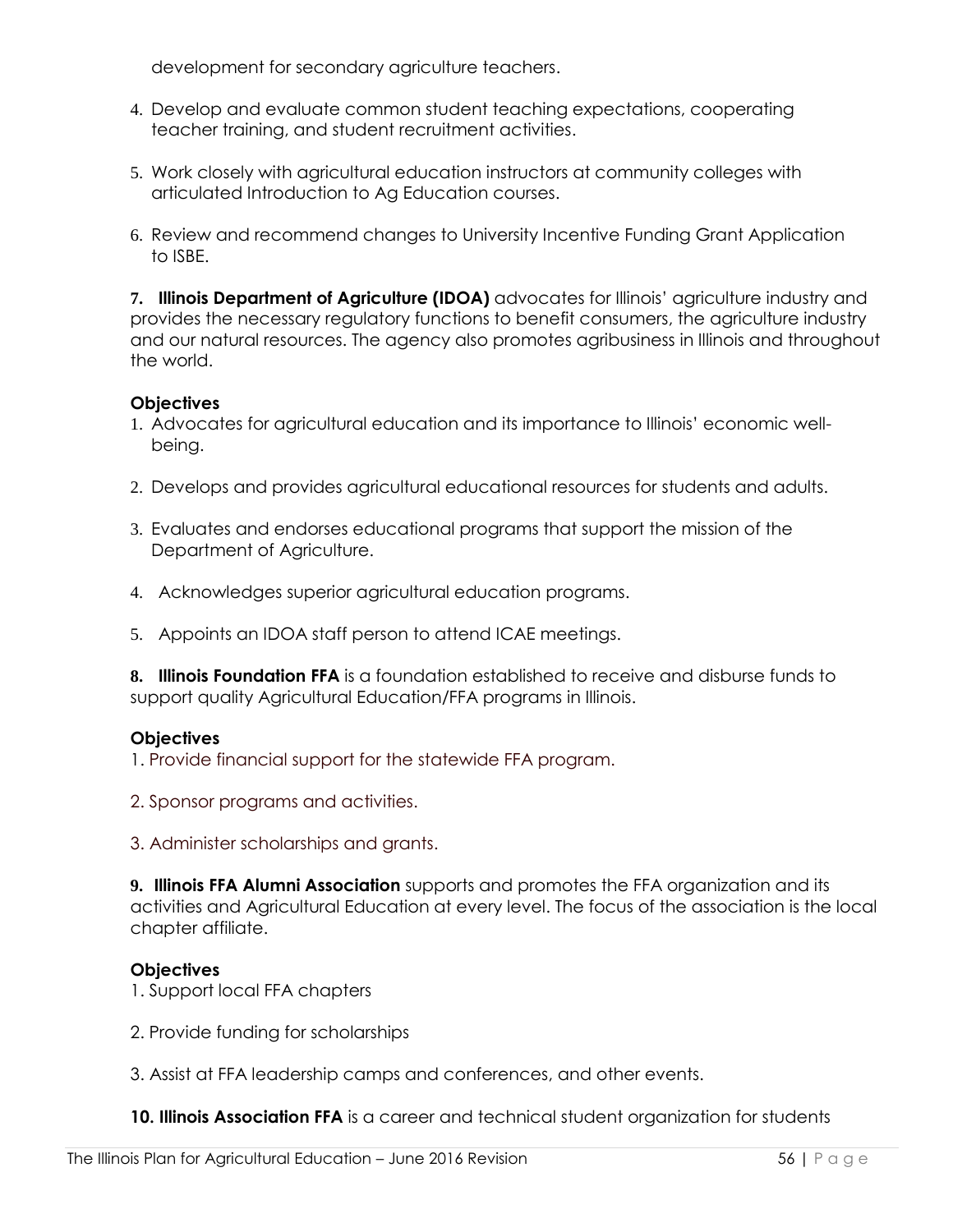development for secondary agriculture teachers.

4. Develop and evaluate common student teaching expectations, cooperating teacher training, and student recruitment activities.

5. Work closely with agricultural education instructors at community colleges with articulated Introduction to Ag Education courses.

6. Review and recommend changes to University Incentive Funding Grant Application to ISBE.

**7. Illinois Department of Agriculture (IDOA)** advocates for Illinois' agriculture industry and provides the necessary regulatory functions to benefit consumers, the agriculture industry and our natural resources. The agency also promotes agribusiness in Illinois and throughout the world.

**Objectives**

1. Advocates for agricultural education and its importance to Illinois' economic well-being.

2. Develops and provides agricultural educational resources for students and adults.

3. Evaluates and endorses educational programs that support the mission of the Department of Agriculture.

4. Acknowledges superior agricultural education programs.

5. Appoints an IDOA staff person to attend ICAE meetings.

**8. Illinois Foundation FFA** is a foundation established to receive and disburse funds to support quality Agricultural Education/FFA programs in Illinois.

**Objectives**

1. Provide financial support for the statewide FFA program.

2. Sponsor programs and activities.

3. Administer scholarships and grants.

**9. Illinois FFA Alumni Association** supports and promotes the FFA organization and its activities and Agricultural Education at every level. The focus of the association is the local chapter affiliate.

**Objectives**

1. Support local FFA chapters

2. Provide funding for scholarships

3. Assist at FFA leadership camps and conferences, and other events.

**10. Illinois Association FFA** is a career and technical student organization for students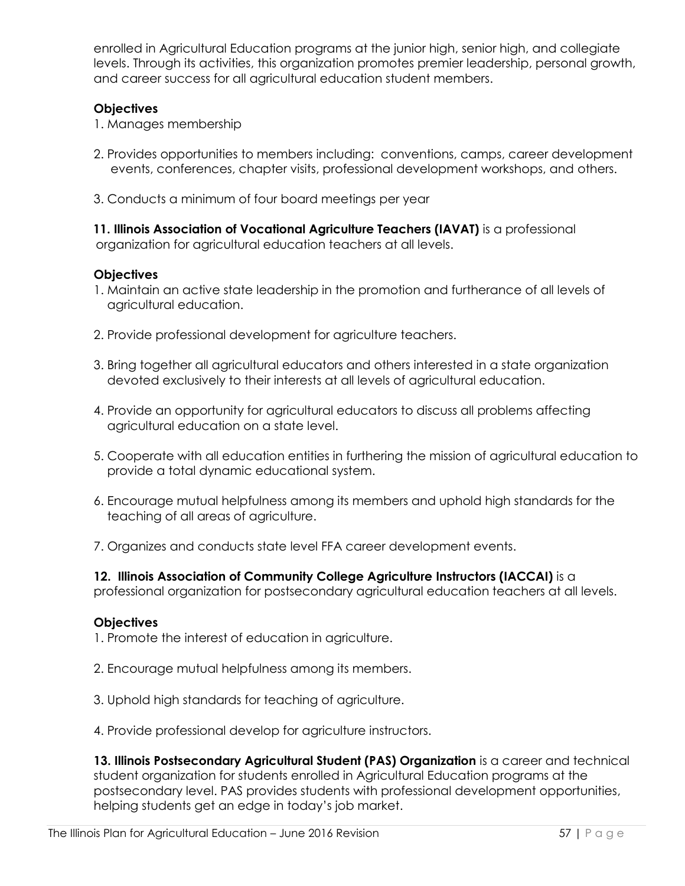enrolled in Agricultural Education programs at the junior high, senior high, and collegiate levels. Through its activities, this organization promotes premier leadership, personal growth, and career success for all agricultural education student members.

**Objectives**

1. Manages membership
2. Provides opportunities to members including: conventions, camps, career development events, conferences, chapter visits, professional development workshops, and others.
3. Conducts a minimum of four board meetings per year

**11. Illinois Association of Vocational Agriculture Teachers (IAVAT)** is a professional organization for agricultural education teachers at all levels.

**Objectives**

1. Maintain an active state leadership in the promotion and furtherance of all levels of agricultural education.
2. Provide professional development for agriculture teachers.
3. Bring together all agricultural educators and others interested in a state organization devoted exclusively to their interests at all levels of agricultural education.
4. Provide an opportunity for agricultural educators to discuss all problems affecting agricultural education on a state level.
5. Cooperate with all education entities in furthering the mission of agricultural education to provide a total dynamic educational system.
6. Encourage mutual helpfulness among its members and uphold high standards for the teaching of all areas of agriculture.
7. Organizes and conducts state level FFA career development events.

**12. Illinois Association of Community College Agriculture Instructors (IACCAI)** is a professional organization for postsecondary agricultural education teachers at all levels.

**Objectives**

1. Promote the interest of education in agriculture.
2. Encourage mutual helpfulness among its members.
3. Uphold high standards for teaching of agriculture.
4. Provide professional develop for agriculture instructors.

**13. Illinois Postsecondary Agricultural Student (PAS) Organization** is a career and technical student organization for students enrolled in Agricultural Education programs at the postsecondary level. PAS provides students with professional development opportunities, helping students get an edge in today's job market.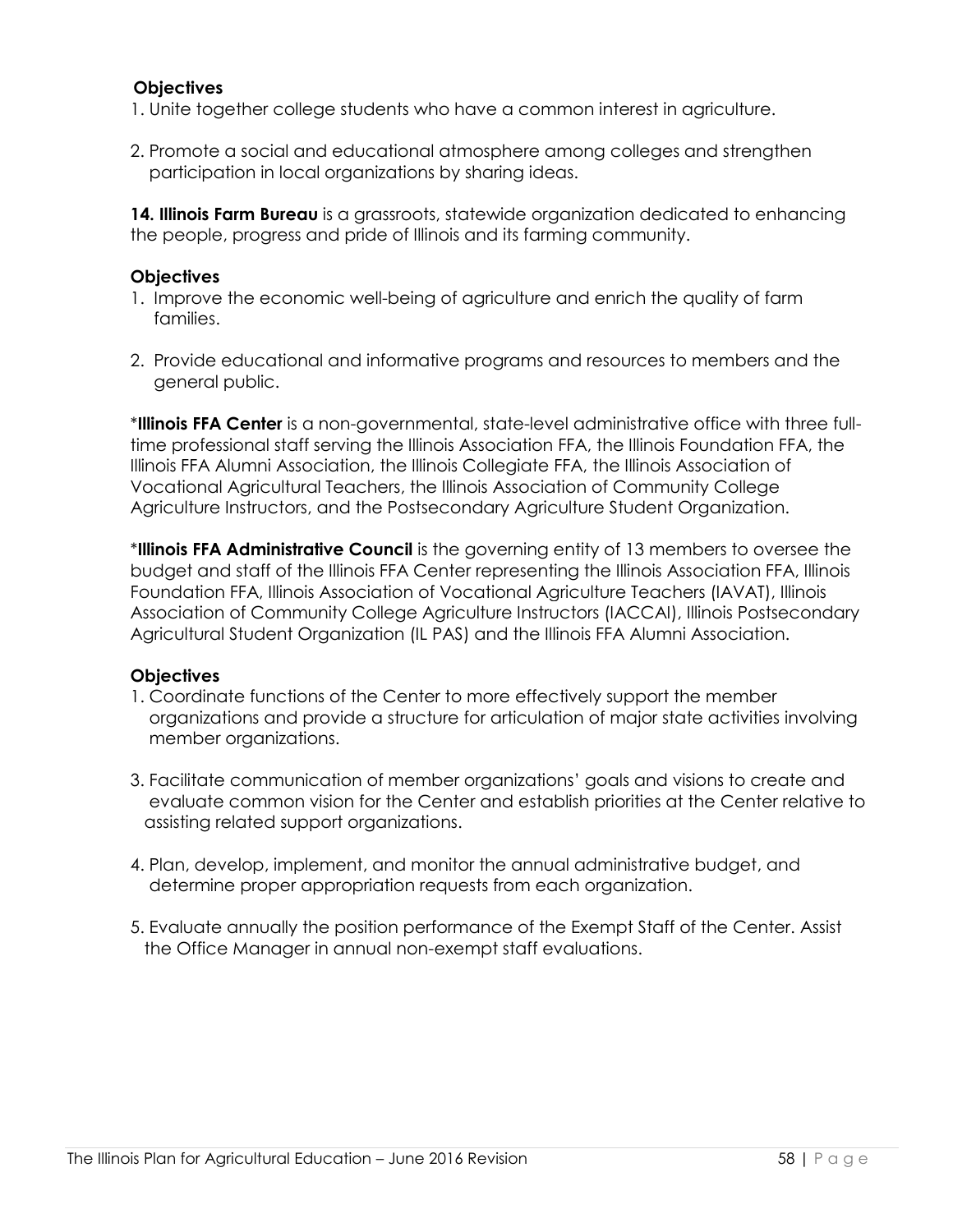**Objectives**

1. Unite together college students who have a common interest in agriculture.

2. Promote a social and educational atmosphere among colleges and strengthen participation in local organizations by sharing ideas.

**14. Illinois Farm Bureau** is a grassroots, statewide organization dedicated to enhancing the people, progress and pride of Illinois and its farming community.

**Objectives**

1. Improve the economic well-being of agriculture and enrich the quality of farm families.

2. Provide educational and informative programs and resources to members and the general public.

\***Illinois FFA Center** is a non-governmental, state-level administrative office with three full-time professional staff serving the Illinois Association FFA, the Illinois Foundation FFA, the Illinois FFA Alumni Association, the Illinois Collegiate FFA, the Illinois Association of Vocational Agricultural Teachers, the Illinois Association of Community College Agriculture Instructors, and the Postsecondary Agriculture Student Organization.

\***Illinois FFA Administrative Council** is the governing entity of 13 members to oversee the budget and staff of the Illinois FFA Center representing the Illinois Association FFA, Illinois Foundation FFA, Illinois Association of Vocational Agriculture Teachers (IAVAT), Illinois Association of Community College Agriculture Instructors (IACCAI), Illinois Postsecondary Agricultural Student Organization (IL PAS) and the Illinois FFA Alumni Association.

**Objectives**

1. Coordinate functions of the Center to more effectively support the member organizations and provide a structure for articulation of major state activities involving member organizations.

3. Facilitate communication of member organizations' goals and visions to create and evaluate common vision for the Center and establish priorities at the Center relative to assisting related support organizations.

4. Plan, develop, implement, and monitor the annual administrative budget, and determine proper appropriation requests from each organization.

5. Evaluate annually the position performance of the Exempt Staff of the Center. Assist the Office Manager in annual non-exempt staff evaluations.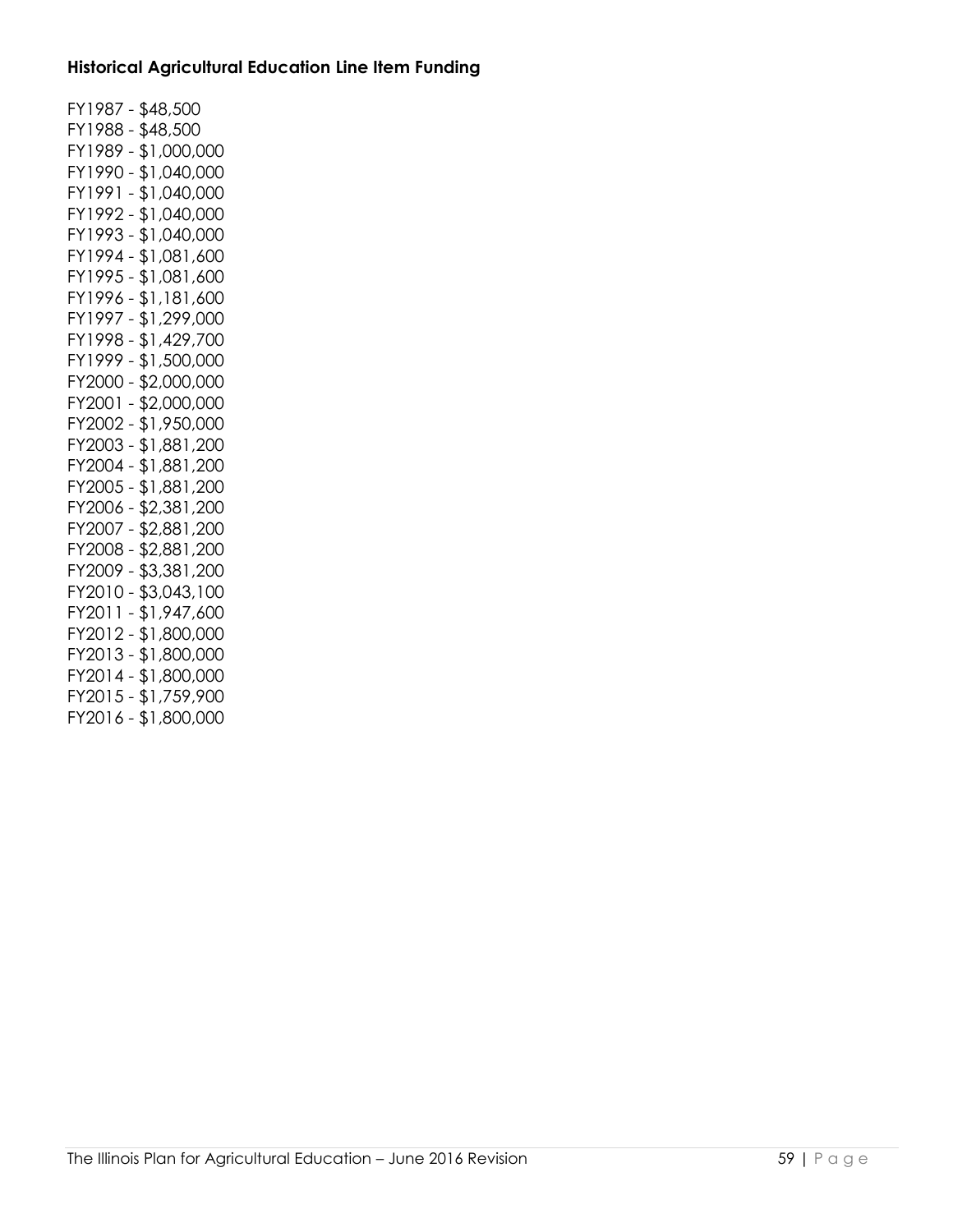**Historical Agricultural Education Line Item Funding**

FY1987 - $48,500
FY1988 - $48,500
FY1989 - $1,000,000
FY1990 - $1,040,000
FY1991 - $1,040,000
FY1992 - $1,040,000
FY1993 - $1,040,000
FY1994 - $1,081,600
FY1995 - $1,081,600
FY1996 - $1,181,600
FY1997 - $1,299,000
FY1998 - $1,429,700
FY1999 - $1,500,000
FY2000 - $2,000,000
FY2001 - $2,000,000
FY2002 - $1,950,000
FY2003 - $1,881,200
FY2004 - $1,881,200
FY2005 - $1,881,200
FY2006 - $2,381,200
FY2007 - $2,881,200
FY2008 - $2,881,200
FY2009 - $3,381,200
FY2010 - $3,043,100
FY2011 - $1,947,600
FY2012 - $1,800,000
FY2013 - $1,800,000
FY2014 - $1,800,000
FY2015 - $1,759,900
FY2016 - $1,800,000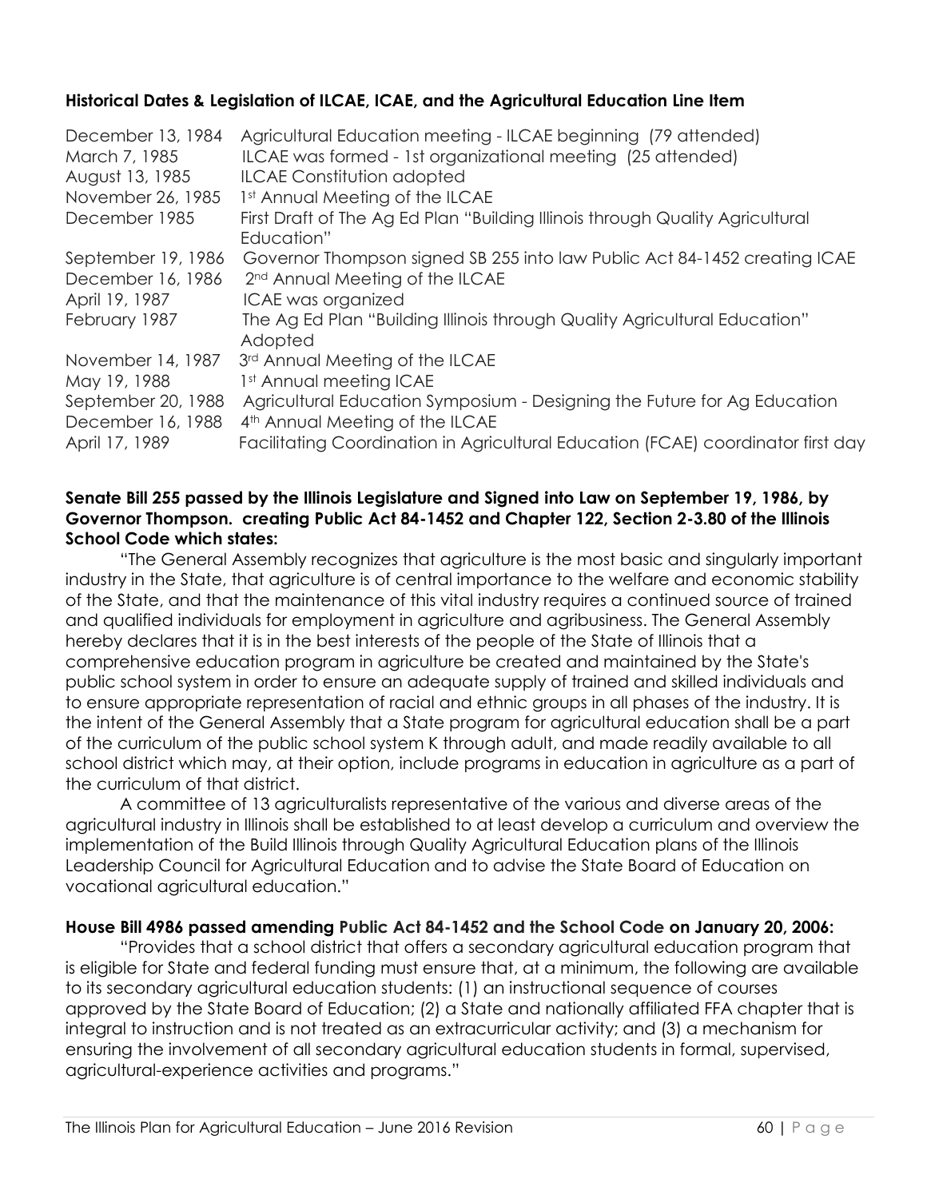**Historical Dates & Legislation of ILCAE, ICAE, and the Agricultural Education Line Item**

| | |
|---|---|
| December 13, 1984 | Agricultural Education meeting - ILCAE beginning (79 attended) |
| March 7, 1985 | ILCAE was formed - 1st organizational meeting (25 attended) |
| August 13, 1985 | ILCAE Constitution adopted |
| November 26, 1985 | 1st Annual Meeting of the ILCAE |
| December 1985 | First Draft of The Ag Ed Plan "Building Illinois through Quality Agricultural Education" |
| September 19, 1986 | Governor Thompson signed SB 255 into law Public Act 84-1452 creating ICAE |
| December 16, 1986 | 2nd Annual Meeting of the ILCAE |
| April 19, 1987 | ICAE was organized |
| February 1987 | The Ag Ed Plan "Building Illinois through Quality Agricultural Education" Adopted |
| November 14, 1987 | 3rd Annual Meeting of the ILCAE |
| May 19, 1988 | 1st Annual meeting ICAE |
| September 20, 1988 | Agricultural Education Symposium - Designing the Future for Ag Education |
| December 16, 1988 | 4th Annual Meeting of the ILCAE |
| April 17, 1989 | Facilitating Coordination in Agricultural Education (FCAE) coordinator first day |

**Senate Bill 255 passed by the Illinois Legislature and Signed into Law on September 19, 1986, by Governor Thompson. creating Public Act 84-1452 and Chapter 122, Section 2-3.80 of the Illinois School Code which states:**

"The General Assembly recognizes that agriculture is the most basic and singularly important industry in the State, that agriculture is of central importance to the welfare and economic stability of the State, and that the maintenance of this vital industry requires a continued source of trained and qualified individuals for employment in agriculture and agribusiness. The General Assembly hereby declares that it is in the best interests of the people of the State of Illinois that a comprehensive education program in agriculture be created and maintained by the State's public school system in order to ensure an adequate supply of trained and skilled individuals and to ensure appropriate representation of racial and ethnic groups in all phases of the industry. It is the intent of the General Assembly that a State program for agricultural education shall be a part of the curriculum of the public school system K through adult, and made readily available to all school district which may, at their option, include programs in education in agriculture as a part of the curriculum of that district.

A committee of 13 agriculturalists representative of the various and diverse areas of the agricultural industry in Illinois shall be established to at least develop a curriculum and overview the implementation of the Build Illinois through Quality Agricultural Education plans of the Illinois Leadership Council for Agricultural Education and to advise the State Board of Education on vocational agricultural education."

**House Bill 4986 passed amending Public Act 84-1452 and the School Code on January 20, 2006:**

"Provides that a school district that offers a secondary agricultural education program that is eligible for State and federal funding must ensure that, at a minimum, the following are available to its secondary agricultural education students: (1) an instructional sequence of courses approved by the State Board of Education; (2) a State and nationally affiliated FFA chapter that is integral to instruction and is not treated as an extracurricular activity; and (3) a mechanism for ensuring the involvement of all secondary agricultural education students in formal, supervised, agricultural-experience activities and programs."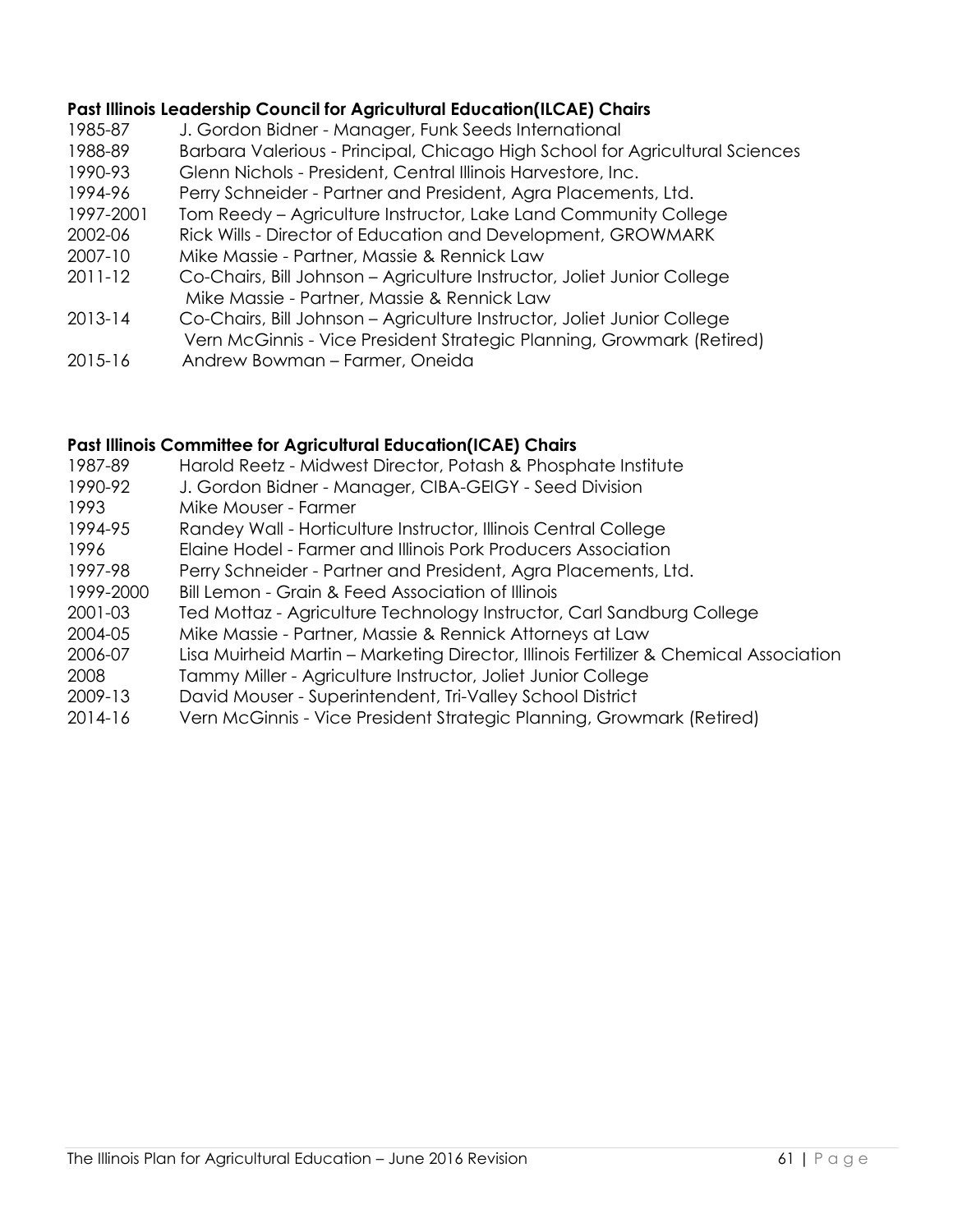**Past Illinois Leadership Council for Agricultural Education(ILCAE) Chairs**

1985-87 J. Gordon Bidner - Manager, Funk Seeds International
1988-89 Barbara Valerious - Principal, Chicago High School for Agricultural Sciences
1990-93 Glenn Nichols - President, Central Illinois Harvestore, Inc.
1994-96 Perry Schneider - Partner and President, Agra Placements, Ltd.
1997-2001 Tom Reedy – Agriculture Instructor, Lake Land Community College
2002-06 Rick Wills - Director of Education and Development, GROWMARK
2007-10 Mike Massie - Partner, Massie & Rennick Law
2011-12 Co-Chairs, Bill Johnson – Agriculture Instructor, Joliet Junior College
Mike Massie - Partner, Massie & Rennick Law
2013-14 Co-Chairs, Bill Johnson – Agriculture Instructor, Joliet Junior College
Vern McGinnis - Vice President Strategic Planning, Growmark (Retired)
2015-16 Andrew Bowman – Farmer, Oneida

**Past Illinois Committee for Agricultural Education(ICAE) Chairs**

1987-89 Harold Reetz - Midwest Director, Potash & Phosphate Institute
1990-92 J. Gordon Bidner - Manager, CIBA-GEIGY - Seed Division
1993 Mike Mouser - Farmer
1994-95 Randey Wall - Horticulture Instructor, Illinois Central College
1996 Elaine Hodel - Farmer and Illinois Pork Producers Association
1997-98 Perry Schneider - Partner and President, Agra Placements, Ltd.
1999-2000 Bill Lemon - Grain & Feed Association of Illinois
2001-03 Ted Mottaz - Agriculture Technology Instructor, Carl Sandburg College
2004-05 Mike Massie - Partner, Massie & Rennick Attorneys at Law
2006-07 Lisa Muirheid Martin – Marketing Director, Illinois Fertilizer & Chemical Association
2008 Tammy Miller - Agriculture Instructor, Joliet Junior College
2009-13 David Mouser - Superintendent, Tri-Valley School District
2014-16 Vern McGinnis - Vice President Strategic Planning, Growmark (Retired)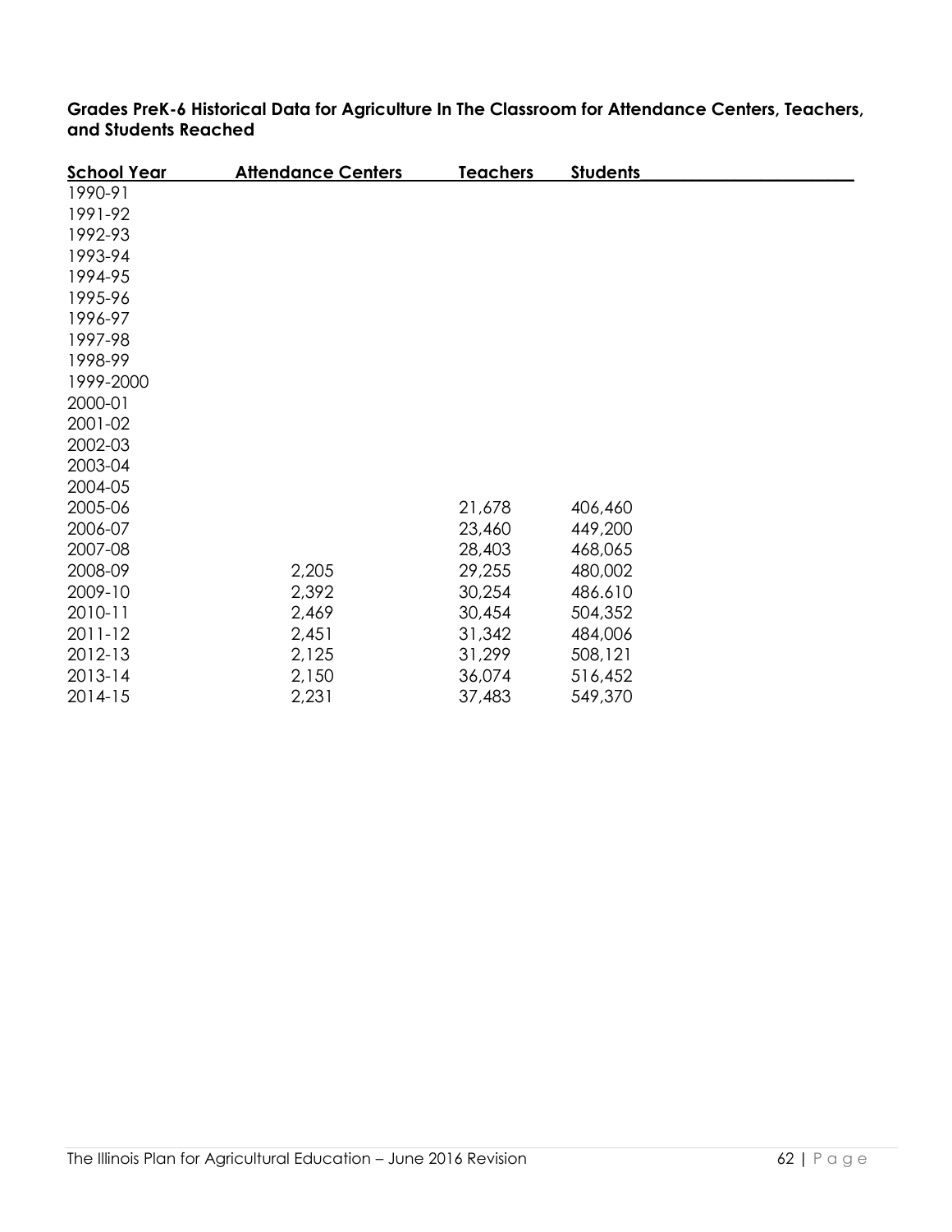**Grades PreK-6 Historical Data for Agriculture In The Classroom for Attendance Centers, Teachers, and Students Reached**

| School Year | Attendance Centers | Teachers | Students |
|---|---|---|---|
| 1990-91 | | | |
| 1991-92 | | | |
| 1992-93 | | | |
| 1993-94 | | | |
| 1994-95 | | | |
| 1995-96 | | | |
| 1996-97 | | | |
| 1997-98 | | | |
| 1998-99 | | | |
| 1999-2000 | | | |
| 2000-01 | | | |
| 2001-02 | | | |
| 2002-03 | | | |
| 2003-04 | | | |
| 2004-05 | | | |
| 2005-06 | | 21,678 | 406,460 |
| 2006-07 | | 23,460 | 449,200 |
| 2007-08 | | 28,403 | 468,065 |
| 2008-09 | 2,205 | 29,255 | 480,002 |
| 2009-10 | 2,392 | 30,254 | 486.610 |
| 2010-11 | 2,469 | 30,454 | 504,352 |
| 2011-12 | 2,451 | 31,342 | 484,006 |
| 2012-13 | 2,125 | 31,299 | 508,121 |
| 2013-14 | 2,150 | 36,074 | 516,452 |
| 2014-15 | 2,231 | 37,483 | 549,370 |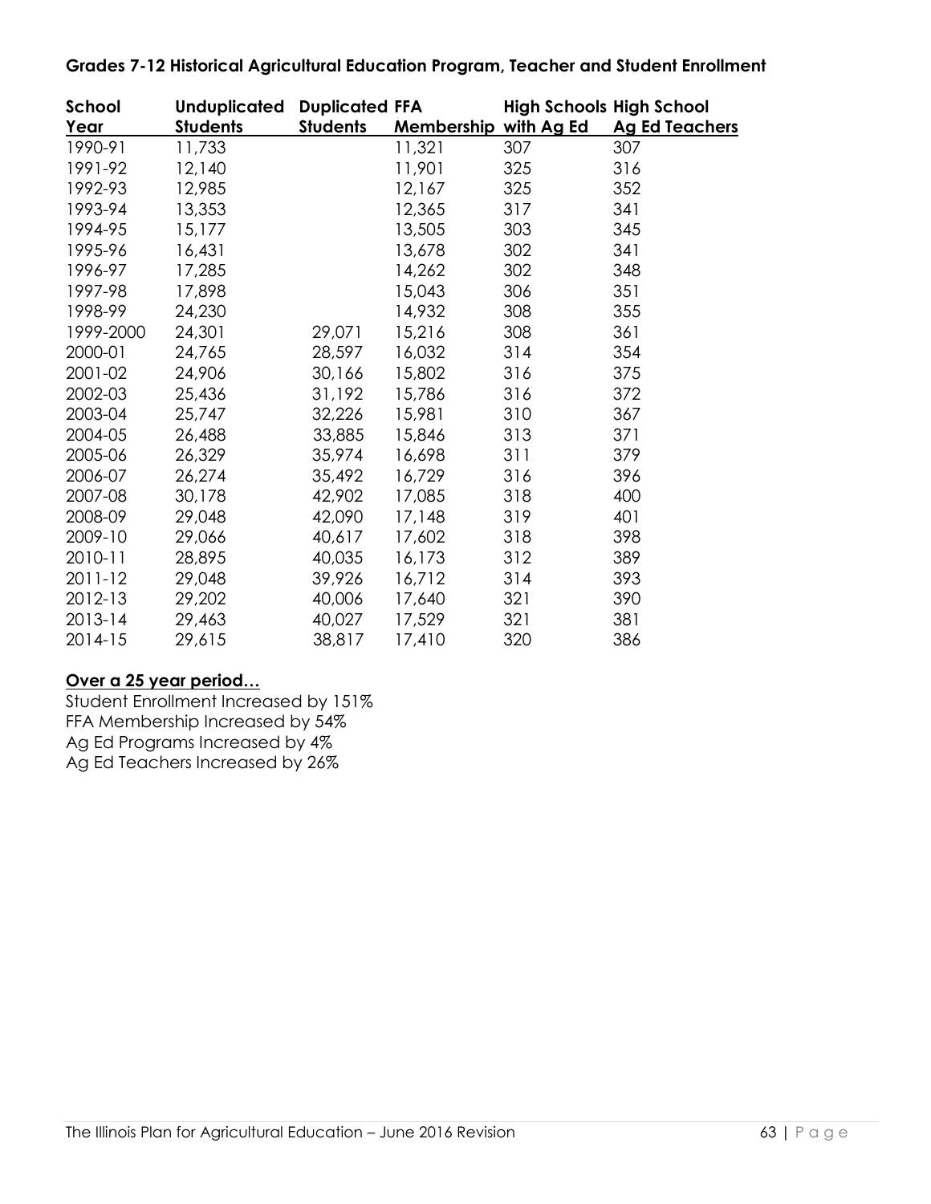**Grades 7-12 Historical Agricultural Education Program, Teacher and Student Enrollment**

| School Year | Unduplicated Students | Duplicated Students | FFA Membership | High Schools with Ag Ed | High School Ag Ed Teachers |
|---|---|---|---|---|---|
| 1990-91 | 11,733 | | 11,321 | 307 | 307 |
| 1991-92 | 12,140 | | 11,901 | 325 | 316 |
| 1992-93 | 12,985 | | 12,167 | 325 | 352 |
| 1993-94 | 13,353 | | 12,365 | 317 | 341 |
| 1994-95 | 15,177 | | 13,505 | 303 | 345 |
| 1995-96 | 16,431 | | 13,678 | 302 | 341 |
| 1996-97 | 17,285 | | 14,262 | 302 | 348 |
| 1997-98 | 17,898 | | 15,043 | 306 | 351 |
| 1998-99 | 24,230 | | 14,932 | 308 | 355 |
| 1999-2000 | 24,301 | 29,071 | 15,216 | 308 | 361 |
| 2000-01 | 24,765 | 28,597 | 16,032 | 314 | 354 |
| 2001-02 | 24,906 | 30,166 | 15,802 | 316 | 375 |
| 2002-03 | 25,436 | 31,192 | 15,786 | 316 | 372 |
| 2003-04 | 25,747 | 32,226 | 15,981 | 310 | 367 |
| 2004-05 | 26,488 | 33,885 | 15,846 | 313 | 371 |
| 2005-06 | 26,329 | 35,974 | 16,698 | 311 | 379 |
| 2006-07 | 26,274 | 35,492 | 16,729 | 316 | 396 |
| 2007-08 | 30,178 | 42,902 | 17,085 | 318 | 400 |
| 2008-09 | 29,048 | 42,090 | 17,148 | 319 | 401 |
| 2009-10 | 29,066 | 40,617 | 17,602 | 318 | 398 |
| 2010-11 | 28,895 | 40,035 | 16,173 | 312 | 389 |
| 2011-12 | 29,048 | 39,926 | 16,712 | 314 | 393 |
| 2012-13 | 29,202 | 40,006 | 17,640 | 321 | 390 |
| 2013-14 | 29,463 | 40,027 | 17,529 | 321 | 381 |
| 2014-15 | 29,615 | 38,817 | 17,410 | 320 | 386 |

**Over a 25 year period…**

Student Enrollment Increased by 151%
FFA Membership Increased by 54%
Ag Ed Programs Increased by 4%
Ag Ed Teachers Increased by 26%